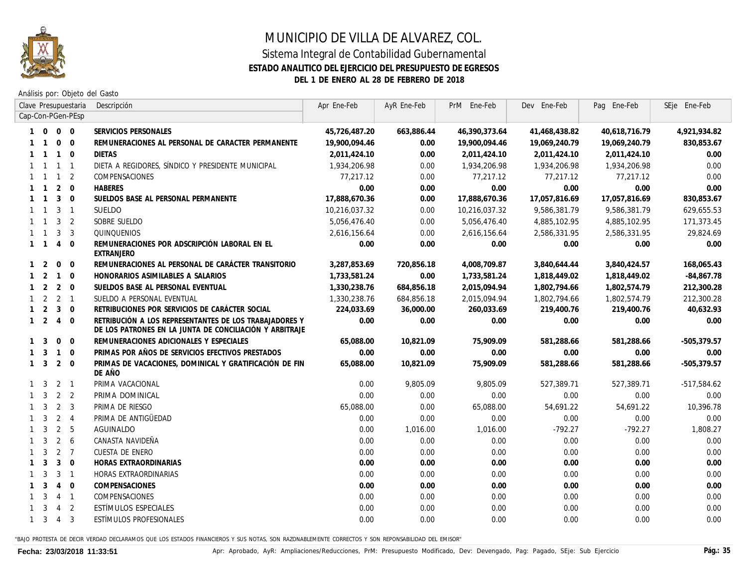# MUNICIPIO DE VILLA DE ALVAREZ, COL.

## Sistema Integral de Contabilidad Gubernamental

### ESTADO ANALITICO DEL EJERCICIO DEL PRESUPUESTO DE EGRESOS

### DEL 1 DE ENERO AL 28 DE FEBRERO DE 2018

Análisis por: Objeto del Gasto

| Clave Presupuestaria Cap-Con-PGen-PEsp | Descripción | Apr Ene-Feb | AyR Ene-Feb | PrM Ene-Feb | Dev Ene-Feb | Pag Ene-Feb | SEje Ene-Feb |
|---|---|---|---|---|---|---|---|
| **1 0 0 0** | **SERVICIOS PERSONALES** | **45,726,487.20** | **663,886.44** | **46,390,373.64** | **41,468,438.82** | **40,618,716.79** | **4,921,934.82** |
| **1 1 0 0** | **REMUNERACIONES AL PERSONAL DE CARACTER PERMANENTE** | **19,900,094.46** | **0.00** | **19,900,094.46** | **19,069,240.79** | **19,069,240.79** | **830,853.67** |
| **1 1 1 0** | **DIETAS** | **2,011,424.10** | **0.00** | **2,011,424.10** | **2,011,424.10** | **2,011,424.10** | **0.00** |
| 1 1 1 1 | DIETA A REGIDORES, SÍNDICO Y PRESIDENTE MUNICIPAL | 1,934,206.98 | 0.00 | 1,934,206.98 | 1,934,206.98 | 1,934,206.98 | 0.00 |
| 1 1 1 2 | COMPENSACIONES | 77,217.12 | 0.00 | 77,217.12 | 77,217.12 | 77,217.12 | 0.00 |
| **1 1 2 0** | **HABERES** | **0.00** | **0.00** | **0.00** | **0.00** | **0.00** | **0.00** |
| **1 1 3 0** | **SUELDOS BASE AL PERSONAL PERMANENTE** | **17,888,670.36** | **0.00** | **17,888,670.36** | **17,057,816.69** | **17,057,816.69** | **830,853.67** |
| 1 1 3 1 | SUELDO | 10,216,037.32 | 0.00 | 10,216,037.32 | 9,586,381.79 | 9,586,381.79 | 629,655.53 |
| 1 1 3 2 | SOBRE SUELDO | 5,056,476.40 | 0.00 | 5,056,476.40 | 4,885,102.95 | 4,885,102.95 | 171,373.45 |
| 1 1 3 3 | QUINQUENIOS | 2,616,156.64 | 0.00 | 2,616,156.64 | 2,586,331.95 | 2,586,331.95 | 29,824.69 |
| **1 1 4 0** | **REMUNERACIONES POR ADSCRIPCIÓN LABORAL EN EL EXTRANJERO** | **0.00** | **0.00** | **0.00** | **0.00** | **0.00** | **0.00** |
| **1 2 0 0** | **REMUNERACIONES AL PERSONAL DE CARÁCTER TRANSITORIO** | **3,287,853.69** | **720,856.18** | **4,008,709.87** | **3,840,644.44** | **3,840,424.57** | **168,065.43** |
| **1 2 1 0** | **HONORARIOS ASIMILABLES A SALARIOS** | **1,733,581.24** | **0.00** | **1,733,581.24** | **1,818,449.02** | **1,818,449.02** | **-84,867.78** |
| **1 2 2 0** | **SUELDOS BASE AL PERSONAL EVENTUAL** | **1,330,238.76** | **684,856.18** | **2,015,094.94** | **1,802,794.66** | **1,802,574.79** | **212,300.28** |
| 1 2 2 1 | SUELDO A PERSONAL EVENTUAL | 1,330,238.76 | 684,856.18 | 2,015,094.94 | 1,802,794.66 | 1,802,574.79 | 212,300.28 |
| **1 2 3 0** | **RETRIBUCIONES POR SERVICIOS DE CARÁCTER SOCIAL** | **224,033.69** | **36,000.00** | **260,033.69** | **219,400.76** | **219,400.76** | **40,632.93** |
| **1 2 4 0** | **RETRIBUCIÓN A LOS REPRESENTANTES DE LOS TRABAJADORES Y DE LOS PATRONES EN LA JUNTA DE CONCILIACIÓN Y ARBITRAJE** | **0.00** | **0.00** | **0.00** | **0.00** | **0.00** | **0.00** |
| **1 3 0 0** | **REMUNERACIONES ADICIONALES Y ESPECIALES** | **65,088.00** | **10,821.09** | **75,909.09** | **581,288.66** | **581,288.66** | **-505,379.57** |
| **1 3 1 0** | **PRIMAS POR AÑOS DE SERVICIOS EFECTIVOS PRESTADOS** | **0.00** | **0.00** | **0.00** | **0.00** | **0.00** | **0.00** |
| **1 3 2 0** | **PRIMAS DE VACACIONES, DOMINICAL Y GRATIFICACIÓN DE FIN DE AÑO** | **65,088.00** | **10,821.09** | **75,909.09** | **581,288.66** | **581,288.66** | **-505,379.57** |
| 1 3 2 1 | PRIMA VACACIONAL | 0.00 | 9,805.09 | 9,805.09 | 527,389.71 | 527,389.71 | -517,584.62 |
| 1 3 2 2 | PRIMA DOMINICAL | 0.00 | 0.00 | 0.00 | 0.00 | 0.00 | 0.00 |
| 1 3 2 3 | PRIMA DE RIESGO | 65,088.00 | 0.00 | 65,088.00 | 54,691.22 | 54,691.22 | 10,396.78 |
| 1 3 2 4 | PRIMA DE ANTIGÜEDAD | 0.00 | 0.00 | 0.00 | 0.00 | 0.00 | 0.00 |
| 1 3 2 5 | AGUINALDO | 0.00 | 1,016.00 | 1,016.00 | -792.27 | -792.27 | 1,808.27 |
| 1 3 2 6 | CANASTA NAVIDEÑA | 0.00 | 0.00 | 0.00 | 0.00 | 0.00 | 0.00 |
| 1 3 2 7 | CUESTA DE ENERO | 0.00 | 0.00 | 0.00 | 0.00 | 0.00 | 0.00 |
| **1 3 3 0** | **HORAS EXTRAORDINARIAS** | **0.00** | **0.00** | **0.00** | **0.00** | **0.00** | **0.00** |
| 1 3 3 1 | HORAS EXTRAORDINARIAS | 0.00 | 0.00 | 0.00 | 0.00 | 0.00 | 0.00 |
| **1 3 4 0** | **COMPENSACIONES** | **0.00** | **0.00** | **0.00** | **0.00** | **0.00** | **0.00** |
| 1 3 4 1 | COMPENSACIONES | 0.00 | 0.00 | 0.00 | 0.00 | 0.00 | 0.00 |
| 1 3 4 2 | ESTÍMULOS ESPECIALES | 0.00 | 0.00 | 0.00 | 0.00 | 0.00 | 0.00 |
| 1 3 4 3 | ESTÍMULOS PROFESIONALES | 0.00 | 0.00 | 0.00 | 0.00 | 0.00 | 0.00 |

"BAJO PROTESTA DE DECIR VERDAD DECLARAMOS QUE LOS ESTADOS FINANCIEROS Y SUS NOTAS, SON RAZONABLEMENTE CORRECTOS Y SON REPONSABILIDAD DEL EMISOR"

Fecha: 23/03/2018 11:33:51

Apr: Aprobado, AyR: Ampliaciones/Reducciones, PrM: Presupuesto Modificado, Dev: Devengado, Pag: Pagado, SEje: Sub Ejercicio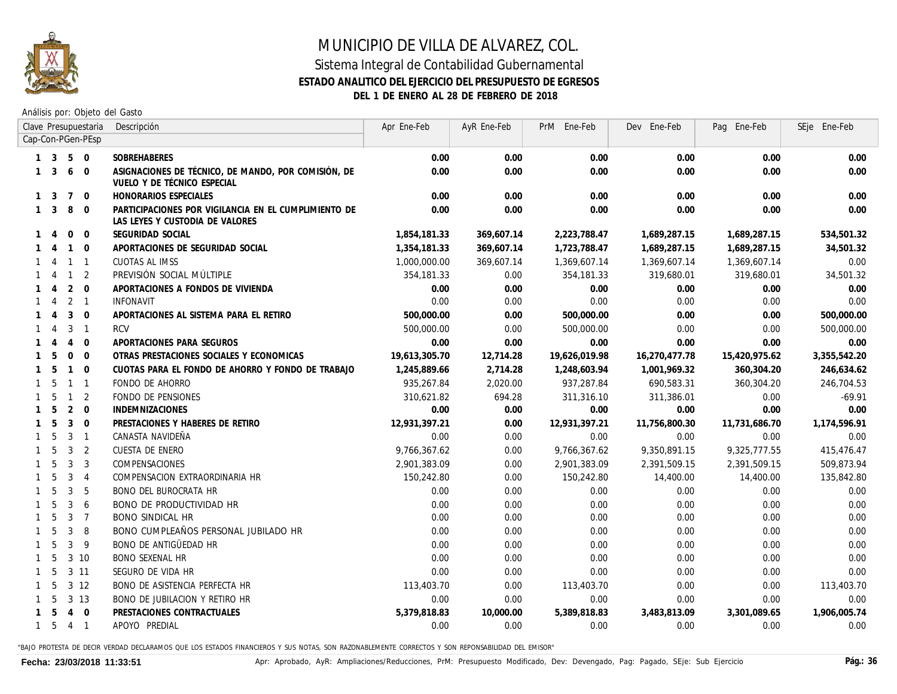# MUNICIPIO DE VILLA DE ALVAREZ, COL.

## Sistema Integral de Contabilidad Gubernamental

### ESTADO ANALITICO DEL EJERCICIO DEL PRESUPUESTO DE EGRESOS

### DEL 1 DE ENERO AL 28 DE FEBRERO DE 2018

Análisis por: Objeto del Gasto

| Clave Presupuestaria Cap-Con-PGen-PEsp | Descripción | Apr Ene-Feb | AyR Ene-Feb | PrM Ene-Feb | Dev Ene-Feb | Pag Ene-Feb | SEje Ene-Feb |
|---|---|---|---|---|---|---|---|
| **1 3 5 0** | **SOBREHABERES** | **0.00** | **0.00** | **0.00** | **0.00** | **0.00** | **0.00** |
| **1 3 6 0** | **ASIGNACIONES DE TÉCNICO, DE MANDO, POR COMISIÓN, DE VUELO Y DE TÉCNICO ESPECIAL** | **0.00** | **0.00** | **0.00** | **0.00** | **0.00** | **0.00** |
| **1 3 7 0** | **HONORARIOS ESPECIALES** | **0.00** | **0.00** | **0.00** | **0.00** | **0.00** | **0.00** |
| **1 3 8 0** | **PARTICIPACIONES POR VIGILANCIA EN EL CUMPLIMIENTO DE LAS LEYES Y CUSTODIA DE VALORES** | **0.00** | **0.00** | **0.00** | **0.00** | **0.00** | **0.00** |
| **1 4 0 0** | **SEGURIDAD SOCIAL** | **1,854,181.33** | **369,607.14** | **2,223,788.47** | **1,689,287.15** | **1,689,287.15** | **534,501.32** |
| **1 4 1 0** | **APORTACIONES DE SEGURIDAD SOCIAL** | **1,354,181.33** | **369,607.14** | **1,723,788.47** | **1,689,287.15** | **1,689,287.15** | **34,501.32** |
| 1 4 1 1 | CUOTAS AL IMSS | 1,000,000.00 | 369,607.14 | 1,369,607.14 | 1,369,607.14 | 1,369,607.14 | 0.00 |
| 1 4 1 2 | PREVISIÓN SOCIAL MÚLTIPLE | 354,181.33 | 0.00 | 354,181.33 | 319,680.01 | 319,680.01 | 34,501.32 |
| **1 4 2 0** | **APORTACIONES A FONDOS DE VIVIENDA** | **0.00** | **0.00** | **0.00** | **0.00** | **0.00** | **0.00** |
| 1 4 2 1 | INFONAVIT | 0.00 | 0.00 | 0.00 | 0.00 | 0.00 | 0.00 |
| **1 4 3 0** | **APORTACIONES AL SISTEMA PARA EL RETIRO** | **500,000.00** | **0.00** | **500,000.00** | **0.00** | **0.00** | **500,000.00** |
| 1 4 3 1 | RCV | 500,000.00 | 0.00 | 500,000.00 | 0.00 | 0.00 | 500,000.00 |
| **1 4 4 0** | **APORTACIONES PARA SEGUROS** | **0.00** | **0.00** | **0.00** | **0.00** | **0.00** | **0.00** |
| **1 5 0 0** | **OTRAS PRESTACIONES SOCIALES Y ECONOMICAS** | **19,613,305.70** | **12,714.28** | **19,626,019.98** | **16,270,477.78** | **15,420,975.62** | **3,355,542.20** |
| **1 5 1 0** | **CUOTAS PARA EL FONDO DE AHORRO Y FONDO DE TRABAJO** | **1,245,889.66** | **2,714.28** | **1,248,603.94** | **1,001,969.32** | **360,304.20** | **246,634.62** |
| 1 5 1 1 | FONDO DE AHORRO | 935,267.84 | 2,020.00 | 937,287.84 | 690,583.31 | 360,304.20 | 246,704.53 |
| 1 5 1 2 | FONDO DE PENSIONES | 310,621.82 | 694.28 | 311,316.10 | 311,386.01 | 0.00 | -69.91 |
| **1 5 2 0** | **INDEMNIZACIONES** | **0.00** | **0.00** | **0.00** | **0.00** | **0.00** | **0.00** |
| **1 5 3 0** | **PRESTACIONES Y HABERES DE RETIRO** | **12,931,397.21** | **0.00** | **12,931,397.21** | **11,756,800.30** | **11,731,686.70** | **1,174,596.91** |
| 1 5 3 1 | CANASTA NAVIDEÑA | 0.00 | 0.00 | 0.00 | 0.00 | 0.00 | 0.00 |
| 1 5 3 2 | CUESTA DE ENERO | 9,766,367.62 | 0.00 | 9,766,367.62 | 9,350,891.15 | 9,325,777.55 | 415,476.47 |
| 1 5 3 3 | COMPENSACIONES | 2,901,383.09 | 0.00 | 2,901,383.09 | 2,391,509.15 | 2,391,509.15 | 509,873.94 |
| 1 5 3 4 | COMPENSACION EXTRAORDINARIA HR | 150,242.80 | 0.00 | 150,242.80 | 14,400.00 | 14,400.00 | 135,842.80 |
| 1 5 3 5 | BONO DEL BUROCRATA HR | 0.00 | 0.00 | 0.00 | 0.00 | 0.00 | 0.00 |
| 1 5 3 6 | BONO DE PRODUCTIVIDAD HR | 0.00 | 0.00 | 0.00 | 0.00 | 0.00 | 0.00 |
| 1 5 3 7 | BONO SINDICAL HR | 0.00 | 0.00 | 0.00 | 0.00 | 0.00 | 0.00 |
| 1 5 3 8 | BONO CUMPLEAÑOS PERSONAL JUBILADO HR | 0.00 | 0.00 | 0.00 | 0.00 | 0.00 | 0.00 |
| 1 5 3 9 | BONO DE ANTIGÜEDAD HR | 0.00 | 0.00 | 0.00 | 0.00 | 0.00 | 0.00 |
| 1 5 3 10 | BONO SEXENAL HR | 0.00 | 0.00 | 0.00 | 0.00 | 0.00 | 0.00 |
| 1 5 3 11 | SEGURO DE VIDA HR | 0.00 | 0.00 | 0.00 | 0.00 | 0.00 | 0.00 |
| 1 5 3 12 | BONO DE ASISTENCIA PERFECTA HR | 113,403.70 | 0.00 | 113,403.70 | 0.00 | 0.00 | 113,403.70 |
| 1 5 3 13 | BONO DE JUBILACION Y RETIRO HR | 0.00 | 0.00 | 0.00 | 0.00 | 0.00 | 0.00 |
| **1 5 4 0** | **PRESTACIONES CONTRACTUALES** | **5,379,818.83** | **10,000.00** | **5,389,818.83** | **3,483,813.09** | **3,301,089.65** | **1,906,005.74** |
| 1 5 4 1 | APOYO PREDIAL | 0.00 | 0.00 | 0.00 | 0.00 | 0.00 | 0.00 |

"BAJO PROTESTA DE DECIR VERDAD DECLARAMOS QUE LOS ESTADOS FINANCIEROS Y SUS NOTAS, SON RAZONABLEMENTE CORRECTOS Y SON REPONSABILIDAD DEL EMISOR"

Fecha: 23/03/2018 11:33:51

Apr: Aprobado, AyR: Ampliaciones/Reducciones, PrM: Presupuesto Modificado, Dev: Devengado, Pag: Pagado, SEje: Sub Ejercicio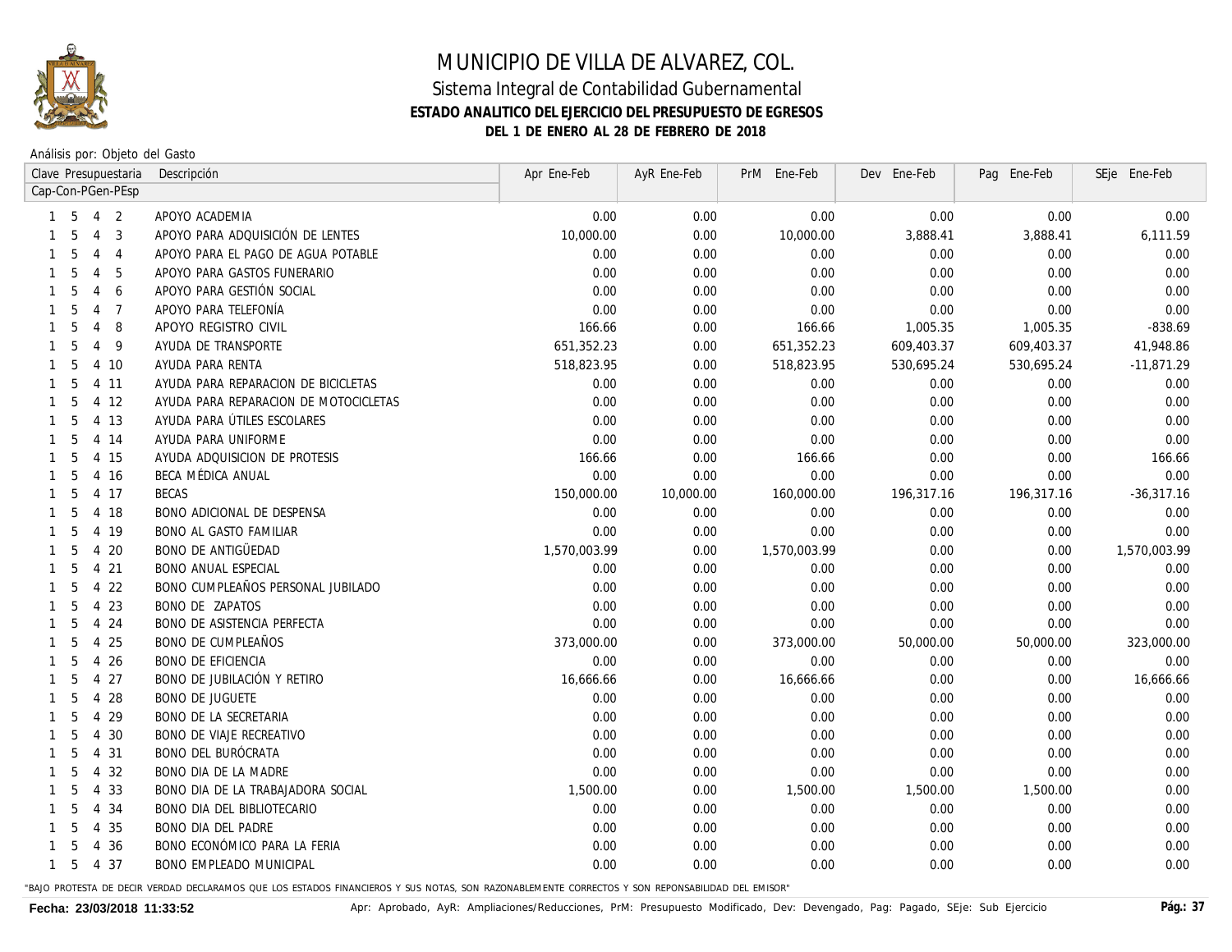# MUNICIPIO DE VILLA DE ALVAREZ, COL.

## Sistema Integral de Contabilidad Gubernamental

### ESTADO ANALITICO DEL EJERCICIO DEL PRESUPUESTO DE EGRESOS

### DEL 1 DE ENERO AL 28 DE FEBRERO DE 2018

Análisis por: Objeto del Gasto

| Clave Presupuestaria Cap-Con-PGen-PEsp | Descripción | Apr Ene-Feb | AyR Ene-Feb | PrM Ene-Feb | Dev Ene-Feb | Pag Ene-Feb | SEje Ene-Feb |
|---|---|---|---|---|---|---|---|
| 1 5 4 2 | APOYO ACADEMIA | 0.00 | 0.00 | 0.00 | 0.00 | 0.00 | 0.00 |
| 1 5 4 3 | APOYO PARA ADQUISICIÓN DE LENTES | 10,000.00 | 0.00 | 10,000.00 | 3,888.41 | 3,888.41 | 6,111.59 |
| 1 5 4 4 | APOYO PARA EL PAGO DE AGUA POTABLE | 0.00 | 0.00 | 0.00 | 0.00 | 0.00 | 0.00 |
| 1 5 4 5 | APOYO PARA GASTOS FUNERARIO | 0.00 | 0.00 | 0.00 | 0.00 | 0.00 | 0.00 |
| 1 5 4 6 | APOYO PARA GESTIÓN SOCIAL | 0.00 | 0.00 | 0.00 | 0.00 | 0.00 | 0.00 |
| 1 5 4 7 | APOYO PARA TELEFONÍA | 0.00 | 0.00 | 0.00 | 0.00 | 0.00 | 0.00 |
| 1 5 4 8 | APOYO REGISTRO CIVIL | 166.66 | 0.00 | 166.66 | 1,005.35 | 1,005.35 | -838.69 |
| 1 5 4 9 | AYUDA DE TRANSPORTE | 651,352.23 | 0.00 | 651,352.23 | 609,403.37 | 609,403.37 | 41,948.86 |
| 1 5 4 10 | AYUDA PARA RENTA | 518,823.95 | 0.00 | 518,823.95 | 530,695.24 | 530,695.24 | -11,871.29 |
| 1 5 4 11 | AYUDA PARA REPARACION DE BICICLETAS | 0.00 | 0.00 | 0.00 | 0.00 | 0.00 | 0.00 |
| 1 5 4 12 | AYUDA PARA REPARACION DE MOTOCICLETAS | 0.00 | 0.00 | 0.00 | 0.00 | 0.00 | 0.00 |
| 1 5 4 13 | AYUDA PARA ÚTILES ESCOLARES | 0.00 | 0.00 | 0.00 | 0.00 | 0.00 | 0.00 |
| 1 5 4 14 | AYUDA PARA UNIFORME | 0.00 | 0.00 | 0.00 | 0.00 | 0.00 | 0.00 |
| 1 5 4 15 | AYUDA ADQUISICION DE PROTESIS | 166.66 | 0.00 | 166.66 | 0.00 | 0.00 | 166.66 |
| 1 5 4 16 | BECA MÉDICA ANUAL | 0.00 | 0.00 | 0.00 | 0.00 | 0.00 | 0.00 |
| 1 5 4 17 | BECAS | 150,000.00 | 10,000.00 | 160,000.00 | 196,317.16 | 196,317.16 | -36,317.16 |
| 1 5 4 18 | BONO ADICIONAL DE DESPENSA | 0.00 | 0.00 | 0.00 | 0.00 | 0.00 | 0.00 |
| 1 5 4 19 | BONO AL GASTO FAMILIAR | 0.00 | 0.00 | 0.00 | 0.00 | 0.00 | 0.00 |
| 1 5 4 20 | BONO DE ANTIGÜEDAD | 1,570,003.99 | 0.00 | 1,570,003.99 | 0.00 | 0.00 | 1,570,003.99 |
| 1 5 4 21 | BONO ANUAL ESPECIAL | 0.00 | 0.00 | 0.00 | 0.00 | 0.00 | 0.00 |
| 1 5 4 22 | BONO CUMPLEAÑOS PERSONAL JUBILADO | 0.00 | 0.00 | 0.00 | 0.00 | 0.00 | 0.00 |
| 1 5 4 23 | BONO DE ZAPATOS | 0.00 | 0.00 | 0.00 | 0.00 | 0.00 | 0.00 |
| 1 5 4 24 | BONO DE ASISTENCIA PERFECTA | 0.00 | 0.00 | 0.00 | 0.00 | 0.00 | 0.00 |
| 1 5 4 25 | BONO DE CUMPLEAÑOS | 373,000.00 | 0.00 | 373,000.00 | 50,000.00 | 50,000.00 | 323,000.00 |
| 1 5 4 26 | BONO DE EFICIENCIA | 0.00 | 0.00 | 0.00 | 0.00 | 0.00 | 0.00 |
| 1 5 4 27 | BONO DE JUBILACIÓN Y RETIRO | 16,666.66 | 0.00 | 16,666.66 | 0.00 | 0.00 | 16,666.66 |
| 1 5 4 28 | BONO DE JUGUETE | 0.00 | 0.00 | 0.00 | 0.00 | 0.00 | 0.00 |
| 1 5 4 29 | BONO DE LA SECRETARIA | 0.00 | 0.00 | 0.00 | 0.00 | 0.00 | 0.00 |
| 1 5 4 30 | BONO DE VIAJE RECREATIVO | 0.00 | 0.00 | 0.00 | 0.00 | 0.00 | 0.00 |
| 1 5 4 31 | BONO DEL BURÓCRATA | 0.00 | 0.00 | 0.00 | 0.00 | 0.00 | 0.00 |
| 1 5 4 32 | BONO DIA DE LA MADRE | 0.00 | 0.00 | 0.00 | 0.00 | 0.00 | 0.00 |
| 1 5 4 33 | BONO DIA DE LA TRABAJADORA SOCIAL | 1,500.00 | 0.00 | 1,500.00 | 1,500.00 | 1,500.00 | 0.00 |
| 1 5 4 34 | BONO DIA DEL BIBLIOTECARIO | 0.00 | 0.00 | 0.00 | 0.00 | 0.00 | 0.00 |
| 1 5 4 35 | BONO DIA DEL PADRE | 0.00 | 0.00 | 0.00 | 0.00 | 0.00 | 0.00 |
| 1 5 4 36 | BONO ECONÓMICO PARA LA FERIA | 0.00 | 0.00 | 0.00 | 0.00 | 0.00 | 0.00 |
| 1 5 4 37 | BONO EMPLEADO MUNICIPAL | 0.00 | 0.00 | 0.00 | 0.00 | 0.00 | 0.00 |

"BAJO PROTESTA DE DECIR VERDAD DECLARAMOS QUE LOS ESTADOS FINANCIEROS Y SUS NOTAS, SON RAZONABLEMENTE CORRECTOS Y SON REPONSABILIDAD DEL EMISOR"

**Fecha: 23/03/2018 11:33:52**

Apr: Aprobado, AyR: Ampliaciones/Reducciones, PrM: Presupuesto Modificado, Dev: Devengado, Pag: Pagado, SEje: Sub Ejercicio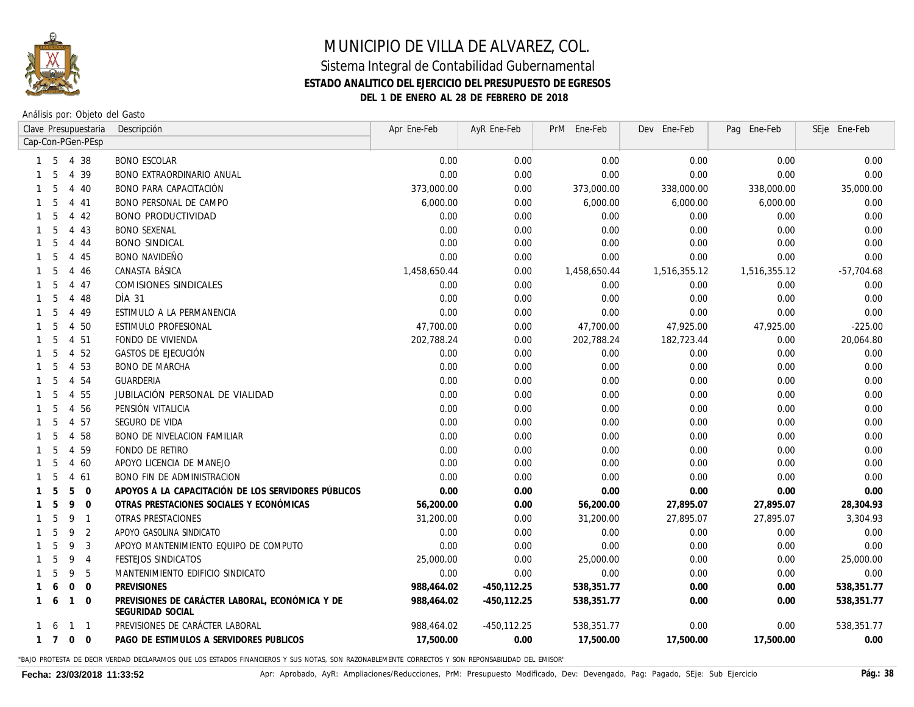# MUNICIPIO DE VILLA DE ALVAREZ, COL.

## Sistema Integral de Contabilidad Gubernamental

**ESTADO ANALITICO DEL EJERCICIO DEL PRESUPUESTO DE EGRESOS**

**DEL 1 DE ENERO AL 28 DE FEBRERO DE 2018**

Análisis por: Objeto del Gasto

| Clave Presupuestaria Cap-Con-PGen-PEsp | Descripción | Apr Ene-Feb | AyR Ene-Feb | PrM Ene-Feb | Dev Ene-Feb | Pag Ene-Feb | SEje Ene-Feb |
|---|---|---|---|---|---|---|---|
| 1 5 4 38 | BONO ESCOLAR | 0.00 | 0.00 | 0.00 | 0.00 | 0.00 | 0.00 |
| 1 5 4 39 | BONO EXTRAORDINARIO ANUAL | 0.00 | 0.00 | 0.00 | 0.00 | 0.00 | 0.00 |
| 1 5 4 40 | BONO PARA CAPACITACIÓN | 373,000.00 | 0.00 | 373,000.00 | 338,000.00 | 338,000.00 | 35,000.00 |
| 1 5 4 41 | BONO PERSONAL DE CAMPO | 6,000.00 | 0.00 | 6,000.00 | 6,000.00 | 6,000.00 | 0.00 |
| 1 5 4 42 | BONO PRODUCTIVIDAD | 0.00 | 0.00 | 0.00 | 0.00 | 0.00 | 0.00 |
| 1 5 4 43 | BONO SEXENAL | 0.00 | 0.00 | 0.00 | 0.00 | 0.00 | 0.00 |
| 1 5 4 44 | BONO SINDICAL | 0.00 | 0.00 | 0.00 | 0.00 | 0.00 | 0.00 |
| 1 5 4 45 | BONO NAVIDEÑO | 0.00 | 0.00 | 0.00 | 0.00 | 0.00 | 0.00 |
| 1 5 4 46 | CANASTA BÁSICA | 1,458,650.44 | 0.00 | 1,458,650.44 | 1,516,355.12 | 1,516,355.12 | -57,704.68 |
| 1 5 4 47 | COMISIONES SINDICALES | 0.00 | 0.00 | 0.00 | 0.00 | 0.00 | 0.00 |
| 1 5 4 48 | DÌA 31 | 0.00 | 0.00 | 0.00 | 0.00 | 0.00 | 0.00 |
| 1 5 4 49 | ESTIMULO A LA PERMANENCIA | 0.00 | 0.00 | 0.00 | 0.00 | 0.00 | 0.00 |
| 1 5 4 50 | ESTIMULO PROFESIONAL | 47,700.00 | 0.00 | 47,700.00 | 47,925.00 | 47,925.00 | -225.00 |
| 1 5 4 51 | FONDO DE VIVIENDA | 202,788.24 | 0.00 | 202,788.24 | 182,723.44 | 0.00 | 20,064.80 |
| 1 5 4 52 | GASTOS DE EJECUCIÓN | 0.00 | 0.00 | 0.00 | 0.00 | 0.00 | 0.00 |
| 1 5 4 53 | BONO DE MARCHA | 0.00 | 0.00 | 0.00 | 0.00 | 0.00 | 0.00 |
| 1 5 4 54 | GUARDERIA | 0.00 | 0.00 | 0.00 | 0.00 | 0.00 | 0.00 |
| 1 5 4 55 | JUBILACIÓN PERSONAL DE VIALIDAD | 0.00 | 0.00 | 0.00 | 0.00 | 0.00 | 0.00 |
| 1 5 4 56 | PENSIÓN VITALICIA | 0.00 | 0.00 | 0.00 | 0.00 | 0.00 | 0.00 |
| 1 5 4 57 | SEGURO DE VIDA | 0.00 | 0.00 | 0.00 | 0.00 | 0.00 | 0.00 |
| 1 5 4 58 | BONO DE NIVELACION FAMILIAR | 0.00 | 0.00 | 0.00 | 0.00 | 0.00 | 0.00 |
| 1 5 4 59 | FONDO DE RETIRO | 0.00 | 0.00 | 0.00 | 0.00 | 0.00 | 0.00 |
| 1 5 4 60 | APOYO LICENCIA DE MANEJO | 0.00 | 0.00 | 0.00 | 0.00 | 0.00 | 0.00 |
| 1 5 4 61 | BONO FIN DE ADMINISTRACION | 0.00 | 0.00 | 0.00 | 0.00 | 0.00 | 0.00 |
| **1 5 5 0** | **APOYOS A LA CAPACITACIÓN DE LOS SERVIDORES PÚBLICOS** | **0.00** | **0.00** | **0.00** | **0.00** | **0.00** | **0.00** |
| **1 5 9 0** | **OTRAS PRESTACIONES SOCIALES Y ECONÓMICAS** | **56,200.00** | **0.00** | **56,200.00** | **27,895.07** | **27,895.07** | **28,304.93** |
| 1 5 9 1 | OTRAS PRESTACIONES | 31,200.00 | 0.00 | 31,200.00 | 27,895.07 | 27,895.07 | 3,304.93 |
| 1 5 9 2 | APOYO GASOLINA SINDICATO | 0.00 | 0.00 | 0.00 | 0.00 | 0.00 | 0.00 |
| 1 5 9 3 | APOYO MANTENIMIENTO EQUIPO DE COMPUTO | 0.00 | 0.00 | 0.00 | 0.00 | 0.00 | 0.00 |
| 1 5 9 4 | FESTEJOS SINDICATOS | 25,000.00 | 0.00 | 25,000.00 | 0.00 | 0.00 | 25,000.00 |
| 1 5 9 5 | MANTENIMIENTO EDIFICIO SINDICATO | 0.00 | 0.00 | 0.00 | 0.00 | 0.00 | 0.00 |
| **1 6 0 0** | **PREVISIONES** | **988,464.02** | **-450,112.25** | **538,351.77** | **0.00** | **0.00** | **538,351.77** |
| **1 6 1 0** | **PREVISIONES DE CARÁCTER LABORAL, ECONÓMICA Y DE SEGURIDAD SOCIAL** | **988,464.02** | **-450,112.25** | **538,351.77** | **0.00** | **0.00** | **538,351.77** |
| 1 6 1 1 | PREVISIONES DE CARÁCTER LABORAL | 988,464.02 | -450,112.25 | 538,351.77 | 0.00 | 0.00 | 538,351.77 |
| **1 7 0 0** | **PAGO DE ESTIMULOS A SERVIDORES PUBLICOS** | **17,500.00** | **0.00** | **17,500.00** | **17,500.00** | **17,500.00** | **0.00** |

"BAJO PROTESTA DE DECIR VERDAD DECLARAMOS QUE LOS ESTADOS FINANCIEROS Y SUS NOTAS, SON RAZONABLEMENTE CORRECTOS Y SON REPONSABILIDAD DEL EMISOR"

**Fecha: 23/03/2018 11:33:52** Apr: Aprobado, AyR: Ampliaciones/Reducciones, PrM: Presupuesto Modificado, Dev: Devengado, Pag: Pagado, SEje: Sub Ejercicio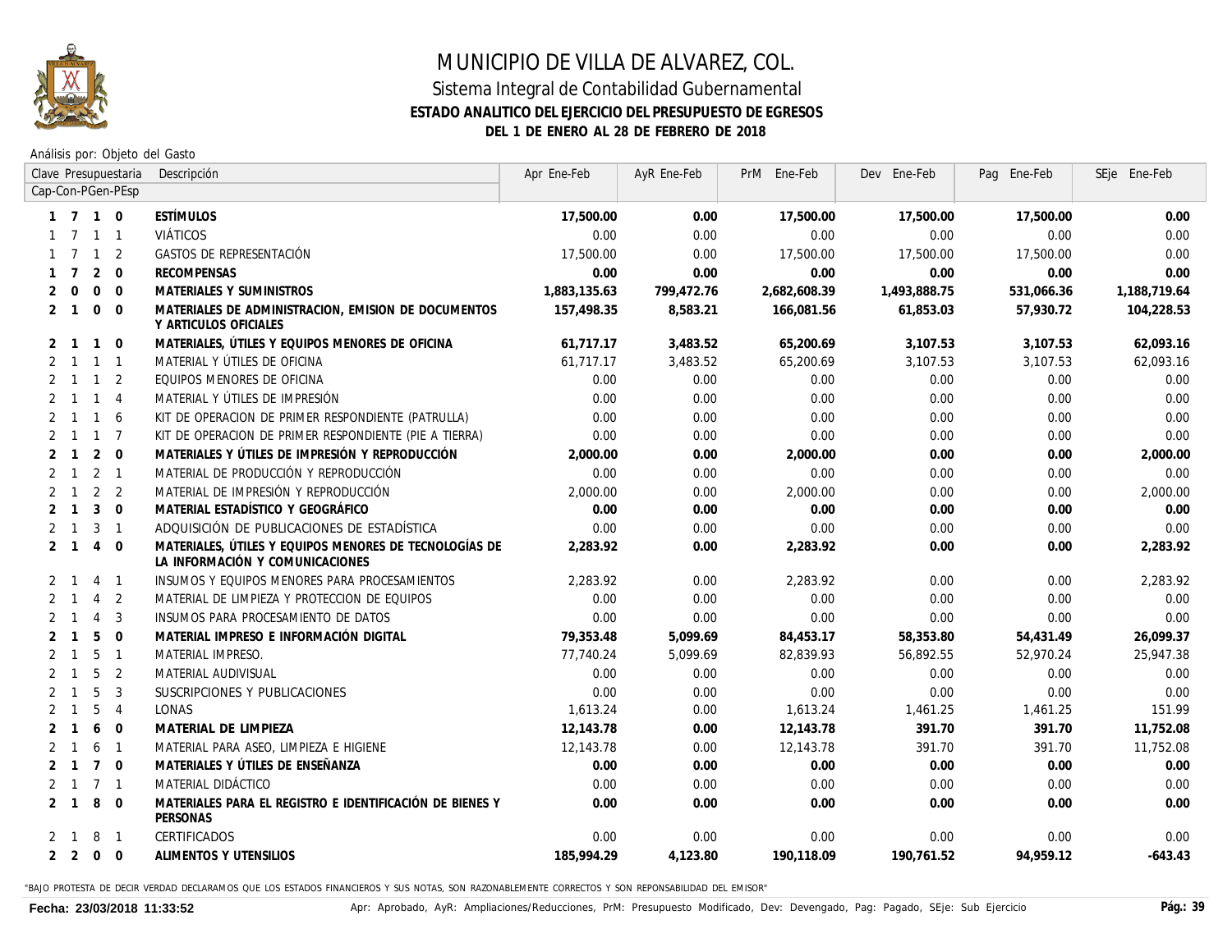# MUNICIPIO DE VILLA DE ALVAREZ, COL.

## Sistema Integral de Contabilidad Gubernamental

### ESTADO ANALITICO DEL EJERCICIO DEL PRESUPUESTO DE EGRESOS

### DEL 1 DE ENERO AL 28 DE FEBRERO DE 2018

Análisis por: Objeto del Gasto

| Clave Presupuestaria Cap-Con-PGen-PEsp | Descripción | Apr Ene-Feb | AyR Ene-Feb | PrM Ene-Feb | Dev Ene-Feb | Pag Ene-Feb | SEje Ene-Feb |
|---|---|---|---|---|---|---|---|
| **1 7 1 0** | **ESTÍMULOS** | **17,500.00** | **0.00** | **17,500.00** | **17,500.00** | **17,500.00** | **0.00** |
| 1 7 1 1 | VIÁTICOS | 0.00 | 0.00 | 0.00 | 0.00 | 0.00 | 0.00 |
| 1 7 1 2 | GASTOS DE REPRESENTACIÓN | 17,500.00 | 0.00 | 17,500.00 | 17,500.00 | 17,500.00 | 0.00 |
| **1 7 2 0** | **RECOMPENSAS** | **0.00** | **0.00** | **0.00** | **0.00** | **0.00** | **0.00** |
| **2 0 0 0** | **MATERIALES Y SUMINISTROS** | **1,883,135.63** | **799,472.76** | **2,682,608.39** | **1,493,888.75** | **531,066.36** | **1,188,719.64** |
| **2 1 0 0** | **MATERIALES DE ADMINISTRACION, EMISION DE DOCUMENTOS Y ARTICULOS OFICIALES** | **157,498.35** | **8,583.21** | **166,081.56** | **61,853.03** | **57,930.72** | **104,228.53** |
| **2 1 1 0** | **MATERIALES, ÚTILES Y EQUIPOS MENORES DE OFICINA** | **61,717.17** | **3,483.52** | **65,200.69** | **3,107.53** | **3,107.53** | **62,093.16** |
| 2 1 1 1 | MATERIAL Y ÚTILES DE OFICINA | 61,717.17 | 3,483.52 | 65,200.69 | 3,107.53 | 3,107.53 | 62,093.16 |
| 2 1 1 2 | EQUIPOS MENORES DE OFICINA | 0.00 | 0.00 | 0.00 | 0.00 | 0.00 | 0.00 |
| 2 1 1 4 | MATERIAL Y ÚTILES DE IMPRESIÓN | 0.00 | 0.00 | 0.00 | 0.00 | 0.00 | 0.00 |
| 2 1 1 6 | KIT DE OPERACION DE PRIMER RESPONDIENTE (PATRULLA) | 0.00 | 0.00 | 0.00 | 0.00 | 0.00 | 0.00 |
| 2 1 1 7 | KIT DE OPERACION DE PRIMER RESPONDIENTE (PIE A TIERRA) | 0.00 | 0.00 | 0.00 | 0.00 | 0.00 | 0.00 |
| **2 1 2 0** | **MATERIALES Y ÚTILES DE IMPRESIÓN Y REPRODUCCIÓN** | **2,000.00** | **0.00** | **2,000.00** | **0.00** | **0.00** | **2,000.00** |
| 2 1 2 1 | MATERIAL DE PRODUCCIÓN Y REPRODUCCIÓN | 0.00 | 0.00 | 0.00 | 0.00 | 0.00 | 0.00 |
| 2 1 2 2 | MATERIAL DE IMPRESIÓN Y REPRODUCCIÓN | 2,000.00 | 0.00 | 2,000.00 | 0.00 | 0.00 | 2,000.00 |
| **2 1 3 0** | **MATERIAL ESTADÍSTICO Y GEOGRÁFICO** | **0.00** | **0.00** | **0.00** | **0.00** | **0.00** | **0.00** |
| 2 1 3 1 | ADQUISICIÓN DE PUBLICACIONES DE ESTADÍSTICA | 0.00 | 0.00 | 0.00 | 0.00 | 0.00 | 0.00 |
| **2 1 4 0** | **MATERIALES, ÚTILES Y EQUIPOS MENORES DE TECNOLOGÍAS DE LA INFORMACIÓN Y COMUNICACIONES** | **2,283.92** | **0.00** | **2,283.92** | **0.00** | **0.00** | **2,283.92** |
| 2 1 4 1 | INSUMOS Y EQUIPOS MENORES PARA PROCESAMIENTOS | 2,283.92 | 0.00 | 2,283.92 | 0.00 | 0.00 | 2,283.92 |
| 2 1 4 2 | MATERIAL DE LIMPIEZA Y PROTECCION DE EQUIPOS | 0.00 | 0.00 | 0.00 | 0.00 | 0.00 | 0.00 |
| 2 1 4 3 | INSUMOS PARA PROCESAMIENTO DE DATOS | 0.00 | 0.00 | 0.00 | 0.00 | 0.00 | 0.00 |
| **2 1 5 0** | **MATERIAL IMPRESO E INFORMACIÓN DIGITAL** | **79,353.48** | **5,099.69** | **84,453.17** | **58,353.80** | **54,431.49** | **26,099.37** |
| 2 1 5 1 | MATERIAL IMPRESO. | 77,740.24 | 5,099.69 | 82,839.93 | 56,892.55 | 52,970.24 | 25,947.38 |
| 2 1 5 2 | MATERIAL AUDIVISUAL | 0.00 | 0.00 | 0.00 | 0.00 | 0.00 | 0.00 |
| 2 1 5 3 | SUSCRIPCIONES Y PUBLICACIONES | 0.00 | 0.00 | 0.00 | 0.00 | 0.00 | 0.00 |
| 2 1 5 4 | LONAS | 1,613.24 | 0.00 | 1,613.24 | 1,461.25 | 1,461.25 | 151.99 |
| **2 1 6 0** | **MATERIAL DE LIMPIEZA** | **12,143.78** | **0.00** | **12,143.78** | **391.70** | **391.70** | **11,752.08** |
| 2 1 6 1 | MATERIAL PARA ASEO, LIMPIEZA E HIGIENE | 12,143.78 | 0.00 | 12,143.78 | 391.70 | 391.70 | 11,752.08 |
| **2 1 7 0** | **MATERIALES Y ÚTILES DE ENSEÑANZA** | **0.00** | **0.00** | **0.00** | **0.00** | **0.00** | **0.00** |
| 2 1 7 1 | MATERIAL DIDÁCTICO | 0.00 | 0.00 | 0.00 | 0.00 | 0.00 | 0.00 |
| **2 1 8 0** | **MATERIALES PARA EL REGISTRO E IDENTIFICACIÓN DE BIENES Y PERSONAS** | **0.00** | **0.00** | **0.00** | **0.00** | **0.00** | **0.00** |
| 2 1 8 1 | CERTIFICADOS | 0.00 | 0.00 | 0.00 | 0.00 | 0.00 | 0.00 |
| **2 2 0 0** | **ALIMENTOS Y UTENSILIOS** | **185,994.29** | **4,123.80** | **190,118.09** | **190,761.52** | **94,959.12** | **-643.43** |

"BAJO PROTESTA DE DECIR VERDAD DECLARAMOS QUE LOS ESTADOS FINANCIEROS Y SUS NOTAS, SON RAZONABLEMENTE CORRECTOS Y SON REPONSABILIDAD DEL EMISOR"

**Fecha: 23/03/2018 11:33:52** Apr: Aprobado, AyR: Ampliaciones/Reducciones, PrM: Presupuesto Modificado, Dev: Devengado, Pag: Pagado, SEje: Sub Ejercicio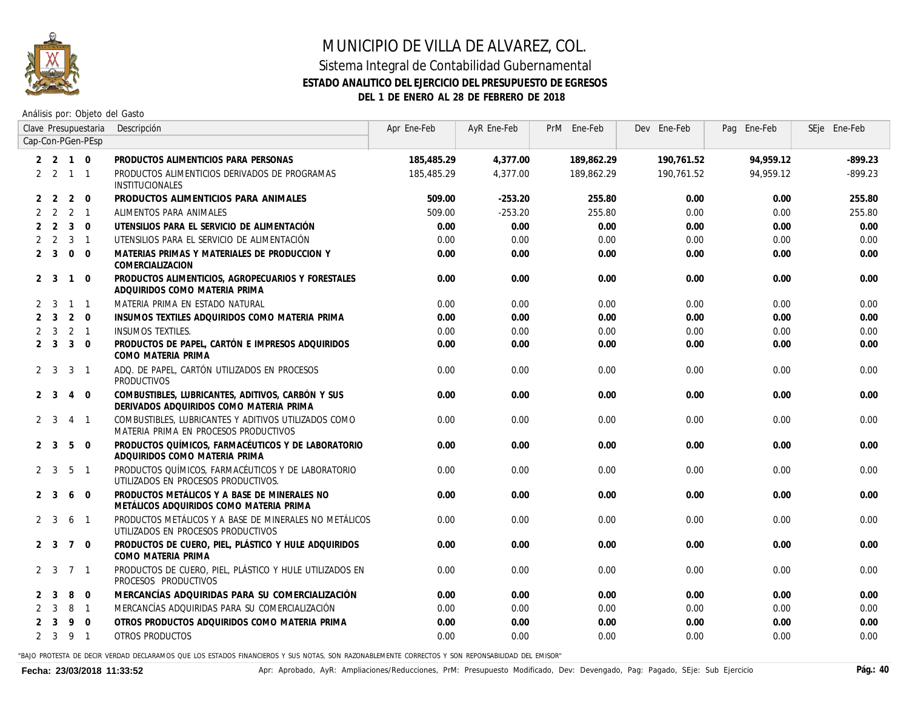# MUNICIPIO DE VILLA DE ALVAREZ, COL.

## Sistema Integral de Contabilidad Gubernamental

### ESTADO ANALITICO DEL EJERCICIO DEL PRESUPUESTO DE EGRESOS

### DEL 1 DE ENERO AL 28 DE FEBRERO DE 2018

Análisis por: Objeto del Gasto

| Clave Presupuestaria Cap-Con-PGen-PEsp | Descripción | Apr Ene-Feb | AyR Ene-Feb | PrM Ene-Feb | Dev Ene-Feb | Pag Ene-Feb | SEje Ene-Feb |
|---|---|---|---|---|---|---|---|
| **2 2 1 0** | **PRODUCTOS ALIMENTICIOS PARA PERSONAS** | **185,485.29** | **4,377.00** | **189,862.29** | **190,761.52** | **94,959.12** | **-899.23** |
| 2 2 1 1 | PRODUCTOS ALIMENTICIOS DERIVADOS DE PROGRAMAS INSTITUCIONALES | 185,485.29 | 4,377.00 | 189,862.29 | 190,761.52 | 94,959.12 | -899.23 |
| **2 2 2 0** | **PRODUCTOS ALIMENTICIOS PARA ANIMALES** | **509.00** | **-253.20** | **255.80** | **0.00** | **0.00** | **255.80** |
| 2 2 2 1 | ALIMENTOS PARA ANIMALES | 509.00 | -253.20 | 255.80 | 0.00 | 0.00 | 255.80 |
| **2 2 3 0** | **UTENSILIOS PARA EL SERVICIO DE ALIMENTACIÓN** | **0.00** | **0.00** | **0.00** | **0.00** | **0.00** | **0.00** |
| 2 2 3 1 | UTENSILIOS PARA EL SERVICIO DE ALIMENTACIÓN | 0.00 | 0.00 | 0.00 | 0.00 | 0.00 | 0.00 |
| **2 3 0 0** | **MATERIAS PRIMAS Y MATERIALES DE PRODUCCION Y COMERCIALIZACION** | **0.00** | **0.00** | **0.00** | **0.00** | **0.00** | **0.00** |
| **2 3 1 0** | **PRODUCTOS ALIMENTICIOS, AGROPECUARIOS Y FORESTALES ADQUIRIDOS COMO MATERIA PRIMA** | **0.00** | **0.00** | **0.00** | **0.00** | **0.00** | **0.00** |
| 2 3 1 1 | MATERIA PRIMA EN ESTADO NATURAL | 0.00 | 0.00 | 0.00 | 0.00 | 0.00 | 0.00 |
| **2 3 2 0** | **INSUMOS TEXTILES ADQUIRIDOS COMO MATERIA PRIMA** | **0.00** | **0.00** | **0.00** | **0.00** | **0.00** | **0.00** |
| 2 3 2 1 | INSUMOS TEXTILES. | 0.00 | 0.00 | 0.00 | 0.00 | 0.00 | 0.00 |
| **2 3 3 0** | **PRODUCTOS DE PAPEL, CARTÓN E IMPRESOS ADQUIRIDOS COMO MATERIA PRIMA** | **0.00** | **0.00** | **0.00** | **0.00** | **0.00** | **0.00** |
| 2 3 3 1 | ADQ. DE PAPEL, CARTÓN UTILIZADOS EN PROCESOS PRODUCTIVOS | 0.00 | 0.00 | 0.00 | 0.00 | 0.00 | 0.00 |
| **2 3 4 0** | **COMBUSTIBLES, LUBRICANTES, ADITIVOS, CARBÓN Y SUS DERIVADOS ADQUIRIDOS COMO MATERIA PRIMA** | **0.00** | **0.00** | **0.00** | **0.00** | **0.00** | **0.00** |
| 2 3 4 1 | COMBUSTIBLES, LUBRICANTES Y ADITIVOS UTILIZADOS COMO MATERIA PRIMA EN PROCESOS PRODUCTIVOS | 0.00 | 0.00 | 0.00 | 0.00 | 0.00 | 0.00 |
| **2 3 5 0** | **PRODUCTOS QUÍMICOS, FARMACÉUTICOS Y DE LABORATORIO ADQUIRIDOS COMO MATERIA PRIMA** | **0.00** | **0.00** | **0.00** | **0.00** | **0.00** | **0.00** |
| 2 3 5 1 | PRODUCTOS QUÍMICOS, FARMACÉUTICOS Y DE LABORATORIO UTILIZADOS EN PROCESOS PRODUCTIVOS. | 0.00 | 0.00 | 0.00 | 0.00 | 0.00 | 0.00 |
| **2 3 6 0** | **PRODUCTOS METÁLICOS Y A BASE DE MINERALES NO METÁLICOS ADQUIRIDOS COMO MATERIA PRIMA** | **0.00** | **0.00** | **0.00** | **0.00** | **0.00** | **0.00** |
| 2 3 6 1 | PRODUCTOS METÁLICOS Y A BASE DE MINERALES NO METÁLICOS UTILIZADOS EN PROCESOS PRODUCTIVOS | 0.00 | 0.00 | 0.00 | 0.00 | 0.00 | 0.00 |
| **2 3 7 0** | **PRODUCTOS DE CUERO, PIEL, PLÁSTICO Y HULE ADQUIRIDOS COMO MATERIA PRIMA** | **0.00** | **0.00** | **0.00** | **0.00** | **0.00** | **0.00** |
| 2 3 7 1 | PRODUCTOS DE CUERO, PIEL, PLÁSTICO Y HULE UTILIZADOS EN PROCESOS PRODUCTIVOS | 0.00 | 0.00 | 0.00 | 0.00 | 0.00 | 0.00 |
| **2 3 8 0** | **MERCANCÍAS ADQUIRIDAS PARA SU COMERCIALIZACIÓN** | **0.00** | **0.00** | **0.00** | **0.00** | **0.00** | **0.00** |
| 2 3 8 1 | MERCANCÍAS ADQUIRIDAS PARA SU COMERCIALIZACIÓN | 0.00 | 0.00 | 0.00 | 0.00 | 0.00 | 0.00 |
| **2 3 9 0** | **OTROS PRODUCTOS ADQUIRIDOS COMO MATERIA PRIMA** | **0.00** | **0.00** | **0.00** | **0.00** | **0.00** | **0.00** |
| 2 3 9 1 | OTROS PRODUCTOS | 0.00 | 0.00 | 0.00 | 0.00 | 0.00 | 0.00 |

"BAJO PROTESTA DE DECIR VERDAD DECLARAMOS QUE LOS ESTADOS FINANCIEROS Y SUS NOTAS, SON RAZONABLEMENTE CORRECTOS Y SON REPONSABILIDAD DEL EMISOR"

**Fecha: 23/03/2018 11:33:52**

Apr: Aprobado, AyR: Ampliaciones/Reducciones, PrM: Presupuesto Modificado, Dev: Devengado, Pag: Pagado, SEje: Sub Ejercicio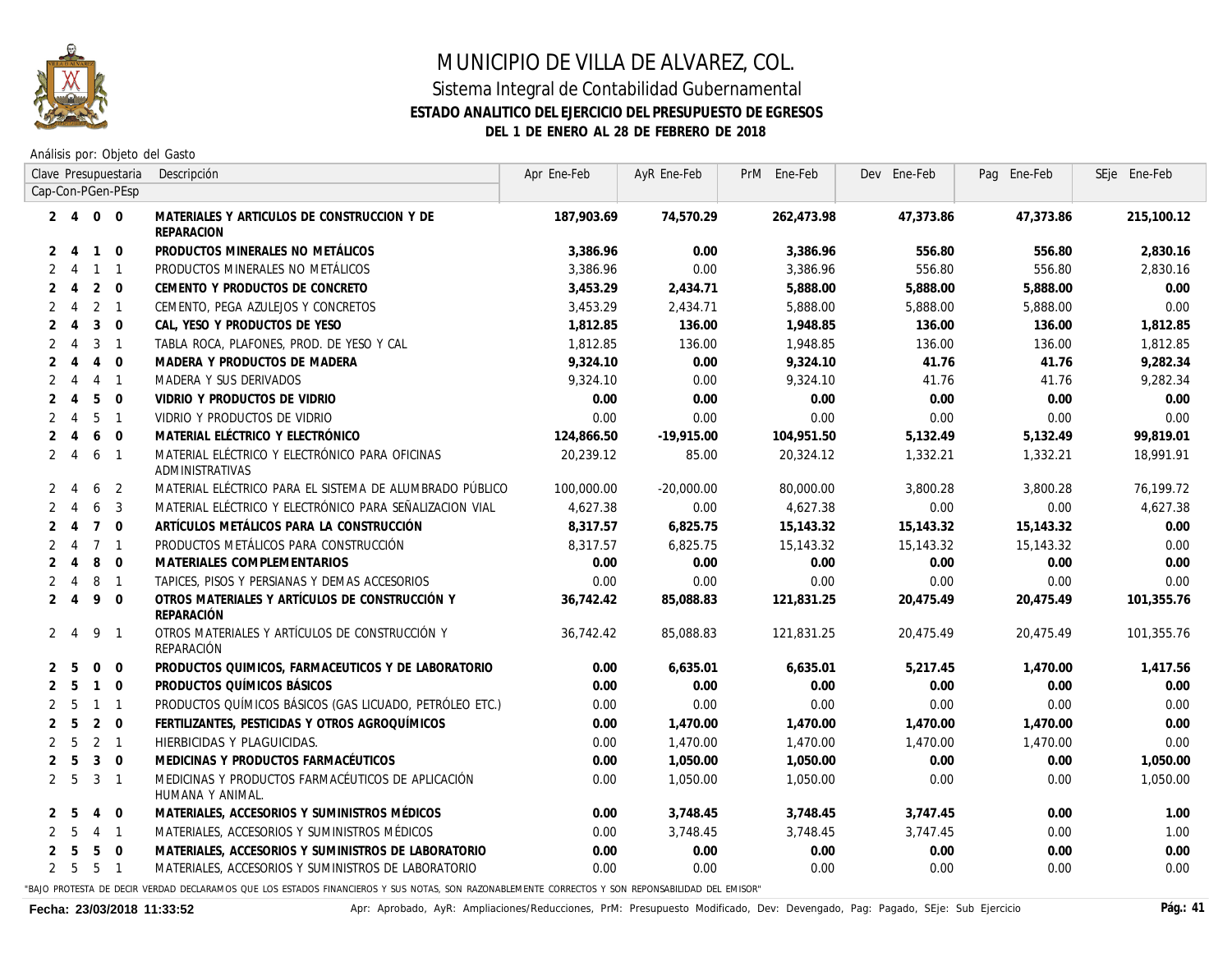# MUNICIPIO DE VILLA DE ALVAREZ, COL.

## Sistema Integral de Contabilidad Gubernamental

### ESTADO ANALITICO DEL EJERCICIO DEL PRESUPUESTO DE EGRESOS

### DEL 1 DE ENERO AL 28 DE FEBRERO DE 2018

Análisis por: Objeto del Gasto

| Clave Presupuestaria Cap-Con-PGen-PEsp | Descripción | Apr Ene-Feb | AyR Ene-Feb | PrM Ene-Feb | Dev Ene-Feb | Pag Ene-Feb | SEje Ene-Feb |
|---|---|---|---|---|---|---|---|
| **2 4 0 0** | **MATERIALES Y ARTICULOS DE CONSTRUCCION Y DE REPARACION** | **187,903.69** | **74,570.29** | **262,473.98** | **47,373.86** | **47,373.86** | **215,100.12** |
| **2 4 1 0** | **PRODUCTOS MINERALES NO METÁLICOS** | **3,386.96** | **0.00** | **3,386.96** | **556.80** | **556.80** | **2,830.16** |
| 2 4 1 1 | PRODUCTOS MINERALES NO METÁLICOS | 3,386.96 | 0.00 | 3,386.96 | 556.80 | 556.80 | 2,830.16 |
| **2 4 2 0** | **CEMENTO Y PRODUCTOS DE CONCRETO** | **3,453.29** | **2,434.71** | **5,888.00** | **5,888.00** | **5,888.00** | **0.00** |
| 2 4 2 1 | CEMENTO, PEGA AZULEJOS Y CONCRETOS | 3,453.29 | 2,434.71 | 5,888.00 | 5,888.00 | 5,888.00 | 0.00 |
| **2 4 3 0** | **CAL, YESO Y PRODUCTOS DE YESO** | **1,812.85** | **136.00** | **1,948.85** | **136.00** | **136.00** | **1,812.85** |
| 2 4 3 1 | TABLA ROCA, PLAFONES, PROD. DE YESO Y CAL | 1,812.85 | 136.00 | 1,948.85 | 136.00 | 136.00 | 1,812.85 |
| **2 4 4 0** | **MADERA Y PRODUCTOS DE MADERA** | **9,324.10** | **0.00** | **9,324.10** | **41.76** | **41.76** | **9,282.34** |
| 2 4 4 1 | MADERA Y SUS DERIVADOS | 9,324.10 | 0.00 | 9,324.10 | 41.76 | 41.76 | 9,282.34 |
| **2 4 5 0** | **VIDRIO Y PRODUCTOS DE VIDRIO** | **0.00** | **0.00** | **0.00** | **0.00** | **0.00** | **0.00** |
| 2 4 5 1 | VIDRIO Y PRODUCTOS DE VIDRIO | 0.00 | 0.00 | 0.00 | 0.00 | 0.00 | 0.00 |
| **2 4 6 0** | **MATERIAL ELÉCTRICO Y ELECTRÓNICO** | **124,866.50** | **-19,915.00** | **104,951.50** | **5,132.49** | **5,132.49** | **99,819.01** |
| 2 4 6 1 | MATERIAL ELÉCTRICO Y ELECTRÓNICO PARA OFICINAS ADMINISTRATIVAS | 20,239.12 | 85.00 | 20,324.12 | 1,332.21 | 1,332.21 | 18,991.91 |
| 2 4 6 2 | MATERIAL ELÉCTRICO PARA EL SISTEMA DE ALUMBRADO PÚBLICO | 100,000.00 | -20,000.00 | 80,000.00 | 3,800.28 | 3,800.28 | 76,199.72 |
| 2 4 6 3 | MATERIAL ELÉCTRICO Y ELECTRÓNICO PARA SEÑALIZACION VIAL | 4,627.38 | 0.00 | 4,627.38 | 0.00 | 0.00 | 4,627.38 |
| **2 4 7 0** | **ARTÍCULOS METÁLICOS PARA LA CONSTRUCCIÓN** | **8,317.57** | **6,825.75** | **15,143.32** | **15,143.32** | **15,143.32** | **0.00** |
| 2 4 7 1 | PRODUCTOS METÁLICOS PARA CONSTRUCCIÓN | 8,317.57 | 6,825.75 | 15,143.32 | 15,143.32 | 15,143.32 | 0.00 |
| **2 4 8 0** | **MATERIALES COMPLEMENTARIOS** | **0.00** | **0.00** | **0.00** | **0.00** | **0.00** | **0.00** |
| 2 4 8 1 | TAPICES, PISOS Y PERSIANAS Y DEMAS ACCESORIOS | 0.00 | 0.00 | 0.00 | 0.00 | 0.00 | 0.00 |
| **2 4 9 0** | **OTROS MATERIALES Y ARTÍCULOS DE CONSTRUCCIÓN Y REPARACIÓN** | **36,742.42** | **85,088.83** | **121,831.25** | **20,475.49** | **20,475.49** | **101,355.76** |
| 2 4 9 1 | OTROS MATERIALES Y ARTÍCULOS DE CONSTRUCCIÓN Y REPARACIÓN | 36,742.42 | 85,088.83 | 121,831.25 | 20,475.49 | 20,475.49 | 101,355.76 |
| **2 5 0 0** | **PRODUCTOS QUIMICOS, FARMACEUTICOS Y DE LABORATORIO** | **0.00** | **6,635.01** | **6,635.01** | **5,217.45** | **1,470.00** | **1,417.56** |
| **2 5 1 0** | **PRODUCTOS QUÍMICOS BÁSICOS** | **0.00** | **0.00** | **0.00** | **0.00** | **0.00** | **0.00** |
| 2 5 1 1 | PRODUCTOS QUÍMICOS BÁSICOS (GAS LICUADO, PETRÓLEO ETC.) | 0.00 | 0.00 | 0.00 | 0.00 | 0.00 | 0.00 |
| **2 5 2 0** | **FERTILIZANTES, PESTICIDAS Y OTROS AGROQUÍMICOS** | **0.00** | **1,470.00** | **1,470.00** | **1,470.00** | **1,470.00** | **0.00** |
| 2 5 2 1 | HIERBICIDAS Y PLAGUICIDAS. | 0.00 | 1,470.00 | 1,470.00 | 1,470.00 | 1,470.00 | 0.00 |
| **2 5 3 0** | **MEDICINAS Y PRODUCTOS FARMACÉUTICOS** | **0.00** | **1,050.00** | **1,050.00** | **0.00** | **0.00** | **1,050.00** |
| 2 5 3 1 | MEDICINAS Y PRODUCTOS FARMACÉUTICOS DE APLICACIÓN HUMANA Y ANIMAL. | 0.00 | 1,050.00 | 1,050.00 | 0.00 | 0.00 | 1,050.00 |
| **2 5 4 0** | **MATERIALES, ACCESORIOS Y SUMINISTROS MÉDICOS** | **0.00** | **3,748.45** | **3,748.45** | **3,747.45** | **0.00** | **1.00** |
| 2 5 4 1 | MATERIALES, ACCESORIOS Y SUMINISTROS MÉDICOS | 0.00 | 3,748.45 | 3,748.45 | 3,747.45 | 0.00 | 1.00 |
| **2 5 5 0** | **MATERIALES, ACCESORIOS Y SUMINISTROS DE LABORATORIO** | **0.00** | **0.00** | **0.00** | **0.00** | **0.00** | **0.00** |
| 2 5 5 1 | MATERIALES, ACCESORIOS Y SUMINISTROS DE LABORATORIO | 0.00 | 0.00 | 0.00 | 0.00 | 0.00 | 0.00 |

"BAJO PROTESTA DE DECIR VERDAD DECLARAMOS QUE LOS ESTADOS FINANCIEROS Y SUS NOTAS, SON RAZONABLEMENTE CORRECTOS Y SON REPONSABILIDAD DEL EMISOR"

Fecha: 23/03/2018 11:33:52

Apr: Aprobado, AyR: Ampliaciones/Reducciones, PrM: Presupuesto Modificado, Dev: Devengado, Pag: Pagado, SEje: Sub Ejercicio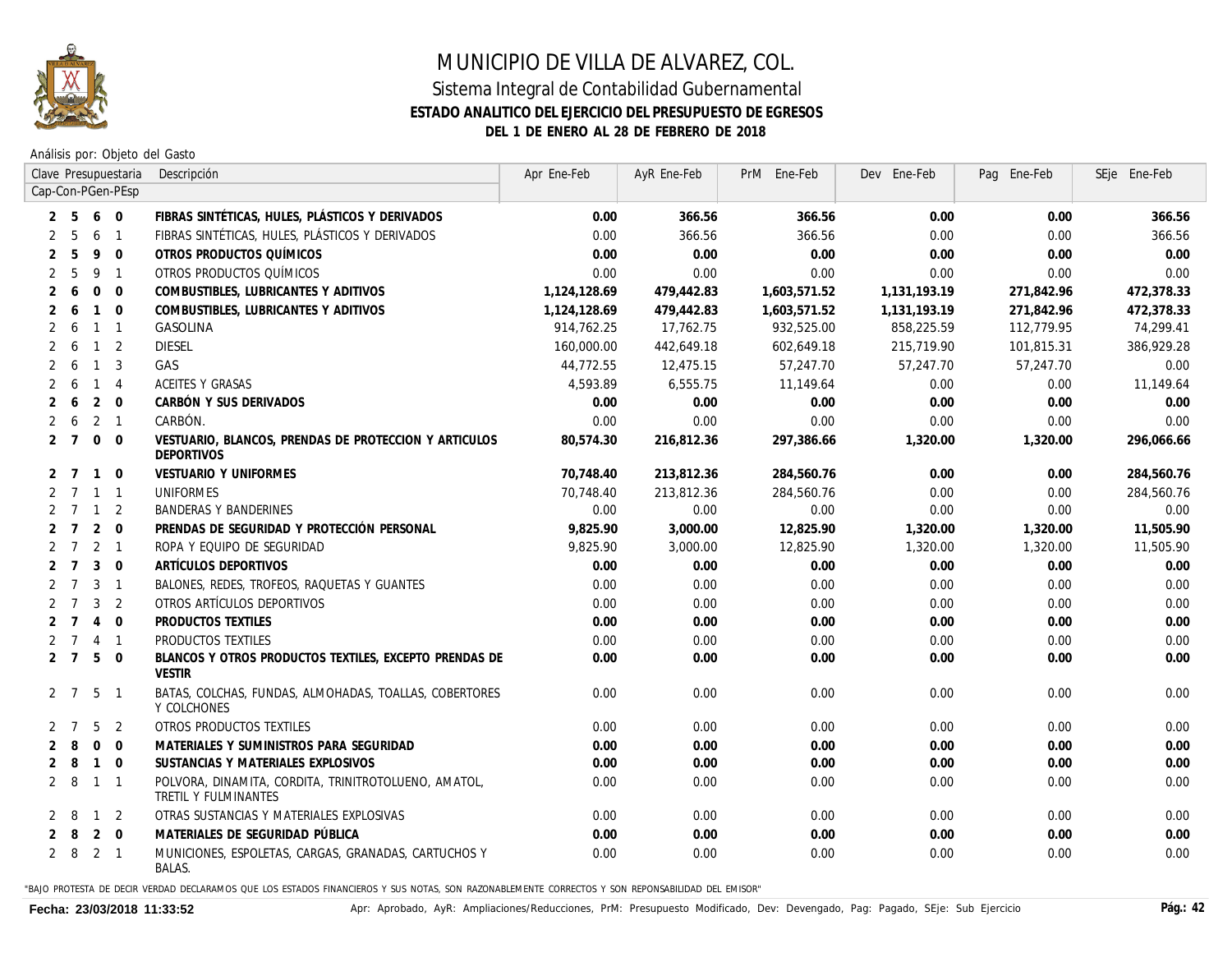# MUNICIPIO DE VILLA DE ALVAREZ, COL.

## Sistema Integral de Contabilidad Gubernamental

### ESTADO ANALITICO DEL EJERCICIO DEL PRESUPUESTO DE EGRESOS

### DEL 1 DE ENERO AL 28 DE FEBRERO DE 2018

Análisis por: Objeto del Gasto

| Clave Presupuestaria Cap-Con-PGen-PEsp | Descripción | Apr Ene-Feb | AyR Ene-Feb | PrM Ene-Feb | Dev Ene-Feb | Pag Ene-Feb | SEje Ene-Feb |
|---|---|---|---|---|---|---|---|
| **2 5 6 0** | **FIBRAS SINTÉTICAS, HULES, PLÁSTICOS Y DERIVADOS** | **0.00** | **366.56** | **366.56** | **0.00** | **0.00** | **366.56** |
| 2 5 6 1 | FIBRAS SINTÉTICAS, HULES, PLÁSTICOS Y DERIVADOS | 0.00 | 366.56 | 366.56 | 0.00 | 0.00 | 366.56 |
| **2 5 9 0** | **OTROS PRODUCTOS QUÍMICOS** | **0.00** | **0.00** | **0.00** | **0.00** | **0.00** | **0.00** |
| 2 5 9 1 | OTROS PRODUCTOS QUÍMICOS | 0.00 | 0.00 | 0.00 | 0.00 | 0.00 | 0.00 |
| **2 6 0 0** | **COMBUSTIBLES, LUBRICANTES Y ADITIVOS** | **1,124,128.69** | **479,442.83** | **1,603,571.52** | **1,131,193.19** | **271,842.96** | **472,378.33** |
| **2 6 1 0** | **COMBUSTIBLES, LUBRICANTES Y ADITIVOS** | **1,124,128.69** | **479,442.83** | **1,603,571.52** | **1,131,193.19** | **271,842.96** | **472,378.33** |
| 2 6 1 1 | GASOLINA | 914,762.25 | 17,762.75 | 932,525.00 | 858,225.59 | 112,779.95 | 74,299.41 |
| 2 6 1 2 | DIESEL | 160,000.00 | 442,649.18 | 602,649.18 | 215,719.90 | 101,815.31 | 386,929.28 |
| 2 6 1 3 | GAS | 44,772.55 | 12,475.15 | 57,247.70 | 57,247.70 | 57,247.70 | 0.00 |
| 2 6 1 4 | ACEITES Y GRASAS | 4,593.89 | 6,555.75 | 11,149.64 | 0.00 | 0.00 | 11,149.64 |
| **2 6 2 0** | **CARBÓN Y SUS DERIVADOS** | **0.00** | **0.00** | **0.00** | **0.00** | **0.00** | **0.00** |
| 2 6 2 1 | CARBÓN. | 0.00 | 0.00 | 0.00 | 0.00 | 0.00 | 0.00 |
| **2 7 0 0** | **VESTUARIO, BLANCOS, PRENDAS DE PROTECCION Y ARTICULOS DEPORTIVOS** | **80,574.30** | **216,812.36** | **297,386.66** | **1,320.00** | **1,320.00** | **296,066.66** |
| **2 7 1 0** | **VESTUARIO Y UNIFORMES** | **70,748.40** | **213,812.36** | **284,560.76** | **0.00** | **0.00** | **284,560.76** |
| 2 7 1 1 | UNIFORMES | 70,748.40 | 213,812.36 | 284,560.76 | 0.00 | 0.00 | 284,560.76 |
| 2 7 1 2 | BANDERAS Y BANDERINES | 0.00 | 0.00 | 0.00 | 0.00 | 0.00 | 0.00 |
| **2 7 2 0** | **PRENDAS DE SEGURIDAD Y PROTECCIÓN PERSONAL** | **9,825.90** | **3,000.00** | **12,825.90** | **1,320.00** | **1,320.00** | **11,505.90** |
| 2 7 2 1 | ROPA Y EQUIPO DE SEGURIDAD | 9,825.90 | 3,000.00 | 12,825.90 | 1,320.00 | 1,320.00 | 11,505.90 |
| **2 7 3 0** | **ARTÍCULOS DEPORTIVOS** | **0.00** | **0.00** | **0.00** | **0.00** | **0.00** | **0.00** |
| 2 7 3 1 | BALONES, REDES, TROFEOS, RAQUETAS Y GUANTES | 0.00 | 0.00 | 0.00 | 0.00 | 0.00 | 0.00 |
| 2 7 3 2 | OTROS ARTÍCULOS DEPORTIVOS | 0.00 | 0.00 | 0.00 | 0.00 | 0.00 | 0.00 |
| **2 7 4 0** | **PRODUCTOS TEXTILES** | **0.00** | **0.00** | **0.00** | **0.00** | **0.00** | **0.00** |
| 2 7 4 1 | PRODUCTOS TEXTILES | 0.00 | 0.00 | 0.00 | 0.00 | 0.00 | 0.00 |
| **2 7 5 0** | **BLANCOS Y OTROS PRODUCTOS TEXTILES, EXCEPTO PRENDAS DE VESTIR** | **0.00** | **0.00** | **0.00** | **0.00** | **0.00** | **0.00** |
| 2 7 5 1 | BATAS, COLCHAS, FUNDAS, ALMOHADAS, TOALLAS, COBERTORES Y COLCHONES | 0.00 | 0.00 | 0.00 | 0.00 | 0.00 | 0.00 |
| 2 7 5 2 | OTROS PRODUCTOS TEXTILES | 0.00 | 0.00 | 0.00 | 0.00 | 0.00 | 0.00 |
| **2 8 0 0** | **MATERIALES Y SUMINISTROS PARA SEGURIDAD** | **0.00** | **0.00** | **0.00** | **0.00** | **0.00** | **0.00** |
| **2 8 1 0** | **SUSTANCIAS Y MATERIALES EXPLOSIVOS** | **0.00** | **0.00** | **0.00** | **0.00** | **0.00** | **0.00** |
| 2 8 1 1 | POLVORA, DINAMITA, CORDITA, TRINITROTOLUENO, AMATOL, TRETIL Y FULMINANTES | 0.00 | 0.00 | 0.00 | 0.00 | 0.00 | 0.00 |
| 2 8 1 2 | OTRAS SUSTANCIAS Y MATERIALES EXPLOSIVAS | 0.00 | 0.00 | 0.00 | 0.00 | 0.00 | 0.00 |
| **2 8 2 0** | **MATERIALES DE SEGURIDAD PÚBLICA** | **0.00** | **0.00** | **0.00** | **0.00** | **0.00** | **0.00** |
| 2 8 2 1 | MUNICIONES, ESPOLETAS, CARGAS, GRANADAS, CARTUCHOS Y BALAS. | 0.00 | 0.00 | 0.00 | 0.00 | 0.00 | 0.00 |

"BAJO PROTESTA DE DECIR VERDAD DECLARAMOS QUE LOS ESTADOS FINANCIEROS Y SUS NOTAS, SON RAZONABLEMENTE CORRECTOS Y SON REPONSABILIDAD DEL EMISOR"

**Fecha: 23/03/2018 11:33:52**

Apr: Aprobado, AyR: Ampliaciones/Reducciones, PrM: Presupuesto Modificado, Dev: Devengado, Pag: Pagado, SEje: Sub Ejercicio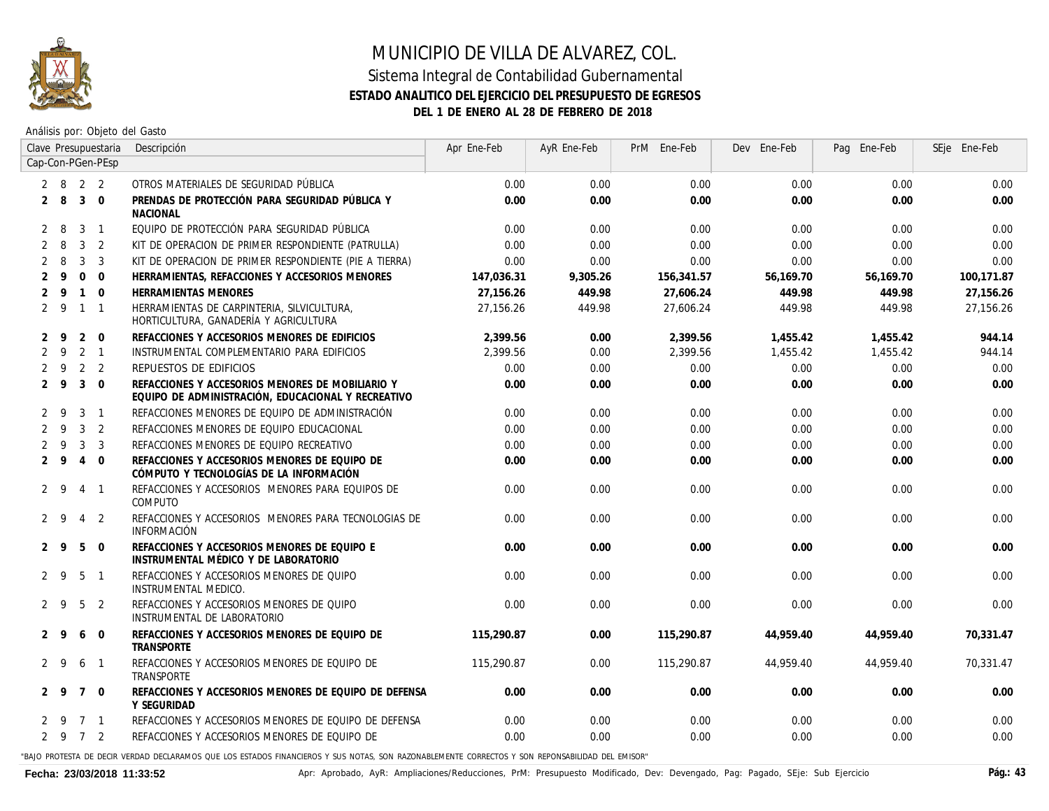# MUNICIPIO DE VILLA DE ALVAREZ, COL.

## Sistema Integral de Contabilidad Gubernamental

### ESTADO ANALITICO DEL EJERCICIO DEL PRESUPUESTO DE EGRESOS

### DEL 1 DE ENERO AL 28 DE FEBRERO DE 2018

Análisis por: Objeto del Gasto

| Clave Presupuestaria Cap-Con-PGen-PEsp | Descripción | Apr Ene-Feb | AyR Ene-Feb | PrM Ene-Feb | Dev Ene-Feb | Pag Ene-Feb | SEje Ene-Feb |
|---|---|---|---|---|---|---|---|
| 2 8 2 2 | OTROS MATERIALES DE SEGURIDAD PÚBLICA | 0.00 | 0.00 | 0.00 | 0.00 | 0.00 | 0.00 |
| **2 8 3 0** | **PRENDAS DE PROTECCIÓN PARA SEGURIDAD PÚBLICA Y NACIONAL** | **0.00** | **0.00** | **0.00** | **0.00** | **0.00** | **0.00** |
| 2 8 3 1 | EQUIPO DE PROTECCIÓN PARA SEGURIDAD PÚBLICA | 0.00 | 0.00 | 0.00 | 0.00 | 0.00 | 0.00 |
| 2 8 3 2 | KIT DE OPERACION DE PRIMER RESPONDIENTE (PATRULLA) | 0.00 | 0.00 | 0.00 | 0.00 | 0.00 | 0.00 |
| 2 8 3 3 | KIT DE OPERACION DE PRIMER RESPONDIENTE (PIE A TIERRA) | 0.00 | 0.00 | 0.00 | 0.00 | 0.00 | 0.00 |
| **2 9 0 0** | **HERRAMIENTAS, REFACCIONES Y ACCESORIOS MENORES** | **147,036.31** | **9,305.26** | **156,341.57** | **56,169.70** | **56,169.70** | **100,171.87** |
| **2 9 1 0** | **HERRAMIENTAS MENORES** | **27,156.26** | **449.98** | **27,606.24** | **449.98** | **449.98** | **27,156.26** |
| 2 9 1 1 | HERRAMIENTAS DE CARPINTERIA, SILVICULTURA, HORTICULTURA, GANADERÍA Y AGRICULTURA | 27,156.26 | 449.98 | 27,606.24 | 449.98 | 449.98 | 27,156.26 |
| **2 9 2 0** | **REFACCIONES Y ACCESORIOS MENORES DE EDIFICIOS** | **2,399.56** | **0.00** | **2,399.56** | **1,455.42** | **1,455.42** | **944.14** |
| 2 9 2 1 | INSTRUMENTAL COMPLEMENTARIO PARA EDIFICIOS | 2,399.56 | 0.00 | 2,399.56 | 1,455.42 | 1,455.42 | 944.14 |
| 2 9 2 2 | REPUESTOS DE EDIFICIOS | 0.00 | 0.00 | 0.00 | 0.00 | 0.00 | 0.00 |
| **2 9 3 0** | **REFACCIONES Y ACCESORIOS MENORES DE MOBILIARIO Y EQUIPO DE ADMINISTRACIÓN, EDUCACIONAL Y RECREATIVO** | **0.00** | **0.00** | **0.00** | **0.00** | **0.00** | **0.00** |
| 2 9 3 1 | REFACCIONES MENORES DE EQUIPO DE ADMINISTRACIÓN | 0.00 | 0.00 | 0.00 | 0.00 | 0.00 | 0.00 |
| 2 9 3 2 | REFACCIONES MENORES DE EQUIPO EDUCACIONAL | 0.00 | 0.00 | 0.00 | 0.00 | 0.00 | 0.00 |
| 2 9 3 3 | REFACCIONES MENORES DE EQUIPO RECREATIVO | 0.00 | 0.00 | 0.00 | 0.00 | 0.00 | 0.00 |
| **2 9 4 0** | **REFACCIONES Y ACCESORIOS MENORES DE EQUIPO DE CÓMPUTO Y TECNOLOGÍAS DE LA INFORMACIÓN** | **0.00** | **0.00** | **0.00** | **0.00** | **0.00** | **0.00** |
| 2 9 4 1 | REFACCIONES Y ACCESORIOS MENORES PARA EQUIPOS DE COMPUTO | 0.00 | 0.00 | 0.00 | 0.00 | 0.00 | 0.00 |
| 2 9 4 2 | REFACCIONES Y ACCESORIOS MENORES PARA TECNOLOGIAS DE INFORMACIÓN | 0.00 | 0.00 | 0.00 | 0.00 | 0.00 | 0.00 |
| **2 9 5 0** | **REFACCIONES Y ACCESORIOS MENORES DE EQUIPO E INSTRUMENTAL MÉDICO Y DE LABORATORIO** | **0.00** | **0.00** | **0.00** | **0.00** | **0.00** | **0.00** |
| 2 9 5 1 | REFACCIONES Y ACCESORIOS MENORES DE QUIPO INSTRUMENTAL MEDICO. | 0.00 | 0.00 | 0.00 | 0.00 | 0.00 | 0.00 |
| 2 9 5 2 | REFACCIONES Y ACCESORIOS MENORES DE QUIPO INSTRUMENTAL DE LABORATORIO | 0.00 | 0.00 | 0.00 | 0.00 | 0.00 | 0.00 |
| **2 9 6 0** | **REFACCIONES Y ACCESORIOS MENORES DE EQUIPO DE TRANSPORTE** | **115,290.87** | **0.00** | **115,290.87** | **44,959.40** | **44,959.40** | **70,331.47** |
| 2 9 6 1 | REFACCIONES Y ACCESORIOS MENORES DE EQUIPO DE TRANSPORTE | 115,290.87 | 0.00 | 115,290.87 | 44,959.40 | 44,959.40 | 70,331.47 |
| **2 9 7 0** | **REFACCIONES Y ACCESORIOS MENORES DE EQUIPO DE DEFENSA Y SEGURIDAD** | **0.00** | **0.00** | **0.00** | **0.00** | **0.00** | **0.00** |
| 2 9 7 1 | REFACCIONES Y ACCESORIOS MENORES DE EQUIPO DE DEFENSA | 0.00 | 0.00 | 0.00 | 0.00 | 0.00 | 0.00 |
| 2 9 7 2 | REFACCIONES Y ACCESORIOS MENORES DE EQUIPO DE | 0.00 | 0.00 | 0.00 | 0.00 | 0.00 | 0.00 |

"BAJO PROTESTA DE DECIR VERDAD DECLARAMOS QUE LOS ESTADOS FINANCIEROS Y SUS NOTAS, SON RAZONABLEMENTE CORRECTOS Y SON REPONSABILIDAD DEL EMISOR"

Fecha: 23/03/2018 11:33:52

Apr: Aprobado, AyR: Ampliaciones/Reducciones, PrM: Presupuesto Modificado, Dev: Devengado, Pag: Pagado, SEje: Sub Ejercicio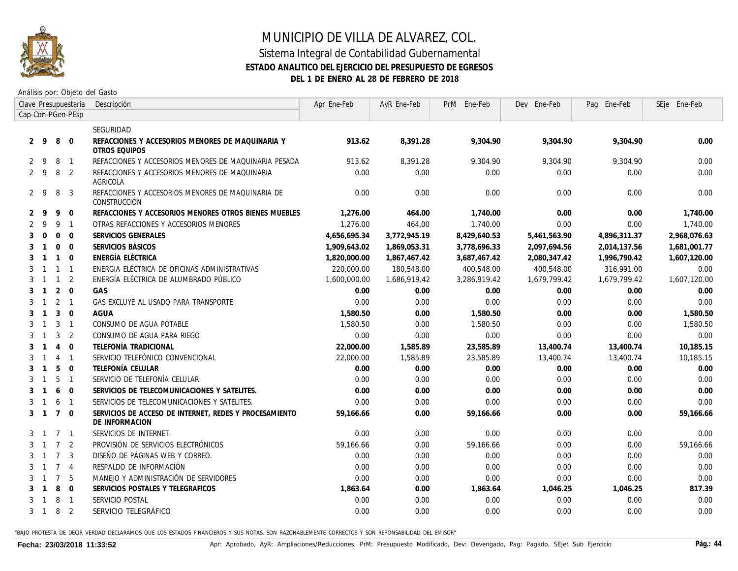# MUNICIPIO DE VILLA DE ALVAREZ, COL.

## Sistema Integral de Contabilidad Gubernamental

### ESTADO ANALITICO DEL EJERCICIO DEL PRESUPUESTO DE EGRESOS

### DEL 1 DE ENERO AL 28 DE FEBRERO DE 2018

Análisis por: Objeto del Gasto

| Clave Presupuestaria Cap-Con-PGen-PEsp | | | | Descripción | Apr Ene-Feb | AyR Ene-Feb | PrM Ene-Feb | Dev Ene-Feb | Pag Ene-Feb | SEje Ene-Feb |
|---|---|---|---|---|---|---|---|---|---|---|
| | | | | SEGURIDAD | | | | | | |
| **2** | **9** | **8** | **0** | **REFACCIONES Y ACCESORIOS MENORES DE MAQUINARIA Y OTROS EQUIPOS** | **913.62** | **8,391.28** | **9,304.90** | **9,304.90** | **9,304.90** | **0.00** |
| 2 | 9 | 8 | 1 | REFACCIONES Y ACCESORIOS MENORES DE MAQUINARIA PESADA | 913.62 | 8,391.28 | 9,304.90 | 9,304.90 | 9,304.90 | 0.00 |
| 2 | 9 | 8 | 2 | REFACCIONES Y ACCESORIOS MENORES DE MAQUINARIA AGRICOLA | 0.00 | 0.00 | 0.00 | 0.00 | 0.00 | 0.00 |
| 2 | 9 | 8 | 3 | REFACCIONES Y ACCESORIOS MENORES DE MAQUINARIA DE CONSTRUCCIÓN | 0.00 | 0.00 | 0.00 | 0.00 | 0.00 | 0.00 |
| **2** | **9** | **9** | **0** | **REFACCIONES Y ACCESORIOS MENORES OTROS BIENES MUEBLES** | **1,276.00** | **464.00** | **1,740.00** | **0.00** | **0.00** | **1,740.00** |
| 2 | 9 | 9 | 1 | OTRAS REFACCIONES Y ACCESORIOS MENORES | 1,276.00 | 464.00 | 1,740.00 | 0.00 | 0.00 | 1,740.00 |
| **3** | **0** | **0** | **0** | **SERVICIOS GENERALES** | **4,656,695.34** | **3,772,945.19** | **8,429,640.53** | **5,461,563.90** | **4,896,311.37** | **2,968,076.63** |
| **3** | **1** | **0** | **0** | **SERVICIOS BÁSICOS** | **1,909,643.02** | **1,869,053.31** | **3,778,696.33** | **2,097,694.56** | **2,014,137.56** | **1,681,001.77** |
| **3** | **1** | **1** | **0** | **ENERGÍA ELÉCTRICA** | **1,820,000.00** | **1,867,467.42** | **3,687,467.42** | **2,080,347.42** | **1,996,790.42** | **1,607,120.00** |
| 3 | 1 | 1 | 1 | ENERGIA ELÉCTRICA DE OFICINAS ADMINISTRATIVAS | 220,000.00 | 180,548.00 | 400,548.00 | 400,548.00 | 316,991.00 | 0.00 |
| 3 | 1 | 1 | 2 | ENERGÍA ELÉCTRICA DE ALUMBRADO PÚBLICO | 1,600,000.00 | 1,686,919.42 | 3,286,919.42 | 1,679,799.42 | 1,679,799.42 | 1,607,120.00 |
| **3** | **1** | **2** | **0** | **GAS** | **0.00** | **0.00** | **0.00** | **0.00** | **0.00** | **0.00** |
| 3 | 1 | 2 | 1 | GAS EXCLUYE AL USADO PARA TRANSPORTE | 0.00 | 0.00 | 0.00 | 0.00 | 0.00 | 0.00 |
| **3** | **1** | **3** | **0** | **AGUA** | **1,580.50** | **0.00** | **1,580.50** | **0.00** | **0.00** | **1,580.50** |
| 3 | 1 | 3 | 1 | CONSUMO DE AGUA POTABLE | 1,580.50 | 0.00 | 1,580.50 | 0.00 | 0.00 | 1,580.50 |
| 3 | 1 | 3 | 2 | CONSUMO DE AGUA PARA RIEGO | 0.00 | 0.00 | 0.00 | 0.00 | 0.00 | 0.00 |
| **3** | **1** | **4** | **0** | **TELEFONÍA TRADICIONAL** | **22,000.00** | **1,585.89** | **23,585.89** | **13,400.74** | **13,400.74** | **10,185.15** |
| 3 | 1 | 4 | 1 | SERVICIO TELEFÓNICO CONVENCIONAL | 22,000.00 | 1,585.89 | 23,585.89 | 13,400.74 | 13,400.74 | 10,185.15 |
| **3** | **1** | **5** | **0** | **TELEFONÍA CELULAR** | **0.00** | **0.00** | **0.00** | **0.00** | **0.00** | **0.00** |
| 3 | 1 | 5 | 1 | SERVICIO DE TELEFONÍA CELULAR | 0.00 | 0.00 | 0.00 | 0.00 | 0.00 | 0.00 |
| **3** | **1** | **6** | **0** | **SERVICIOS DE TELECOMUNICACIONES Y SATELITES.** | **0.00** | **0.00** | **0.00** | **0.00** | **0.00** | **0.00** |
| 3 | 1 | 6 | 1 | SERVICIOS DE TELECOMUNICACIONES Y SATELITES. | 0.00 | 0.00 | 0.00 | 0.00 | 0.00 | 0.00 |
| **3** | **1** | **7** | **0** | **SERVICIOS DE ACCESO DE INTERNET, REDES Y PROCESAMIENTO DE INFORMACION** | **59,166.66** | **0.00** | **59,166.66** | **0.00** | **0.00** | **59,166.66** |
| 3 | 1 | 7 | 1 | SERVICIOS DE INTERNET. | 0.00 | 0.00 | 0.00 | 0.00 | 0.00 | 0.00 |
| 3 | 1 | 7 | 2 | PROVISIÓN DE SERVICIOS ELECTRÓNICOS | 59,166.66 | 0.00 | 59,166.66 | 0.00 | 0.00 | 59,166.66 |
| 3 | 1 | 7 | 3 | DISEÑO DE PÁGINAS WEB Y CORREO. | 0.00 | 0.00 | 0.00 | 0.00 | 0.00 | 0.00 |
| 3 | 1 | 7 | 4 | RESPALDO DE INFORMACIÓN | 0.00 | 0.00 | 0.00 | 0.00 | 0.00 | 0.00 |
| 3 | 1 | 7 | 5 | MANEJO Y ADMINISTRACIÓN DE SERVIDORES | 0.00 | 0.00 | 0.00 | 0.00 | 0.00 | 0.00 |
| **3** | **1** | **8** | **0** | **SERVICIOS POSTALES Y TELEGRAFICOS** | **1,863.64** | **0.00** | **1,863.64** | **1,046.25** | **1,046.25** | **817.39** |
| 3 | 1 | 8 | 1 | SERVICIO POSTAL | 0.00 | 0.00 | 0.00 | 0.00 | 0.00 | 0.00 |
| 3 | 1 | 8 | 2 | SERVICIO TELEGRÁFICO | 0.00 | 0.00 | 0.00 | 0.00 | 0.00 | 0.00 |

"BAJO PROTESTA DE DECIR VERDAD DECLARAMOS QUE LOS ESTADOS FINANCIEROS Y SUS NOTAS, SON RAZONABLEMENTE CORRECTOS Y SON REPONSABILIDAD DEL EMISOR"

**Fecha: 23/03/2018 11:33:52** Apr: Aprobado, AyR: Ampliaciones/Reducciones, PrM: Presupuesto Modificado, Dev: Devengado, Pag: Pagado, SEje: Sub Ejercicio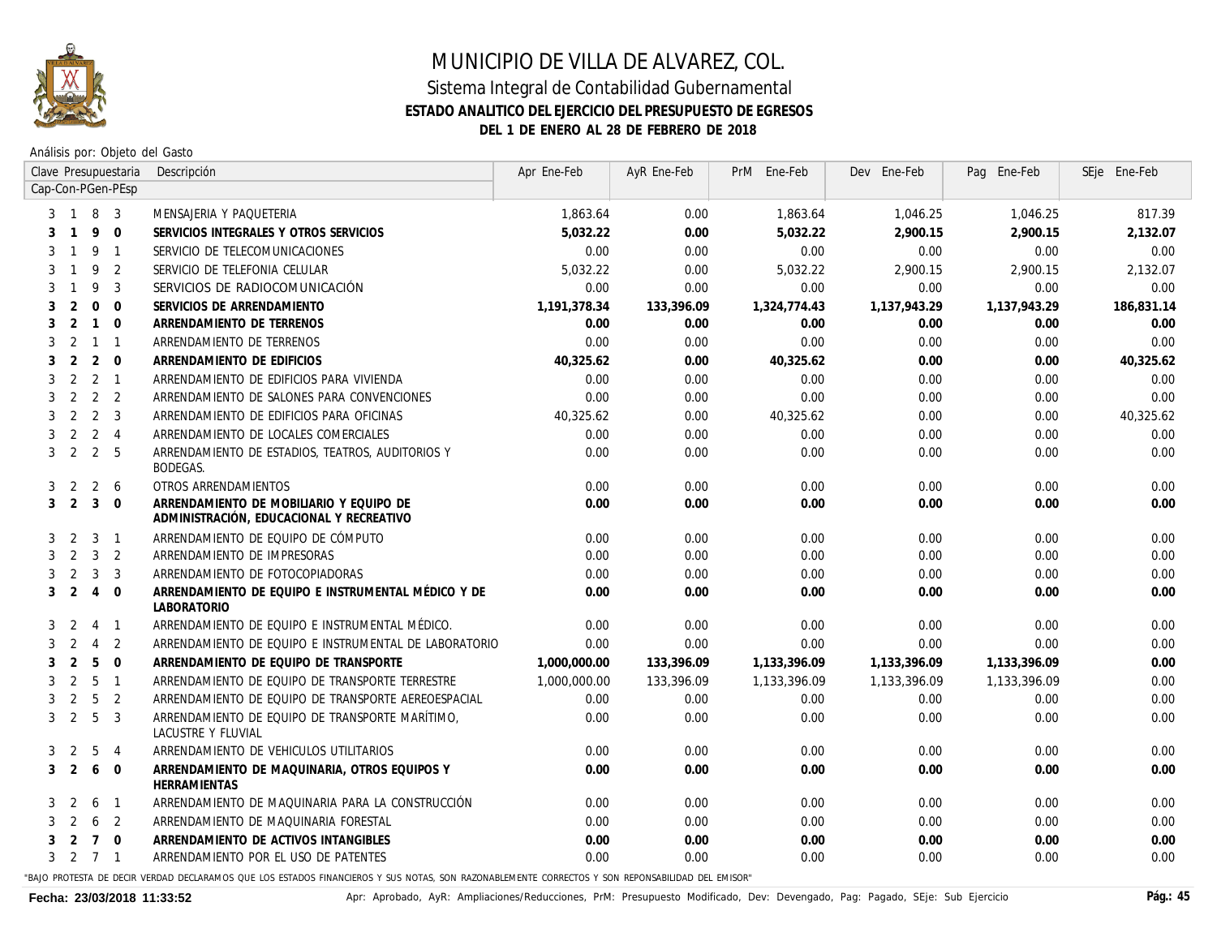# MUNICIPIO DE VILLA DE ALVAREZ, COL.

## Sistema Integral de Contabilidad Gubernamental

### ESTADO ANALITICO DEL EJERCICIO DEL PRESUPUESTO DE EGRESOS

### DEL 1 DE ENERO AL 28 DE FEBRERO DE 2018

Análisis por: Objeto del Gasto

| Clave Presupuestaria Cap-Con-PGen-PEsp | Descripción | Apr Ene-Feb | AyR Ene-Feb | PrM Ene-Feb | Dev Ene-Feb | Pag Ene-Feb | SEje Ene-Feb |
|---|---|---|---|---|---|---|---|
| 3 1 8 3 | MENSAJERIA Y PAQUETERIA | 1,863.64 | 0.00 | 1,863.64 | 1,046.25 | 1,046.25 | 817.39 |
| **3 1 9 0** | **SERVICIOS INTEGRALES Y OTROS SERVICIOS** | **5,032.22** | **0.00** | **5,032.22** | **2,900.15** | **2,900.15** | **2,132.07** |
| 3 1 9 1 | SERVICIO DE TELECOMUNICACIONES | 0.00 | 0.00 | 0.00 | 0.00 | 0.00 | 0.00 |
| 3 1 9 2 | SERVICIO DE TELEFONIA CELULAR | 5,032.22 | 0.00 | 5,032.22 | 2,900.15 | 2,900.15 | 2,132.07 |
| 3 1 9 3 | SERVICIOS DE RADIOCOMUNICACIÓN | 0.00 | 0.00 | 0.00 | 0.00 | 0.00 | 0.00 |
| **3 2 0 0** | **SERVICIOS DE ARRENDAMIENTO** | **1,191,378.34** | **133,396.09** | **1,324,774.43** | **1,137,943.29** | **1,137,943.29** | **186,831.14** |
| **3 2 1 0** | **ARRENDAMIENTO DE TERRENOS** | **0.00** | **0.00** | **0.00** | **0.00** | **0.00** | **0.00** |
| 3 2 1 1 | ARRENDAMIENTO DE TERRENOS | 0.00 | 0.00 | 0.00 | 0.00 | 0.00 | 0.00 |
| **3 2 2 0** | **ARRENDAMIENTO DE EDIFICIOS** | **40,325.62** | **0.00** | **40,325.62** | **0.00** | **0.00** | **40,325.62** |
| 3 2 2 1 | ARRENDAMIENTO DE EDIFICIOS PARA VIVIENDA | 0.00 | 0.00 | 0.00 | 0.00 | 0.00 | 0.00 |
| 3 2 2 2 | ARRENDAMIENTO DE SALONES PARA CONVENCIONES | 0.00 | 0.00 | 0.00 | 0.00 | 0.00 | 0.00 |
| 3 2 2 3 | ARRENDAMIENTO DE EDIFICIOS PARA OFICINAS | 40,325.62 | 0.00 | 40,325.62 | 0.00 | 0.00 | 40,325.62 |
| 3 2 2 4 | ARRENDAMIENTO DE LOCALES COMERCIALES | 0.00 | 0.00 | 0.00 | 0.00 | 0.00 | 0.00 |
| 3 2 2 5 | ARRENDAMIENTO DE ESTADIOS, TEATROS, AUDITORIOS Y BODEGAS. | 0.00 | 0.00 | 0.00 | 0.00 | 0.00 | 0.00 |
| 3 2 2 6 | OTROS ARRENDAMIENTOS | 0.00 | 0.00 | 0.00 | 0.00 | 0.00 | 0.00 |
| **3 2 3 0** | **ARRENDAMIENTO DE MOBILIARIO Y EQUIPO DE ADMINISTRACIÓN, EDUCACIONAL Y RECREATIVO** | **0.00** | **0.00** | **0.00** | **0.00** | **0.00** | **0.00** |
| 3 2 3 1 | ARRENDAMIENTO DE EQUIPO DE CÓMPUTO | 0.00 | 0.00 | 0.00 | 0.00 | 0.00 | 0.00 |
| 3 2 3 2 | ARRENDAMIENTO DE IMPRESORAS | 0.00 | 0.00 | 0.00 | 0.00 | 0.00 | 0.00 |
| 3 2 3 3 | ARRENDAMIENTO DE FOTOCOPIADORAS | 0.00 | 0.00 | 0.00 | 0.00 | 0.00 | 0.00 |
| **3 2 4 0** | **ARRENDAMIENTO DE EQUIPO E INSTRUMENTAL MÉDICO Y DE LABORATORIO** | **0.00** | **0.00** | **0.00** | **0.00** | **0.00** | **0.00** |
| 3 2 4 1 | ARRENDAMIENTO DE EQUIPO E INSTRUMENTAL MÉDICO. | 0.00 | 0.00 | 0.00 | 0.00 | 0.00 | 0.00 |
| 3 2 4 2 | ARRENDAMIENTO DE EQUIPO E INSTRUMENTAL DE LABORATORIO | 0.00 | 0.00 | 0.00 | 0.00 | 0.00 | 0.00 |
| **3 2 5 0** | **ARRENDAMIENTO DE EQUIPO DE TRANSPORTE** | **1,000,000.00** | **133,396.09** | **1,133,396.09** | **1,133,396.09** | **1,133,396.09** | **0.00** |
| 3 2 5 1 | ARRENDAMIENTO DE EQUIPO DE TRANSPORTE TERRESTRE | 1,000,000.00 | 133,396.09 | 1,133,396.09 | 1,133,396.09 | 1,133,396.09 | 0.00 |
| 3 2 5 2 | ARRENDAMIENTO DE EQUIPO DE TRANSPORTE AEREOESPACIAL | 0.00 | 0.00 | 0.00 | 0.00 | 0.00 | 0.00 |
| 3 2 5 3 | ARRENDAMIENTO DE EQUIPO DE TRANSPORTE MARÍTIMO, LACUSTRE Y FLUVIAL | 0.00 | 0.00 | 0.00 | 0.00 | 0.00 | 0.00 |
| 3 2 5 4 | ARRENDAMIENTO DE VEHICULOS UTILITARIOS | 0.00 | 0.00 | 0.00 | 0.00 | 0.00 | 0.00 |
| **3 2 6 0** | **ARRENDAMIENTO DE MAQUINARIA, OTROS EQUIPOS Y HERRAMIENTAS** | **0.00** | **0.00** | **0.00** | **0.00** | **0.00** | **0.00** |
| 3 2 6 1 | ARRENDAMIENTO DE MAQUINARIA PARA LA CONSTRUCCIÓN | 0.00 | 0.00 | 0.00 | 0.00 | 0.00 | 0.00 |
| 3 2 6 2 | ARRENDAMIENTO DE MAQUINARIA FORESTAL | 0.00 | 0.00 | 0.00 | 0.00 | 0.00 | 0.00 |
| **3 2 7 0** | **ARRENDAMIENTO DE ACTIVOS INTANGIBLES** | **0.00** | **0.00** | **0.00** | **0.00** | **0.00** | **0.00** |
| 3 2 7 1 | ARRENDAMIENTO POR EL USO DE PATENTES | 0.00 | 0.00 | 0.00 | 0.00 | 0.00 | 0.00 |

"BAJO PROTESTA DE DECIR VERDAD DECLARAMOS QUE LOS ESTADOS FINANCIEROS Y SUS NOTAS, SON RAZONABLEMENTE CORRECTOS Y SON REPONSABILIDAD DEL EMISOR"

Fecha: 23/03/2018 11:33:52

Apr: Aprobado, AyR: Ampliaciones/Reducciones, PrM: Presupuesto Modificado, Dev: Devengado, Pag: Pagado, SEje: Sub Ejercicio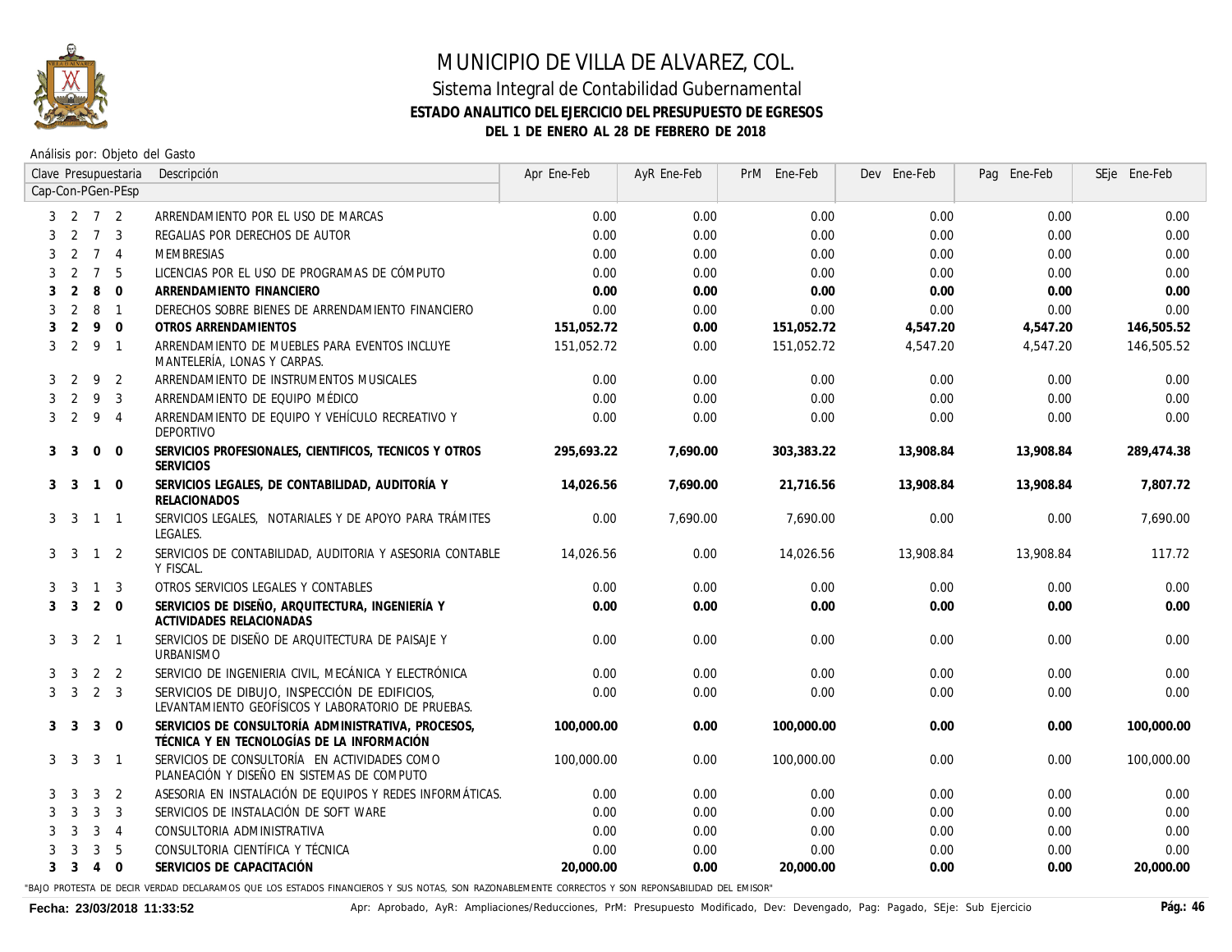# MUNICIPIO DE VILLA DE ALVAREZ, COL.

## Sistema Integral de Contabilidad Gubernamental

### ESTADO ANALITICO DEL EJERCICIO DEL PRESUPUESTO DE EGRESOS

### DEL 1 DE ENERO AL 28 DE FEBRERO DE 2018

Análisis por: Objeto del Gasto

| Clave Presupuestaria Cap-Con-PGen-PEsp | Descripción | Apr Ene-Feb | AyR Ene-Feb | PrM Ene-Feb | Dev Ene-Feb | Pag Ene-Feb | SEje Ene-Feb |
|---|---|---|---|---|---|---|---|
| 3 2 7 2 | ARRENDAMIENTO POR EL USO DE MARCAS | 0.00 | 0.00 | 0.00 | 0.00 | 0.00 | 0.00 |
| 3 2 7 3 | REGALIAS POR DERECHOS DE AUTOR | 0.00 | 0.00 | 0.00 | 0.00 | 0.00 | 0.00 |
| 3 2 7 4 | MEMBRESIAS | 0.00 | 0.00 | 0.00 | 0.00 | 0.00 | 0.00 |
| 3 2 7 5 | LICENCIAS POR EL USO DE PROGRAMAS DE CÓMPUTO | 0.00 | 0.00 | 0.00 | 0.00 | 0.00 | 0.00 |
| **3 2 8 0** | **ARRENDAMIENTO FINANCIERO** | **0.00** | **0.00** | **0.00** | **0.00** | **0.00** | **0.00** |
| 3 2 8 1 | DERECHOS SOBRE BIENES DE ARRENDAMIENTO FINANCIERO | 0.00 | 0.00 | 0.00 | 0.00 | 0.00 | 0.00 |
| **3 2 9 0** | **OTROS ARRENDAMIENTOS** | **151,052.72** | **0.00** | **151,052.72** | **4,547.20** | **4,547.20** | **146,505.52** |
| 3 2 9 1 | ARRENDAMIENTO DE MUEBLES PARA EVENTOS INCLUYE MANTELERÍA, LONAS Y CARPAS. | 151,052.72 | 0.00 | 151,052.72 | 4,547.20 | 4,547.20 | 146,505.52 |
| 3 2 9 2 | ARRENDAMIENTO DE INSTRUMENTOS MUSICALES | 0.00 | 0.00 | 0.00 | 0.00 | 0.00 | 0.00 |
| 3 2 9 3 | ARRENDAMIENTO DE EQUIPO MÉDICO | 0.00 | 0.00 | 0.00 | 0.00 | 0.00 | 0.00 |
| 3 2 9 4 | ARRENDAMIENTO DE EQUIPO Y VEHÍCULO RECREATIVO Y DEPORTIVO | 0.00 | 0.00 | 0.00 | 0.00 | 0.00 | 0.00 |
| **3 3 0 0** | **SERVICIOS PROFESIONALES, CIENTIFICOS, TECNICOS Y OTROS SERVICIOS** | **295,693.22** | **7,690.00** | **303,383.22** | **13,908.84** | **13,908.84** | **289,474.38** |
| **3 3 1 0** | **SERVICIOS LEGALES, DE CONTABILIDAD, AUDITORÍA Y RELACIONADOS** | **14,026.56** | **7,690.00** | **21,716.56** | **13,908.84** | **13,908.84** | **7,807.72** |
| 3 3 1 1 | SERVICIOS LEGALES, NOTARIALES Y DE APOYO PARA TRÁMITES LEGALES. | 0.00 | 7,690.00 | 7,690.00 | 0.00 | 0.00 | 7,690.00 |
| 3 3 1 2 | SERVICIOS DE CONTABILIDAD, AUDITORIA Y ASESORIA CONTABLE Y FISCAL. | 14,026.56 | 0.00 | 14,026.56 | 13,908.84 | 13,908.84 | 117.72 |
| 3 3 1 3 | OTROS SERVICIOS LEGALES Y CONTABLES | 0.00 | 0.00 | 0.00 | 0.00 | 0.00 | 0.00 |
| **3 3 2 0** | **SERVICIOS DE DISEÑO, ARQUITECTURA, INGENIERÍA Y ACTIVIDADES RELACIONADAS** | **0.00** | **0.00** | **0.00** | **0.00** | **0.00** | **0.00** |
| 3 3 2 1 | SERVICIOS DE DISEÑO DE ARQUITECTURA DE PAISAJE Y URBANISMO | 0.00 | 0.00 | 0.00 | 0.00 | 0.00 | 0.00 |
| 3 3 2 2 | SERVICIO DE INGENIERIA CIVIL, MECÁNICA Y ELECTRÓNICA | 0.00 | 0.00 | 0.00 | 0.00 | 0.00 | 0.00 |
| 3 3 2 3 | SERVICIOS DE DIBUJO, INSPECCIÓN DE EDIFICIOS, LEVANTAMIENTO GEOFÍSICOS Y LABORATORIO DE PRUEBAS. | 0.00 | 0.00 | 0.00 | 0.00 | 0.00 | 0.00 |
| **3 3 3 0** | **SERVICIOS DE CONSULTORÍA ADMINISTRATIVA, PROCESOS, TÉCNICA Y EN TECNOLOGÍAS DE LA INFORMACIÓN** | **100,000.00** | **0.00** | **100,000.00** | **0.00** | **0.00** | **100,000.00** |
| 3 3 3 1 | SERVICIOS DE CONSULTORÍA EN ACTIVIDADES COMO PLANEACIÓN Y DISEÑO EN SISTEMAS DE COMPUTO | 100,000.00 | 0.00 | 100,000.00 | 0.00 | 0.00 | 100,000.00 |
| 3 3 3 2 | ASESORIA EN INSTALACIÓN DE EQUIPOS Y REDES INFORMÁTICAS. | 0.00 | 0.00 | 0.00 | 0.00 | 0.00 | 0.00 |
| 3 3 3 3 | SERVICIOS DE INSTALACIÓN DE SOFT WARE | 0.00 | 0.00 | 0.00 | 0.00 | 0.00 | 0.00 |
| 3 3 3 4 | CONSULTORIA ADMINISTRATIVA | 0.00 | 0.00 | 0.00 | 0.00 | 0.00 | 0.00 |
| 3 3 3 5 | CONSULTORIA CIENTÍFICA Y TÉCNICA | 0.00 | 0.00 | 0.00 | 0.00 | 0.00 | 0.00 |
| **3 3 4 0** | **SERVICIOS DE CAPACITACIÓN** | **20,000.00** | **0.00** | **20,000.00** | **0.00** | **0.00** | **20,000.00** |

"BAJO PROTESTA DE DECIR VERDAD DECLARAMOS QUE LOS ESTADOS FINANCIEROS Y SUS NOTAS, SON RAZONABLEMENTE CORRECTOS Y SON REPONSABILIDAD DEL EMISOR"

**Fecha: 23/03/2018 11:33:52** Apr: Aprobado, AyR: Ampliaciones/Reducciones, PrM: Presupuesto Modificado, Dev: Devengado, Pag: Pagado, SEje: Sub Ejercicio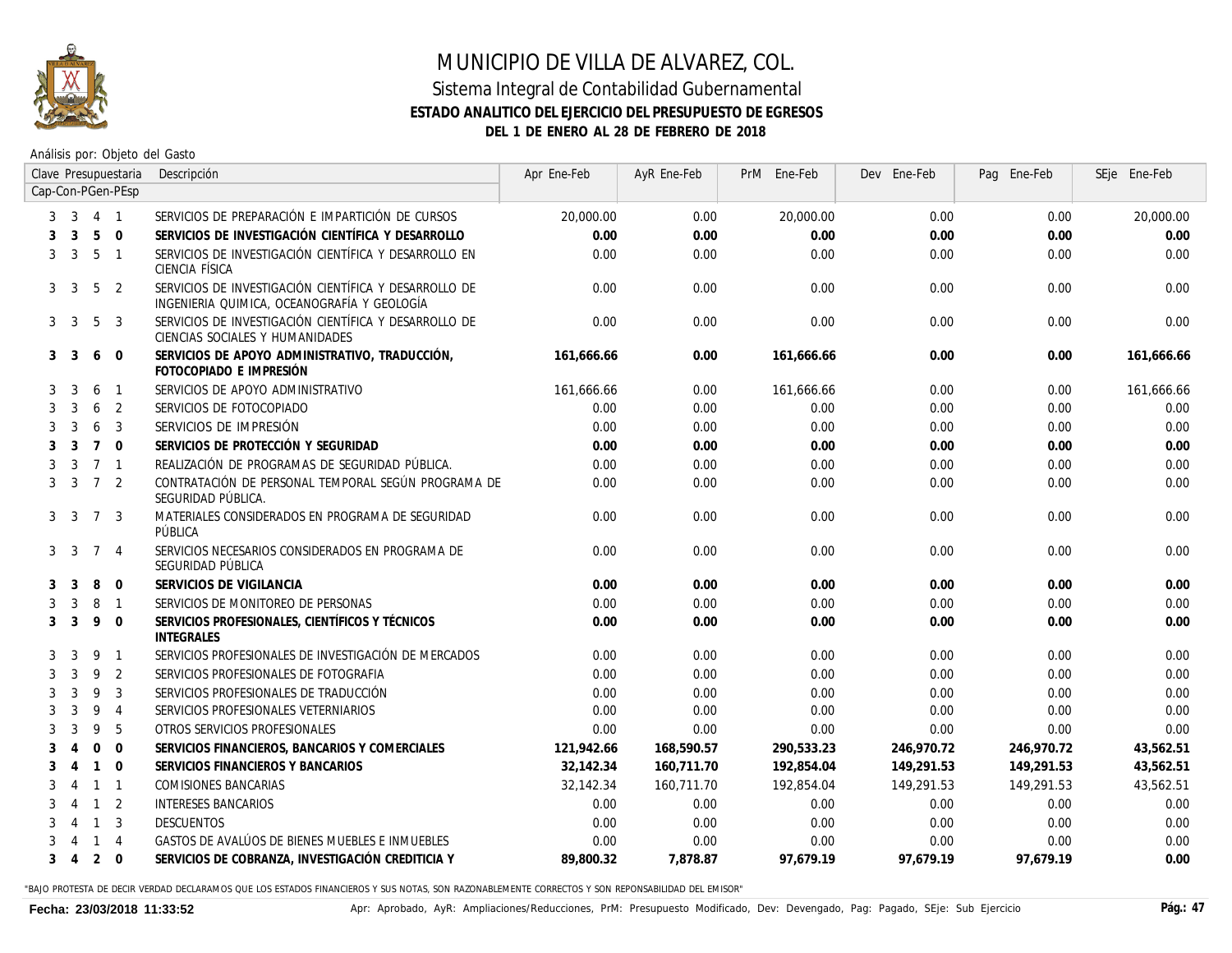# MUNICIPIO DE VILLA DE ALVAREZ, COL.

## Sistema Integral de Contabilidad Gubernamental

### ESTADO ANALITICO DEL EJERCICIO DEL PRESUPUESTO DE EGRESOS

### DEL 1 DE ENERO AL 28 DE FEBRERO DE 2018

Análisis por: Objeto del Gasto

| Clave Presupuestaria Cap-Con-PGen-PEsp | Descripción | Apr Ene-Feb | AyR Ene-Feb | PrM Ene-Feb | Dev Ene-Feb | Pag Ene-Feb | SEje Ene-Feb |
|---|---|---|---|---|---|---|---|
| 3 3 4 1 | SERVICIOS DE PREPARACIÓN E IMPARTICIÓN DE CURSOS | 20,000.00 | 0.00 | 20,000.00 | 0.00 | 0.00 | 20,000.00 |
| **3 3 5 0** | **SERVICIOS DE INVESTIGACIÓN CIENTÍFICA Y DESARROLLO** | **0.00** | **0.00** | **0.00** | **0.00** | **0.00** | **0.00** |
| 3 3 5 1 | SERVICIOS DE INVESTIGACIÓN CIENTÍFICA Y DESARROLLO EN CIENCIA FÍSICA | 0.00 | 0.00 | 0.00 | 0.00 | 0.00 | 0.00 |
| 3 3 5 2 | SERVICIOS DE INVESTIGACIÓN CIENTÍFICA Y DESARROLLO DE INGENIERIA QUIMICA, OCEANOGRAFÍA Y GEOLOGÍA | 0.00 | 0.00 | 0.00 | 0.00 | 0.00 | 0.00 |
| 3 3 5 3 | SERVICIOS DE INVESTIGACIÓN CIENTÍFICA Y DESARROLLO DE CIENCIAS SOCIALES Y HUMANIDADES | 0.00 | 0.00 | 0.00 | 0.00 | 0.00 | 0.00 |
| **3 3 6 0** | **SERVICIOS DE APOYO ADMINISTRATIVO, TRADUCCIÓN, FOTOCOPIADO E IMPRESIÓN** | **161,666.66** | **0.00** | **161,666.66** | **0.00** | **0.00** | **161,666.66** |
| 3 3 6 1 | SERVICIOS DE APOYO ADMINISTRATIVO | 161,666.66 | 0.00 | 161,666.66 | 0.00 | 0.00 | 161,666.66 |
| 3 3 6 2 | SERVICIOS DE FOTOCOPIADO | 0.00 | 0.00 | 0.00 | 0.00 | 0.00 | 0.00 |
| 3 3 6 3 | SERVICIOS DE IMPRESIÓN | 0.00 | 0.00 | 0.00 | 0.00 | 0.00 | 0.00 |
| **3 3 7 0** | **SERVICIOS DE PROTECCIÓN Y SEGURIDAD** | **0.00** | **0.00** | **0.00** | **0.00** | **0.00** | **0.00** |
| 3 3 7 1 | REALIZACIÓN DE PROGRAMAS DE SEGURIDAD PÚBLICA. | 0.00 | 0.00 | 0.00 | 0.00 | 0.00 | 0.00 |
| 3 3 7 2 | CONTRATACIÓN DE PERSONAL TEMPORAL SEGÚN PROGRAMA DE SEGURIDAD PÚBLICA. | 0.00 | 0.00 | 0.00 | 0.00 | 0.00 | 0.00 |
| 3 3 7 3 | MATERIALES CONSIDERADOS EN PROGRAMA DE SEGURIDAD PÚBLICA | 0.00 | 0.00 | 0.00 | 0.00 | 0.00 | 0.00 |
| 3 3 7 4 | SERVICIOS NECESARIOS CONSIDERADOS EN PROGRAMA DE SEGURIDAD PÚBLICA | 0.00 | 0.00 | 0.00 | 0.00 | 0.00 | 0.00 |
| **3 3 8 0** | **SERVICIOS DE VIGILANCIA** | **0.00** | **0.00** | **0.00** | **0.00** | **0.00** | **0.00** |
| 3 3 8 1 | SERVICIOS DE MONITOREO DE PERSONAS | 0.00 | 0.00 | 0.00 | 0.00 | 0.00 | 0.00 |
| **3 3 9 0** | **SERVICIOS PROFESIONALES, CIENTÍFICOS Y TÉCNICOS INTEGRALES** | **0.00** | **0.00** | **0.00** | **0.00** | **0.00** | **0.00** |
| 3 3 9 1 | SERVICIOS PROFESIONALES DE INVESTIGACIÓN DE MERCADOS | 0.00 | 0.00 | 0.00 | 0.00 | 0.00 | 0.00 |
| 3 3 9 2 | SERVICIOS PROFESIONALES DE FOTOGRAFIA | 0.00 | 0.00 | 0.00 | 0.00 | 0.00 | 0.00 |
| 3 3 9 3 | SERVICIOS PROFESIONALES DE TRADUCCIÓN | 0.00 | 0.00 | 0.00 | 0.00 | 0.00 | 0.00 |
| 3 3 9 4 | SERVICIOS PROFESIONALES VETERNIARIOS | 0.00 | 0.00 | 0.00 | 0.00 | 0.00 | 0.00 |
| 3 3 9 5 | OTROS SERVICIOS PROFESIONALES | 0.00 | 0.00 | 0.00 | 0.00 | 0.00 | 0.00 |
| **3 4 0 0** | **SERVICIOS FINANCIEROS, BANCARIOS Y COMERCIALES** | **121,942.66** | **168,590.57** | **290,533.23** | **246,970.72** | **246,970.72** | **43,562.51** |
| **3 4 1 0** | **SERVICIOS FINANCIEROS Y BANCARIOS** | **32,142.34** | **160,711.70** | **192,854.04** | **149,291.53** | **149,291.53** | **43,562.51** |
| 3 4 1 1 | COMISIONES BANCARIAS | 32,142.34 | 160,711.70 | 192,854.04 | 149,291.53 | 149,291.53 | 43,562.51 |
| 3 4 1 2 | INTERESES BANCARIOS | 0.00 | 0.00 | 0.00 | 0.00 | 0.00 | 0.00 |
| 3 4 1 3 | DESCUENTOS | 0.00 | 0.00 | 0.00 | 0.00 | 0.00 | 0.00 |
| 3 4 1 4 | GASTOS DE AVALÚOS DE BIENES MUEBLES E INMUEBLES | 0.00 | 0.00 | 0.00 | 0.00 | 0.00 | 0.00 |
| **3 4 2 0** | **SERVICIOS DE COBRANZA, INVESTIGACIÓN CREDITICIA Y** | **89,800.32** | **7,878.87** | **97,679.19** | **97,679.19** | **97,679.19** | **0.00** |

"BAJO PROTESTA DE DECIR VERDAD DECLARAMOS QUE LOS ESTADOS FINANCIEROS Y SUS NOTAS, SON RAZONABLEMENTE CORRECTOS Y SON REPONSABILIDAD DEL EMISOR"

Fecha: 23/03/2018 11:33:52

Apr: Aprobado, AyR: Ampliaciones/Reducciones, PrM: Presupuesto Modificado, Dev: Devengado, Pag: Pagado, SEje: Sub Ejercicio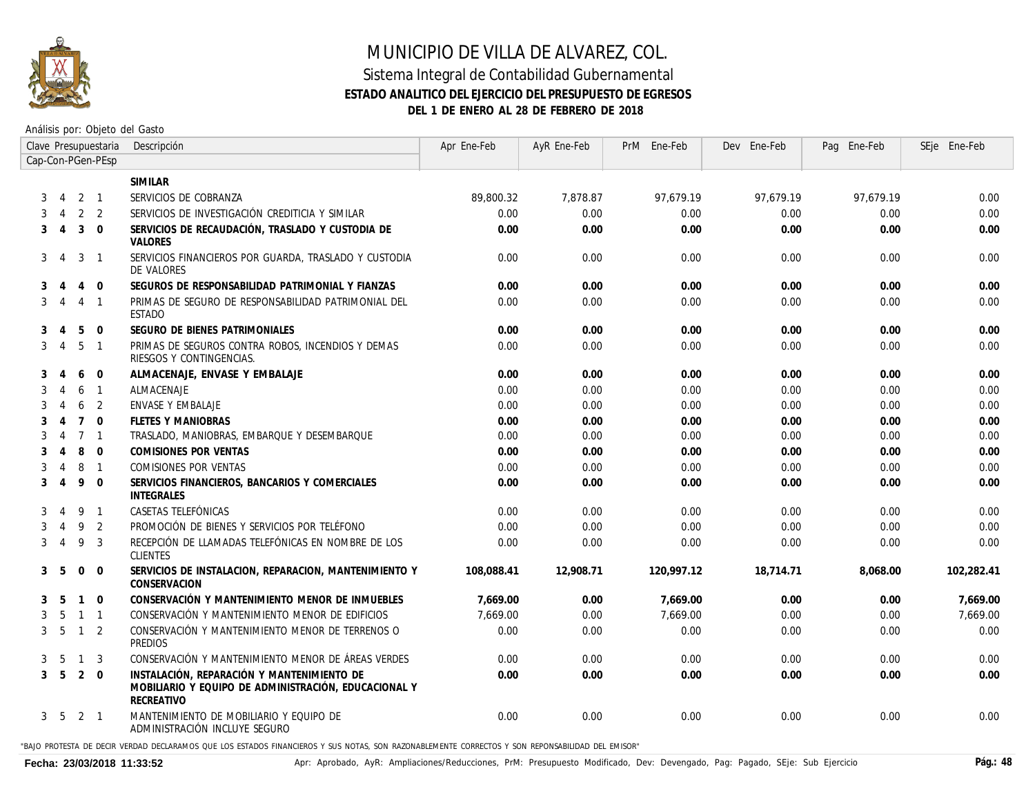# MUNICIPIO DE VILLA DE ALVAREZ, COL.

## Sistema Integral de Contabilidad Gubernamental

### ESTADO ANALITICO DEL EJERCICIO DEL PRESUPUESTO DE EGRESOS

### DEL 1 DE ENERO AL 28 DE FEBRERO DE 2018

Análisis por: Objeto del Gasto

| Clave Presupuestaria Cap-Con-PGen-PEsp | | | | Descripción | Apr Ene-Feb | AyR Ene-Feb | PrM Ene-Feb | Dev Ene-Feb | Pag Ene-Feb | SEje Ene-Feb |
|---|---|---|---|---|---|---|---|---|---|---|
| | | | | SIMILAR | | | | | | |
| 3 | 4 | 2 | 1 | SERVICIOS DE COBRANZA | 89,800.32 | 7,878.87 | 97,679.19 | 97,679.19 | 97,679.19 | 0.00 |
| 3 | 4 | 2 | 2 | SERVICIOS DE INVESTIGACIÓN CREDITICIA Y SIMILAR | 0.00 | 0.00 | 0.00 | 0.00 | 0.00 | 0.00 |
| **3** | **4** | **3** | **0** | **SERVICIOS DE RECAUDACIÓN, TRASLADO Y CUSTODIA DE VALORES** | **0.00** | **0.00** | **0.00** | **0.00** | **0.00** | **0.00** |
| 3 | 4 | 3 | 1 | SERVICIOS FINANCIEROS POR GUARDA, TRASLADO Y CUSTODIA DE VALORES | 0.00 | 0.00 | 0.00 | 0.00 | 0.00 | 0.00 |
| **3** | **4** | **4** | **0** | **SEGUROS DE RESPONSABILIDAD PATRIMONIAL Y FIANZAS** | **0.00** | **0.00** | **0.00** | **0.00** | **0.00** | **0.00** |
| 3 | 4 | 4 | 1 | PRIMAS DE SEGURO DE RESPONSABILIDAD PATRIMONIAL DEL ESTADO | 0.00 | 0.00 | 0.00 | 0.00 | 0.00 | 0.00 |
| **3** | **4** | **5** | **0** | **SEGURO DE BIENES PATRIMONIALES** | **0.00** | **0.00** | **0.00** | **0.00** | **0.00** | **0.00** |
| 3 | 4 | 5 | 1 | PRIMAS DE SEGUROS CONTRA ROBOS, INCENDIOS Y DEMAS RIESGOS Y CONTINGENCIAS. | 0.00 | 0.00 | 0.00 | 0.00 | 0.00 | 0.00 |
| **3** | **4** | **6** | **0** | **ALMACENAJE, ENVASE Y EMBALAJE** | **0.00** | **0.00** | **0.00** | **0.00** | **0.00** | **0.00** |
| 3 | 4 | 6 | 1 | ALMACENAJE | 0.00 | 0.00 | 0.00 | 0.00 | 0.00 | 0.00 |
| 3 | 4 | 6 | 2 | ENVASE Y EMBALAJE | 0.00 | 0.00 | 0.00 | 0.00 | 0.00 | 0.00 |
| **3** | **4** | **7** | **0** | **FLETES Y MANIOBRAS** | **0.00** | **0.00** | **0.00** | **0.00** | **0.00** | **0.00** |
| 3 | 4 | 7 | 1 | TRASLADO, MANIOBRAS, EMBARQUE Y DESEMBARQUE | 0.00 | 0.00 | 0.00 | 0.00 | 0.00 | 0.00 |
| **3** | **4** | **8** | **0** | **COMISIONES POR VENTAS** | **0.00** | **0.00** | **0.00** | **0.00** | **0.00** | **0.00** |
| 3 | 4 | 8 | 1 | COMISIONES POR VENTAS | 0.00 | 0.00 | 0.00 | 0.00 | 0.00 | 0.00 |
| **3** | **4** | **9** | **0** | **SERVICIOS FINANCIEROS, BANCARIOS Y COMERCIALES INTEGRALES** | **0.00** | **0.00** | **0.00** | **0.00** | **0.00** | **0.00** |
| 3 | 4 | 9 | 1 | CASETAS TELEFÓNICAS | 0.00 | 0.00 | 0.00 | 0.00 | 0.00 | 0.00 |
| 3 | 4 | 9 | 2 | PROMOCIÓN DE BIENES Y SERVICIOS POR TELÉFONO | 0.00 | 0.00 | 0.00 | 0.00 | 0.00 | 0.00 |
| 3 | 4 | 9 | 3 | RECEPCIÓN DE LLAMADAS TELEFÓNICAS EN NOMBRE DE LOS CLIENTES | 0.00 | 0.00 | 0.00 | 0.00 | 0.00 | 0.00 |
| **3** | **5** | **0** | **0** | **SERVICIOS DE INSTALACION, REPARACION, MANTENIMIENTO Y CONSERVACION** | **108,088.41** | **12,908.71** | **120,997.12** | **18,714.71** | **8,068.00** | **102,282.41** |
| **3** | **5** | **1** | **0** | **CONSERVACIÓN Y MANTENIMIENTO MENOR DE INMUEBLES** | **7,669.00** | **0.00** | **7,669.00** | **0.00** | **0.00** | **7,669.00** |
| 3 | 5 | 1 | 1 | CONSERVACIÓN Y MANTENIMIENTO MENOR DE EDIFICIOS | 7,669.00 | 0.00 | 7,669.00 | 0.00 | 0.00 | 7,669.00 |
| 3 | 5 | 1 | 2 | CONSERVACIÓN Y MANTENIMIENTO MENOR DE TERRENOS O PREDIOS | 0.00 | 0.00 | 0.00 | 0.00 | 0.00 | 0.00 |
| 3 | 5 | 1 | 3 | CONSERVACIÓN Y MANTENIMIENTO MENOR DE ÁREAS VERDES | 0.00 | 0.00 | 0.00 | 0.00 | 0.00 | 0.00 |
| **3** | **5** | **2** | **0** | **INSTALACIÓN, REPARACIÓN Y MANTENIMIENTO DE MOBILIARIO Y EQUIPO DE ADMINISTRACIÓN, EDUCACIONAL Y RECREATIVO** | **0.00** | **0.00** | **0.00** | **0.00** | **0.00** | **0.00** |
| 3 | 5 | 2 | 1 | MANTENIMIENTO DE MOBILIARIO Y EQUIPO DE ADMINISTRACIÓN INCLUYE SEGURO | 0.00 | 0.00 | 0.00 | 0.00 | 0.00 | 0.00 |

"BAJO PROTESTA DE DECIR VERDAD DECLARAMOS QUE LOS ESTADOS FINANCIEROS Y SUS NOTAS, SON RAZONABLEMENTE CORRECTOS Y SON REPONSABILIDAD DEL EMISOR"

**Fecha: 23/03/2018 11:33:52**

Apr: Aprobado, AyR: Ampliaciones/Reducciones, PrM: Presupuesto Modificado, Dev: Devengado, Pag: Pagado, SEje: Sub Ejercicio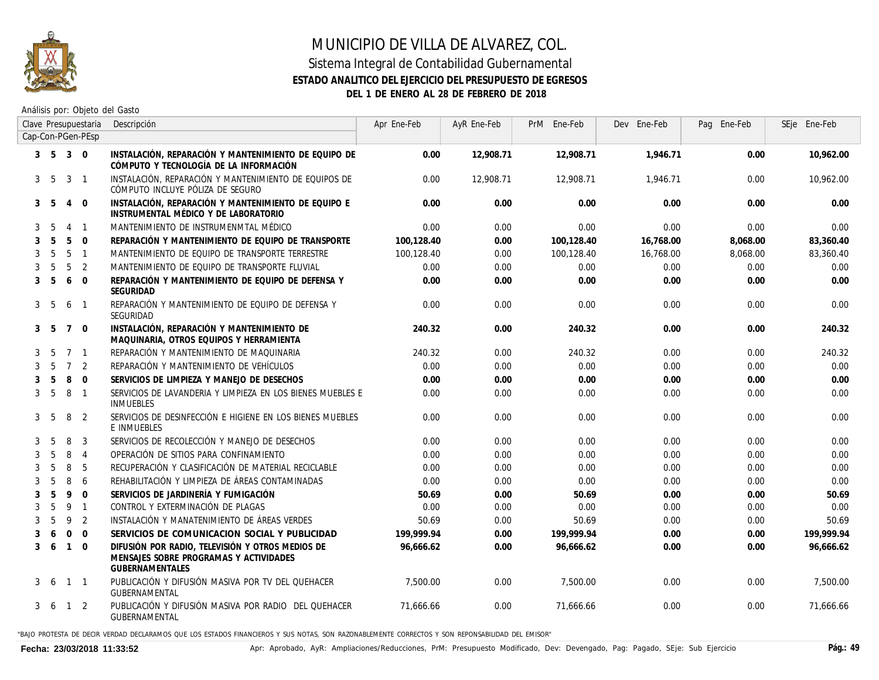# MUNICIPIO DE VILLA DE ALVAREZ, COL.

## Sistema Integral de Contabilidad Gubernamental

### ESTADO ANALITICO DEL EJERCICIO DEL PRESUPUESTO DE EGRESOS

### DEL 1 DE ENERO AL 28 DE FEBRERO DE 2018

Análisis por: Objeto del Gasto

| Clave Presupuestaria Cap-Con-PGen-PEsp | Descripción | Apr Ene-Feb | AyR Ene-Feb | PrM Ene-Feb | Dev Ene-Feb | Pag Ene-Feb | SEje Ene-Feb |
|---|---|---|---|---|---|---|---|
| **3 5 3 0** | **INSTALACIÓN, REPARACIÓN Y MANTENIMIENTO DE EQUIPO DE CÓMPUTO Y TECNOLOGÍA DE LA INFORMACIÓN** | **0.00** | **12,908.71** | **12,908.71** | **1,946.71** | **0.00** | **10,962.00** |
| 3 5 3 1 | INSTALACIÓN, REPARACIÓN Y MANTENIMIENTO DE EQUIPOS DE CÓMPUTO INCLUYE PÓLIZA DE SEGURO | 0.00 | 12,908.71 | 12,908.71 | 1,946.71 | 0.00 | 10,962.00 |
| **3 5 4 0** | **INSTALACIÓN, REPARACIÓN Y MANTENIMIENTO DE EQUIPO E INSTRUMENTAL MÉDICO Y DE LABORATORIO** | **0.00** | **0.00** | **0.00** | **0.00** | **0.00** | **0.00** |
| 3 5 4 1 | MANTENIMIENTO DE INSTRUMENMTAL MÉDICO | 0.00 | 0.00 | 0.00 | 0.00 | 0.00 | 0.00 |
| **3 5 5 0** | **REPARACIÓN Y MANTENIMIENTO DE EQUIPO DE TRANSPORTE** | **100,128.40** | **0.00** | **100,128.40** | **16,768.00** | **8,068.00** | **83,360.40** |
| 3 5 5 1 | MANTENIMIENTO DE EQUIPO DE TRANSPORTE TERRESTRE | 100,128.40 | 0.00 | 100,128.40 | 16,768.00 | 8,068.00 | 83,360.40 |
| 3 5 5 2 | MANTENIMIENTO DE EQUIPO DE TRANSPORTE FLUVIAL | 0.00 | 0.00 | 0.00 | 0.00 | 0.00 | 0.00 |
| **3 5 6 0** | **REPARACIÓN Y MANTENIMIENTO DE EQUIPO DE DEFENSA Y SEGURIDAD** | **0.00** | **0.00** | **0.00** | **0.00** | **0.00** | **0.00** |
| 3 5 6 1 | REPARACIÓN Y MANTENIMIENTO DE EQUIPO DE DEFENSA Y SEGURIDAD | 0.00 | 0.00 | 0.00 | 0.00 | 0.00 | 0.00 |
| **3 5 7 0** | **INSTALACIÓN, REPARACIÓN Y MANTENIMIENTO DE MAQUINARIA, OTROS EQUIPOS Y HERRAMIENTA** | **240.32** | **0.00** | **240.32** | **0.00** | **0.00** | **240.32** |
| 3 5 7 1 | REPARACIÓN Y MANTENIMIENTO DE MAQUINARIA | 240.32 | 0.00 | 240.32 | 0.00 | 0.00 | 240.32 |
| 3 5 7 2 | REPARACIÓN Y MANTENIMIENTO DE VEHÍCULOS | 0.00 | 0.00 | 0.00 | 0.00 | 0.00 | 0.00 |
| **3 5 8 0** | **SERVICIOS DE LIMPIEZA Y MANEJO DE DESECHOS** | **0.00** | **0.00** | **0.00** | **0.00** | **0.00** | **0.00** |
| 3 5 8 1 | SERVICIOS DE LAVANDERIA Y LIMPIEZA EN LOS BIENES MUEBLES E INMUEBLES | 0.00 | 0.00 | 0.00 | 0.00 | 0.00 | 0.00 |
| 3 5 8 2 | SERVICIOS DE DESINFECCIÓN E HIGIENE EN LOS BIENES MUEBLES E INMUEBLES | 0.00 | 0.00 | 0.00 | 0.00 | 0.00 | 0.00 |
| 3 5 8 3 | SERVICIOS DE RECOLECCIÓN Y MANEJO DE DESECHOS | 0.00 | 0.00 | 0.00 | 0.00 | 0.00 | 0.00 |
| 3 5 8 4 | OPERACIÓN DE SITIOS PARA CONFINAMIENTO | 0.00 | 0.00 | 0.00 | 0.00 | 0.00 | 0.00 |
| 3 5 8 5 | RECUPERACIÓN Y CLASIFICACIÓN DE MATERIAL RECICLABLE | 0.00 | 0.00 | 0.00 | 0.00 | 0.00 | 0.00 |
| 3 5 8 6 | REHABILITACIÓN Y LIMPIEZA DE ÁREAS CONTAMINADAS | 0.00 | 0.00 | 0.00 | 0.00 | 0.00 | 0.00 |
| **3 5 9 0** | **SERVICIOS DE JARDINERÍA Y FUMIGACIÓN** | **50.69** | **0.00** | **50.69** | **0.00** | **0.00** | **50.69** |
| 3 5 9 1 | CONTROL Y EXTERMINACIÓN DE PLAGAS | 0.00 | 0.00 | 0.00 | 0.00 | 0.00 | 0.00 |
| 3 5 9 2 | INSTALACIÓN Y MANATENIMIENTO DE ÁREAS VERDES | 50.69 | 0.00 | 50.69 | 0.00 | 0.00 | 50.69 |
| **3 6 0 0** | **SERVICIOS DE COMUNICACION SOCIAL Y PUBLICIDAD** | **199,999.94** | **0.00** | **199,999.94** | **0.00** | **0.00** | **199,999.94** |
| **3 6 1 0** | **DIFUSIÓN POR RADIO, TELEVISIÓN Y OTROS MEDIOS DE MENSAJES SOBRE PROGRAMAS Y ACTIVIDADES GUBERNAMENTALES** | **96,666.62** | **0.00** | **96,666.62** | **0.00** | **0.00** | **96,666.62** |
| 3 6 1 1 | PUBLICACIÓN Y DIFUSIÓN MASIVA POR TV DEL QUEHACER GUBERNAMENTAL | 7,500.00 | 0.00 | 7,500.00 | 0.00 | 0.00 | 7,500.00 |
| 3 6 1 2 | PUBLICACIÓN Y DIFUSIÓN MASIVA POR RADIO DEL QUEHACER GUBERNAMENTAL | 71,666.66 | 0.00 | 71,666.66 | 0.00 | 0.00 | 71,666.66 |

"BAJO PROTESTA DE DECIR VERDAD DECLARAMOS QUE LOS ESTADOS FINANCIEROS Y SUS NOTAS, SON RAZONABLEMENTE CORRECTOS Y SON REPONSABILIDAD DEL EMISOR"

Fecha: 23/03/2018 11:33:52

Apr: Aprobado, AyR: Ampliaciones/Reducciones, PrM: Presupuesto Modificado, Dev: Devengado, Pag: Pagado, SEje: Sub Ejercicio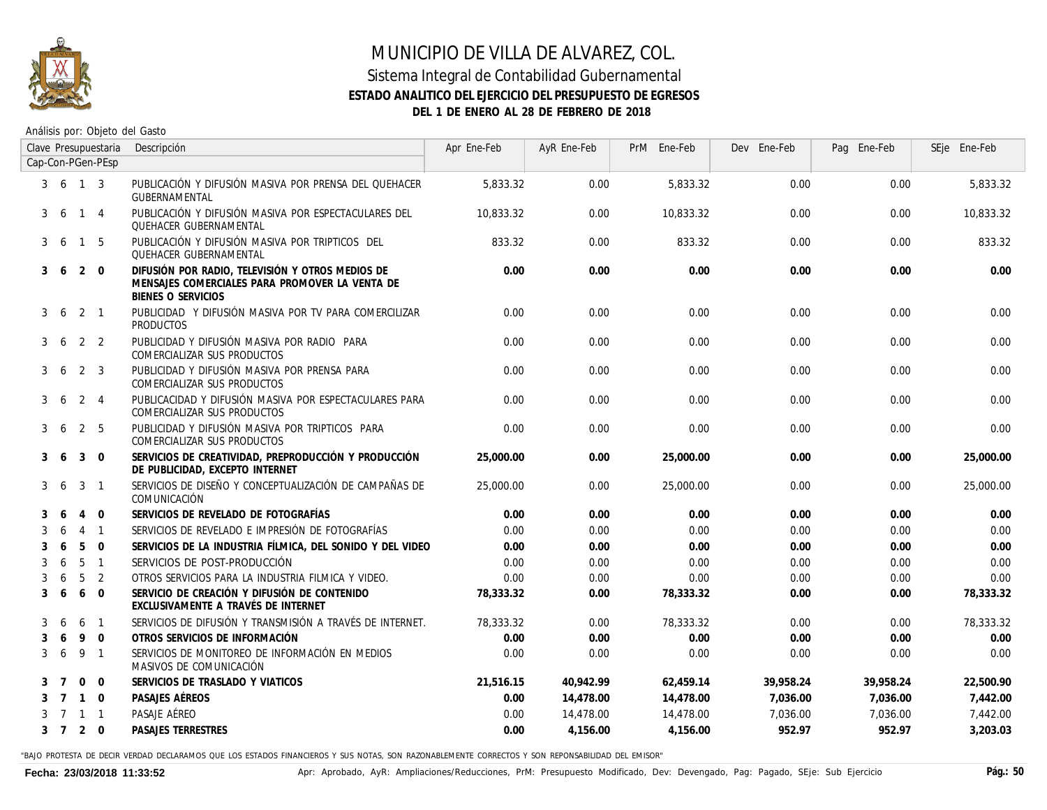# MUNICIPIO DE VILLA DE ALVAREZ, COL.

## Sistema Integral de Contabilidad Gubernamental

### ESTADO ANALITICO DEL EJERCICIO DEL PRESUPUESTO DE EGRESOS

### DEL 1 DE ENERO AL 28 DE FEBRERO DE 2018

Análisis por: Objeto del Gasto

| Clave Presupuestaria Cap-Con-PGen-PEsp | Descripción | Apr Ene-Feb | AyR Ene-Feb | PrM Ene-Feb | Dev Ene-Feb | Pag Ene-Feb | SEje Ene-Feb |
|---|---|---|---|---|---|---|---|
| 3 6 1 3 | PUBLICACIÓN Y DIFUSIÓN MASIVA POR PRENSA DEL QUEHACER GUBERNAMENTAL | 5,833.32 | 0.00 | 5,833.32 | 0.00 | 0.00 | 5,833.32 |
| 3 6 1 4 | PUBLICACIÓN Y DIFUSIÓN MASIVA POR ESPECTACULARES DEL QUEHACER GUBERNAMENTAL | 10,833.32 | 0.00 | 10,833.32 | 0.00 | 0.00 | 10,833.32 |
| 3 6 1 5 | PUBLICACIÓN Y DIFUSIÓN MASIVA POR TRIPTICOS DEL QUEHACER GUBERNAMENTAL | 833.32 | 0.00 | 833.32 | 0.00 | 0.00 | 833.32 |
| **3 6 2 0** | **DIFUSIÓN POR RADIO, TELEVISIÓN Y OTROS MEDIOS DE MENSAJES COMERCIALES PARA PROMOVER LA VENTA DE BIENES O SERVICIOS** | **0.00** | **0.00** | **0.00** | **0.00** | **0.00** | **0.00** |
| 3 6 2 1 | PUBLICIDAD Y DIFUSIÓN MASIVA POR TV PARA COMERCILIZAR PRODUCTOS | 0.00 | 0.00 | 0.00 | 0.00 | 0.00 | 0.00 |
| 3 6 2 2 | PUBLICIDAD Y DIFUSIÓN MASIVA POR RADIO PARA COMERCIALIZAR SUS PRODUCTOS | 0.00 | 0.00 | 0.00 | 0.00 | 0.00 | 0.00 |
| 3 6 2 3 | PUBLICIDAD Y DIFUSIÓN MASIVA POR PRENSA PARA COMERCIALIZAR SUS PRODUCTOS | 0.00 | 0.00 | 0.00 | 0.00 | 0.00 | 0.00 |
| 3 6 2 4 | PUBLICACIDAD Y DIFUSIÓN MASIVA POR ESPECTACULARES PARA COMERCIALIZAR SUS PRODUCTOS | 0.00 | 0.00 | 0.00 | 0.00 | 0.00 | 0.00 |
| 3 6 2 5 | PUBLICIDAD Y DIFUSIÓN MASIVA POR TRIPTICOS PARA COMERCIALIZAR SUS PRODUCTOS | 0.00 | 0.00 | 0.00 | 0.00 | 0.00 | 0.00 |
| **3 6 3 0** | **SERVICIOS DE CREATIVIDAD, PREPRODUCCIÓN Y PRODUCCIÓN DE PUBLICIDAD, EXCEPTO INTERNET** | **25,000.00** | **0.00** | **25,000.00** | **0.00** | **0.00** | **25,000.00** |
| 3 6 3 1 | SERVICIOS DE DISEÑO Y CONCEPTUALIZACIÓN DE CAMPAÑAS DE COMUNICACIÓN | 25,000.00 | 0.00 | 25,000.00 | 0.00 | 0.00 | 25,000.00 |
| **3 6 4 0** | **SERVICIOS DE REVELADO DE FOTOGRAFÍAS** | **0.00** | **0.00** | **0.00** | **0.00** | **0.00** | **0.00** |
| 3 6 4 1 | SERVICIOS DE REVELADO E IMPRESIÓN DE FOTOGRAFÍAS | 0.00 | 0.00 | 0.00 | 0.00 | 0.00 | 0.00 |
| **3 6 5 0** | **SERVICIOS DE LA INDUSTRIA FÍLMICA, DEL SONIDO Y DEL VIDEO** | **0.00** | **0.00** | **0.00** | **0.00** | **0.00** | **0.00** |
| 3 6 5 1 | SERVICIOS DE POST-PRODUCCIÓN | 0.00 | 0.00 | 0.00 | 0.00 | 0.00 | 0.00 |
| 3 6 5 2 | OTROS SERVICIOS PARA LA INDUSTRIA FILMICA Y VIDEO. | 0.00 | 0.00 | 0.00 | 0.00 | 0.00 | 0.00 |
| **3 6 6 0** | **SERVICIO DE CREACIÓN Y DIFUSIÓN DE CONTENIDO EXCLUSIVAMENTE A TRAVÉS DE INTERNET** | **78,333.32** | **0.00** | **78,333.32** | **0.00** | **0.00** | **78,333.32** |
| 3 6 6 1 | SERVICIOS DE DIFUSIÓN Y TRANSMISIÓN A TRAVÉS DE INTERNET. | 78,333.32 | 0.00 | 78,333.32 | 0.00 | 0.00 | 78,333.32 |
| **3 6 9 0** | **OTROS SERVICIOS DE INFORMACIÓN** | **0.00** | **0.00** | **0.00** | **0.00** | **0.00** | **0.00** |
| 3 6 9 1 | SERVICIOS DE MONITOREO DE INFORMACIÓN EN MEDIOS MASIVOS DE COMUNICACIÓN | 0.00 | 0.00 | 0.00 | 0.00 | 0.00 | 0.00 |
| **3 7 0 0** | **SERVICIOS DE TRASLADO Y VIATICOS** | **21,516.15** | **40,942.99** | **62,459.14** | **39,958.24** | **39,958.24** | **22,500.90** |
| **3 7 1 0** | **PASAJES AÉREOS** | **0.00** | **14,478.00** | **14,478.00** | **7,036.00** | **7,036.00** | **7,442.00** |
| 3 7 1 1 | PASAJE AÉREO | 0.00 | 14,478.00 | 14,478.00 | 7,036.00 | 7,036.00 | 7,442.00 |
| **3 7 2 0** | **PASAJES TERRESTRES** | **0.00** | **4,156.00** | **4,156.00** | **952.97** | **952.97** | **3,203.03** |

"BAJO PROTESTA DE DECIR VERDAD DECLARAMOS QUE LOS ESTADOS FINANCIEROS Y SUS NOTAS, SON RAZONABLEMENTE CORRECTOS Y SON REPONSABILIDAD DEL EMISOR"

Fecha: 23/03/2018 11:33:52

Apr: Aprobado, AyR: Ampliaciones/Reducciones, PrM: Presupuesto Modificado, Dev: Devengado, Pag: Pagado, SEje: Sub Ejercicio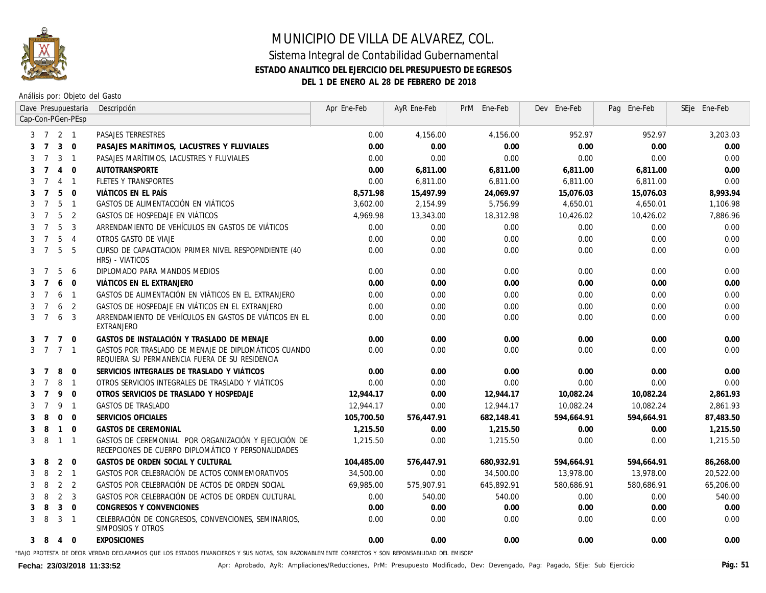# MUNICIPIO DE VILLA DE ALVAREZ, COL.

## Sistema Integral de Contabilidad Gubernamental

### ESTADO ANALITICO DEL EJERCICIO DEL PRESUPUESTO DE EGRESOS

### DEL 1 DE ENERO AL 28 DE FEBRERO DE 2018

Análisis por: Objeto del Gasto

| Clave Presupuestaria Cap-Con-PGen-PEsp | Descripción | Apr Ene-Feb | AyR Ene-Feb | PrM Ene-Feb | Dev Ene-Feb | Pag Ene-Feb | SEje Ene-Feb |
|---|---|---|---|---|---|---|---|
| 3 7 2 1 | PASAJES TERRESTRES | 0.00 | 4,156.00 | 4,156.00 | 952.97 | 952.97 | 3,203.03 |
| **3 7 3 0** | **PASAJES MARÍTIMOS, LACUSTRES Y FLUVIALES** | **0.00** | **0.00** | **0.00** | **0.00** | **0.00** | **0.00** |
| 3 7 3 1 | PASAJES MARÍTIMOS, LACUSTRES Y FLUVIALES | 0.00 | 0.00 | 0.00 | 0.00 | 0.00 | 0.00 |
| **3 7 4 0** | **AUTOTRANSPORTE** | **0.00** | **6,811.00** | **6,811.00** | **6,811.00** | **6,811.00** | **0.00** |
| 3 7 4 1 | FLETES Y TRANSPORTES | 0.00 | 6,811.00 | 6,811.00 | 6,811.00 | 6,811.00 | 0.00 |
| **3 7 5 0** | **VIÁTICOS EN EL PAÍS** | **8,571.98** | **15,497.99** | **24,069.97** | **15,076.03** | **15,076.03** | **8,993.94** |
| 3 7 5 1 | GASTOS DE ALIMENTACCIÓN EN VIÁTICOS | 3,602.00 | 2,154.99 | 5,756.99 | 4,650.01 | 4,650.01 | 1,106.98 |
| 3 7 5 2 | GASTOS DE HOSPEDAJE EN VIÁTICOS | 4,969.98 | 13,343.00 | 18,312.98 | 10,426.02 | 10,426.02 | 7,886.96 |
| 3 7 5 3 | ARRENDAMIENTO DE VEHÍCULOS EN GASTOS DE VIÁTICOS | 0.00 | 0.00 | 0.00 | 0.00 | 0.00 | 0.00 |
| 3 7 5 4 | OTROS GASTO DE VIAJE | 0.00 | 0.00 | 0.00 | 0.00 | 0.00 | 0.00 |
| 3 7 5 5 | CURSO DE CAPACITACION PRIMER NIVEL RESPOPNDIENTE (40 HRS) - VIATICOS | 0.00 | 0.00 | 0.00 | 0.00 | 0.00 | 0.00 |
| 3 7 5 6 | DIPLOMADO PARA MANDOS MEDIOS | 0.00 | 0.00 | 0.00 | 0.00 | 0.00 | 0.00 |
| **3 7 6 0** | **VIÁTICOS EN EL EXTRANJERO** | **0.00** | **0.00** | **0.00** | **0.00** | **0.00** | **0.00** |
| 3 7 6 1 | GASTOS DE ALIMENTACIÓN EN VIÁTICOS EN EL EXTRANJERO | 0.00 | 0.00 | 0.00 | 0.00 | 0.00 | 0.00 |
| 3 7 6 2 | GASTOS DE HOSPEDAJE EN VIÁTICOS EN EL EXTRANJERO | 0.00 | 0.00 | 0.00 | 0.00 | 0.00 | 0.00 |
| 3 7 6 3 | ARRENDAMIENTO DE VEHÍCULOS EN GASTOS DE VIÁTICOS EN EL EXTRANJERO | 0.00 | 0.00 | 0.00 | 0.00 | 0.00 | 0.00 |
| **3 7 7 0** | **GASTOS DE INSTALACIÓN Y TRASLADO DE MENAJE** | **0.00** | **0.00** | **0.00** | **0.00** | **0.00** | **0.00** |
| 3 7 7 1 | GASTOS POR TRASLADO DE MENAJE DE DIPLOMÁTICOS CUANDO REQUIERA SU PERMANENCIA FUERA DE SU RESIDENCIA | 0.00 | 0.00 | 0.00 | 0.00 | 0.00 | 0.00 |
| **3 7 8 0** | **SERVICIOS INTEGRALES DE TRASLADO Y VIÁTICOS** | **0.00** | **0.00** | **0.00** | **0.00** | **0.00** | **0.00** |
| 3 7 8 1 | OTROS SERVICIOS INTEGRALES DE TRASLADO Y VIÁTICOS | 0.00 | 0.00 | 0.00 | 0.00 | 0.00 | 0.00 |
| **3 7 9 0** | **OTROS SERVICIOS DE TRASLADO Y HOSPEDAJE** | **12,944.17** | **0.00** | **12,944.17** | **10,082.24** | **10,082.24** | **2,861.93** |
| 3 7 9 1 | GASTOS DE TRASLADO | 12,944.17 | 0.00 | 12,944.17 | 10,082.24 | 10,082.24 | 2,861.93 |
| **3 8 0 0** | **SERVICIOS OFICIALES** | **105,700.50** | **576,447.91** | **682,148.41** | **594,664.91** | **594,664.91** | **87,483.50** |
| **3 8 1 0** | **GASTOS DE CEREMONIAL** | **1,215.50** | **0.00** | **1,215.50** | **0.00** | **0.00** | **1,215.50** |
| 3 8 1 1 | GASTOS DE CEREMONIAL POR ORGANIZACIÓN Y EJECUCIÓN DE RECEPCIONES DE CUERPO DIPLOMÁTICO Y PERSONALIDADES | 1,215.50 | 0.00 | 1,215.50 | 0.00 | 0.00 | 1,215.50 |
| **3 8 2 0** | **GASTOS DE ORDEN SOCIAL Y CULTURAL** | **104,485.00** | **576,447.91** | **680,932.91** | **594,664.91** | **594,664.91** | **86,268.00** |
| 3 8 2 1 | GASTOS POR CELEBRACIÓN DE ACTOS CONMEMORATIVOS | 34,500.00 | 0.00 | 34,500.00 | 13,978.00 | 13,978.00 | 20,522.00 |
| 3 8 2 2 | GASTOS POR CELEBRACIÓN DE ACTOS DE ORDEN SOCIAL | 69,985.00 | 575,907.91 | 645,892.91 | 580,686.91 | 580,686.91 | 65,206.00 |
| 3 8 2 3 | GASTOS POR CELEBRACIÓN DE ACTOS DE ORDEN CULTURAL | 0.00 | 540.00 | 540.00 | 0.00 | 0.00 | 540.00 |
| **3 8 3 0** | **CONGRESOS Y CONVENCIONES** | **0.00** | **0.00** | **0.00** | **0.00** | **0.00** | **0.00** |
| 3 8 3 1 | CELEBRACIÓN DE CONGRESOS, CONVENCIONES, SEMINARIOS, SIMPOSIOS Y OTROS | 0.00 | 0.00 | 0.00 | 0.00 | 0.00 | 0.00 |
| **3 8 4 0** | **EXPOSICIONES** | **0.00** | **0.00** | **0.00** | **0.00** | **0.00** | **0.00** |

"BAJO PROTESTA DE DECIR VERDAD DECLARAMOS QUE LOS ESTADOS FINANCIEROS Y SUS NOTAS, SON RAZONABLEMENTE CORRECTOS Y SON REPONSABILIDAD DEL EMISOR"

Fecha: 23/03/2018 11:33:52 — Apr: Aprobado, AyR: Ampliaciones/Reducciones, PrM: Presupuesto Modificado, Dev: Devengado, Pag: Pagado, SEje: Sub Ejercicio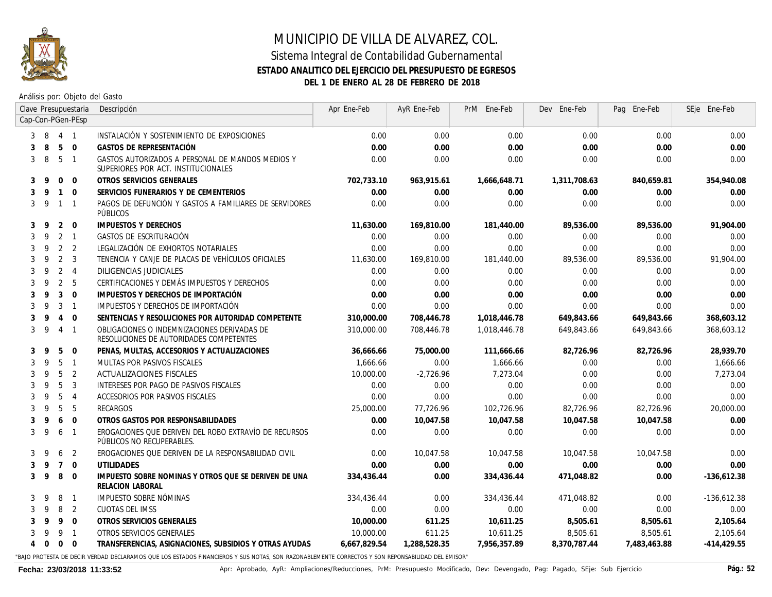# MUNICIPIO DE VILLA DE ALVAREZ, COL.

## Sistema Integral de Contabilidad Gubernamental

### ESTADO ANALITICO DEL EJERCICIO DEL PRESUPUESTO DE EGRESOS

### DEL 1 DE ENERO AL 28 DE FEBRERO DE 2018

Análisis por: Objeto del Gasto

| Clave Presupuestaria Cap-Con-PGen-PEsp | Descripción | Apr Ene-Feb | AyR Ene-Feb | PrM Ene-Feb | Dev Ene-Feb | Pag Ene-Feb | SEje Ene-Feb |
|---|---|---|---|---|---|---|---|
| 3 8 4 1 | INSTALACIÓN Y SOSTENIMIENTO DE EXPOSICIONES | 0.00 | 0.00 | 0.00 | 0.00 | 0.00 | 0.00 |
| **3 8 5 0** | **GASTOS DE REPRESENTACIÓN** | **0.00** | **0.00** | **0.00** | **0.00** | **0.00** | **0.00** |
| 3 8 5 1 | GASTOS AUTORIZADOS A PERSONAL DE MANDOS MEDIOS Y SUPERIORES POR ACT. INSTITUCIONALES | 0.00 | 0.00 | 0.00 | 0.00 | 0.00 | 0.00 |
| **3 9 0 0** | **OTROS SERVICIOS GENERALES** | **702,733.10** | **963,915.61** | **1,666,648.71** | **1,311,708.63** | **840,659.81** | **354,940.08** |
| **3 9 1 0** | **SERVICIOS FUNERARIOS Y DE CEMENTERIOS** | **0.00** | **0.00** | **0.00** | **0.00** | **0.00** | **0.00** |
| 3 9 1 1 | PAGOS DE DEFUNCIÓN Y GASTOS A FAMILIARES DE SERVIDORES PÚBLICOS | 0.00 | 0.00 | 0.00 | 0.00 | 0.00 | 0.00 |
| **3 9 2 0** | **IMPUESTOS Y DERECHOS** | **11,630.00** | **169,810.00** | **181,440.00** | **89,536.00** | **89,536.00** | **91,904.00** |
| 3 9 2 1 | GASTOS DE ESCRITURACIÓN | 0.00 | 0.00 | 0.00 | 0.00 | 0.00 | 0.00 |
| 3 9 2 2 | LEGALIZACIÓN DE EXHORTOS NOTARIALES | 0.00 | 0.00 | 0.00 | 0.00 | 0.00 | 0.00 |
| 3 9 2 3 | TENENCIA Y CANJE DE PLACAS DE VEHÍCULOS OFICIALES | 11,630.00 | 169,810.00 | 181,440.00 | 89,536.00 | 89,536.00 | 91,904.00 |
| 3 9 2 4 | DILIGENCIAS JUDICIALES | 0.00 | 0.00 | 0.00 | 0.00 | 0.00 | 0.00 |
| 3 9 2 5 | CERTIFICACIONES Y DEMÁS IMPUESTOS Y DERECHOS | 0.00 | 0.00 | 0.00 | 0.00 | 0.00 | 0.00 |
| **3 9 3 0** | **IMPUESTOS Y DERECHOS DE IMPORTACIÓN** | **0.00** | **0.00** | **0.00** | **0.00** | **0.00** | **0.00** |
| 3 9 3 1 | IMPUESTOS Y DERECHOS DE IMPORTACIÓN | 0.00 | 0.00 | 0.00 | 0.00 | 0.00 | 0.00 |
| **3 9 4 0** | **SENTENCIAS Y RESOLUCIONES POR AUTORIDAD COMPETENTE** | **310,000.00** | **708,446.78** | **1,018,446.78** | **649,843.66** | **649,843.66** | **368,603.12** |
| 3 9 4 1 | OBLIGACIONES O INDEMNIZACIONES DERIVADAS DE RESOLUCIONES DE AUTORIDADES COMPETENTES | 310,000.00 | 708,446.78 | 1,018,446.78 | 649,843.66 | 649,843.66 | 368,603.12 |
| **3 9 5 0** | **PENAS, MULTAS, ACCESORIOS Y ACTUALIZACIONES** | **36,666.66** | **75,000.00** | **111,666.66** | **82,726.96** | **82,726.96** | **28,939.70** |
| 3 9 5 1 | MULTAS POR PASIVOS FISCALES | 1,666.66 | 0.00 | 1,666.66 | 0.00 | 0.00 | 1,666.66 |
| 3 9 5 2 | ACTUALIZACIONES FISCALES | 10,000.00 | -2,726.96 | 7,273.04 | 0.00 | 0.00 | 7,273.04 |
| 3 9 5 3 | INTERESES POR PAGO DE PASIVOS FISCALES | 0.00 | 0.00 | 0.00 | 0.00 | 0.00 | 0.00 |
| 3 9 5 4 | ACCESORIOS POR PASIVOS FISCALES | 0.00 | 0.00 | 0.00 | 0.00 | 0.00 | 0.00 |
| 3 9 5 5 | RECARGOS | 25,000.00 | 77,726.96 | 102,726.96 | 82,726.96 | 82,726.96 | 20,000.00 |
| **3 9 6 0** | **OTROS GASTOS POR RESPONSABILIDADES** | **0.00** | **10,047.58** | **10,047.58** | **10,047.58** | **10,047.58** | **0.00** |
| 3 9 6 1 | EROGACIONES QUE DERIVEN DEL ROBO EXTRAVÍO DE RECURSOS PÚBLICOS NO RECUPERABLES. | 0.00 | 0.00 | 0.00 | 0.00 | 0.00 | 0.00 |
| 3 9 6 2 | EROGACIONES QUE DERIVEN DE LA RESPONSABILIDAD CIVIL | 0.00 | 10,047.58 | 10,047.58 | 10,047.58 | 10,047.58 | 0.00 |
| **3 9 7 0** | **UTILIDADES** | **0.00** | **0.00** | **0.00** | **0.00** | **0.00** | **0.00** |
| **3 9 8 0** | **IMPUESTO SOBRE NOMINAS Y OTROS QUE SE DERIVEN DE UNA RELACION LABORAL** | **334,436.44** | **0.00** | **334,436.44** | **471,048.82** | **0.00** | **-136,612.38** |
| 3 9 8 1 | IMPUESTO SOBRE NÓMINAS | 334,436.44 | 0.00 | 334,436.44 | 471,048.82 | 0.00 | -136,612.38 |
| 3 9 8 2 | CUOTAS DEL IMSS | 0.00 | 0.00 | 0.00 | 0.00 | 0.00 | 0.00 |
| **3 9 9 0** | **OTROS SERVICIOS GENERALES** | **10,000.00** | **611.25** | **10,611.25** | **8,505.61** | **8,505.61** | **2,105.64** |
| 3 9 9 1 | OTROS SERVICIOS GENERALES | 10,000.00 | 611.25 | 10,611.25 | 8,505.61 | 8,505.61 | 2,105.64 |
| **4 0 0 0** | **TRANSFERENCIAS, ASIGNACIONES, SUBSIDIOS Y OTRAS AYUDAS** | **6,667,829.54** | **1,288,528.35** | **7,956,357.89** | **8,370,787.44** | **7,483,463.88** | **-414,429.55** |

"BAJO PROTESTA DE DECIR VERDAD DECLARAMOS QUE LOS ESTADOS FINANCIEROS Y SUS NOTAS, SON RAZONABLEMENTE CORRECTOS Y SON REPONSABILIDAD DEL EMISOR"

Fecha: 23/03/2018 11:33:52 — Apr: Aprobado, AyR: Ampliaciones/Reducciones, PrM: Presupuesto Modificado, Dev: Devengado, Pag: Pagado, SEje: Sub Ejercicio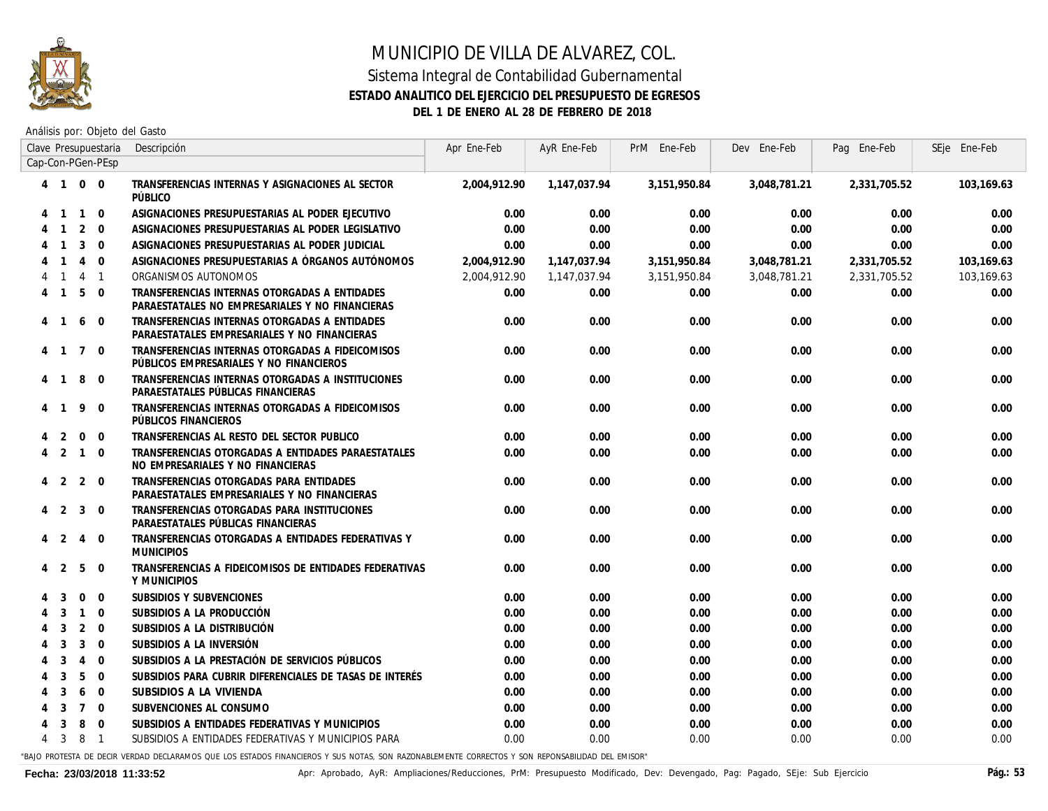# MUNICIPIO DE VILLA DE ALVAREZ, COL.

## Sistema Integral de Contabilidad Gubernamental

### ESTADO ANALITICO DEL EJERCICIO DEL PRESUPUESTO DE EGRESOS

### DEL 1 DE ENERO AL 28 DE FEBRERO DE 2018

Análisis por: Objeto del Gasto

| Clave Presupuestaria Cap-Con-PGen-PEsp | Descripción | Apr Ene-Feb | AyR Ene-Feb | PrM Ene-Feb | Dev Ene-Feb | Pag Ene-Feb | SEje Ene-Feb |
|---|---|---|---|---|---|---|---|
| **4 1 0 0** | **TRANSFERENCIAS INTERNAS Y ASIGNACIONES AL SECTOR PÚBLICO** | **2,004,912.90** | **1,147,037.94** | **3,151,950.84** | **3,048,781.21** | **2,331,705.52** | **103,169.63** |
| **4 1 1 0** | **ASIGNACIONES PRESUPUESTARIAS AL PODER EJECUTIVO** | **0.00** | **0.00** | **0.00** | **0.00** | **0.00** | **0.00** |
| **4 1 2 0** | **ASIGNACIONES PRESUPUESTARIAS AL PODER LEGISLATIVO** | **0.00** | **0.00** | **0.00** | **0.00** | **0.00** | **0.00** |
| **4 1 3 0** | **ASIGNACIONES PRESUPUESTARIAS AL PODER JUDICIAL** | **0.00** | **0.00** | **0.00** | **0.00** | **0.00** | **0.00** |
| **4 1 4 0** | **ASIGNACIONES PRESUPUESTARIAS A ÓRGANOS AUTÓNOMOS** | **2,004,912.90** | **1,147,037.94** | **3,151,950.84** | **3,048,781.21** | **2,331,705.52** | **103,169.63** |
| 4 1 4 1 | ORGANISMOS AUTONOMOS | 2,004,912.90 | 1,147,037.94 | 3,151,950.84 | 3,048,781.21 | 2,331,705.52 | 103,169.63 |
| **4 1 5 0** | **TRANSFERENCIAS INTERNAS OTORGADAS A ENTIDADES PARAESTATALES NO EMPRESARIALES Y NO FINANCIERAS** | **0.00** | **0.00** | **0.00** | **0.00** | **0.00** | **0.00** |
| **4 1 6 0** | **TRANSFERENCIAS INTERNAS OTORGADAS A ENTIDADES PARAESTATALES EMPRESARIALES Y NO FINANCIERAS** | **0.00** | **0.00** | **0.00** | **0.00** | **0.00** | **0.00** |
| **4 1 7 0** | **TRANSFERENCIAS INTERNAS OTORGADAS A FIDEICOMISOS PÚBLICOS EMPRESARIALES Y NO FINANCIEROS** | **0.00** | **0.00** | **0.00** | **0.00** | **0.00** | **0.00** |
| **4 1 8 0** | **TRANSFERENCIAS INTERNAS OTORGADAS A INSTITUCIONES PARAESTATALES PÚBLICAS FINANCIERAS** | **0.00** | **0.00** | **0.00** | **0.00** | **0.00** | **0.00** |
| **4 1 9 0** | **TRANSFERENCIAS INTERNAS OTORGADAS A FIDEICOMISOS PÚBLICOS FINANCIEROS** | **0.00** | **0.00** | **0.00** | **0.00** | **0.00** | **0.00** |
| **4 2 0 0** | **TRANSFERENCIAS AL RESTO DEL SECTOR PUBLICO** | **0.00** | **0.00** | **0.00** | **0.00** | **0.00** | **0.00** |
| **4 2 1 0** | **TRANSFERENCIAS OTORGADAS A ENTIDADES PARAESTATALES NO EMPRESARIALES Y NO FINANCIERAS** | **0.00** | **0.00** | **0.00** | **0.00** | **0.00** | **0.00** |
| **4 2 2 0** | **TRANSFERENCIAS OTORGADAS PARA ENTIDADES PARAESTATALES EMPRESARIALES Y NO FINANCIERAS** | **0.00** | **0.00** | **0.00** | **0.00** | **0.00** | **0.00** |
| **4 2 3 0** | **TRANSFERENCIAS OTORGADAS PARA INSTITUCIONES PARAESTATALES PÚBLICAS FINANCIERAS** | **0.00** | **0.00** | **0.00** | **0.00** | **0.00** | **0.00** |
| **4 2 4 0** | **TRANSFERENCIAS OTORGADAS A ENTIDADES FEDERATIVAS Y MUNICIPIOS** | **0.00** | **0.00** | **0.00** | **0.00** | **0.00** | **0.00** |
| **4 2 5 0** | **TRANSFERENCIAS A FIDEICOMISOS DE ENTIDADES FEDERATIVAS Y MUNICIPIOS** | **0.00** | **0.00** | **0.00** | **0.00** | **0.00** | **0.00** |
| **4 3 0 0** | **SUBSIDIOS Y SUBVENCIONES** | **0.00** | **0.00** | **0.00** | **0.00** | **0.00** | **0.00** |
| **4 3 1 0** | **SUBSIDIOS A LA PRODUCCIÓN** | **0.00** | **0.00** | **0.00** | **0.00** | **0.00** | **0.00** |
| **4 3 2 0** | **SUBSIDIOS A LA DISTRIBUCIÓN** | **0.00** | **0.00** | **0.00** | **0.00** | **0.00** | **0.00** |
| **4 3 3 0** | **SUBSIDIOS A LA INVERSIÓN** | **0.00** | **0.00** | **0.00** | **0.00** | **0.00** | **0.00** |
| **4 3 4 0** | **SUBSIDIOS A LA PRESTACIÓN DE SERVICIOS PÚBLICOS** | **0.00** | **0.00** | **0.00** | **0.00** | **0.00** | **0.00** |
| **4 3 5 0** | **SUBSIDIOS PARA CUBRIR DIFERENCIALES DE TASAS DE INTERÉS** | **0.00** | **0.00** | **0.00** | **0.00** | **0.00** | **0.00** |
| **4 3 6 0** | **SUBSIDIOS A LA VIVIENDA** | **0.00** | **0.00** | **0.00** | **0.00** | **0.00** | **0.00** |
| **4 3 7 0** | **SUBVENCIONES AL CONSUMO** | **0.00** | **0.00** | **0.00** | **0.00** | **0.00** | **0.00** |
| **4 3 8 0** | **SUBSIDIOS A ENTIDADES FEDERATIVAS Y MUNICIPIOS** | **0.00** | **0.00** | **0.00** | **0.00** | **0.00** | **0.00** |
| 4 3 8 1 | SUBSIDIOS A ENTIDADES FEDERATIVAS Y MUNICIPIOS PARA | 0.00 | 0.00 | 0.00 | 0.00 | 0.00 | 0.00 |

"BAJO PROTESTA DE DECIR VERDAD DECLARAMOS QUE LOS ESTADOS FINANCIEROS Y SUS NOTAS, SON RAZONABLEMENTE CORRECTOS Y SON REPONSABILIDAD DEL EMISOR"

**Fecha: 23/03/2018 11:33:52**

Apr: Aprobado, AyR: Ampliaciones/Reducciones, PrM: Presupuesto Modificado, Dev: Devengado, Pag: Pagado, SEje: Sub Ejercicio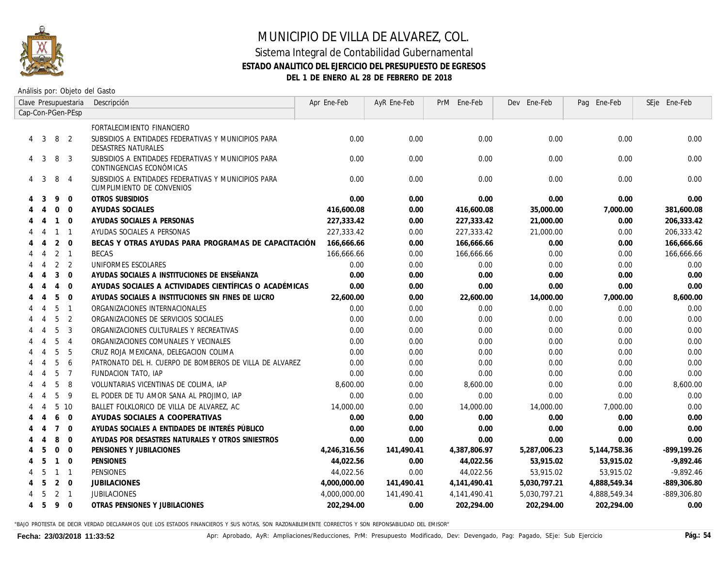# MUNICIPIO DE VILLA DE ALVAREZ, COL.

## Sistema Integral de Contabilidad Gubernamental

### ESTADO ANALITICO DEL EJERCICIO DEL PRESUPUESTO DE EGRESOS

### DEL 1 DE ENERO AL 28 DE FEBRERO DE 2018

Análisis por: Objeto del Gasto

| Clave Presupuestaria Cap-Con-PGen-PEsp | Descripción | Apr Ene-Feb | AyR Ene-Feb | PrM Ene-Feb | Dev Ene-Feb | Pag Ene-Feb | SEje Ene-Feb |
|---|---|---|---|---|---|---|---|
| | FORTALECIMIENTO FINANCIERO | | | | | | |
| 4 3 8 2 | SUBSIDIOS A ENTIDADES FEDERATIVAS Y MUNICIPIOS PARA DESASTRES NATURALES | 0.00 | 0.00 | 0.00 | 0.00 | 0.00 | 0.00 |
| 4 3 8 3 | SUBSIDIOS A ENTIDADES FEDERATIVAS Y MUNICIPIOS PARA CONTINGENCIAS ECONÓMICAS | 0.00 | 0.00 | 0.00 | 0.00 | 0.00 | 0.00 |
| 4 3 8 4 | SUBSIDIOS A ENTIDADES FEDERATIVAS Y MUNICIPIOS PARA CUMPLIMIENTO DE CONVENIOS | 0.00 | 0.00 | 0.00 | 0.00 | 0.00 | 0.00 |
| **4 3 9 0** | **OTROS SUBSIDIOS** | **0.00** | **0.00** | **0.00** | **0.00** | **0.00** | **0.00** |
| **4 4 0 0** | **AYUDAS SOCIALES** | **416,600.08** | **0.00** | **416,600.08** | **35,000.00** | **7,000.00** | **381,600.08** |
| **4 4 1 0** | **AYUDAS SOCIALES A PERSONAS** | **227,333.42** | **0.00** | **227,333.42** | **21,000.00** | **0.00** | **206,333.42** |
| 4 4 1 1 | AYUDAS SOCIALES A PERSONAS | 227,333.42 | 0.00 | 227,333.42 | 21,000.00 | 0.00 | 206,333.42 |
| **4 4 2 0** | **BECAS Y OTRAS AYUDAS PARA PROGRAMAS DE CAPACITACIÓN** | **166,666.66** | **0.00** | **166,666.66** | **0.00** | **0.00** | **166,666.66** |
| 4 4 2 1 | BECAS | 166,666.66 | 0.00 | 166,666.66 | 0.00 | 0.00 | 166,666.66 |
| 4 4 2 2 | UNIFORMES ESCOLARES | 0.00 | 0.00 | 0.00 | 0.00 | 0.00 | 0.00 |
| **4 4 3 0** | **AYUDAS SOCIALES A INSTITUCIONES DE ENSEÑANZA** | **0.00** | **0.00** | **0.00** | **0.00** | **0.00** | **0.00** |
| **4 4 4 0** | **AYUDAS SOCIALES A ACTIVIDADES CIENTÍFICAS O ACADÉMICAS** | **0.00** | **0.00** | **0.00** | **0.00** | **0.00** | **0.00** |
| **4 4 5 0** | **AYUDAS SOCIALES A INSTITUCIONES SIN FINES DE LUCRO** | **22,600.00** | **0.00** | **22,600.00** | **14,000.00** | **7,000.00** | **8,600.00** |
| 4 4 5 1 | ORGANIZACIONES INTERNACIONALES | 0.00 | 0.00 | 0.00 | 0.00 | 0.00 | 0.00 |
| 4 4 5 2 | ORGANIZACIONES DE SERVICIOS SOCIALES | 0.00 | 0.00 | 0.00 | 0.00 | 0.00 | 0.00 |
| 4 4 5 3 | ORGANIZACIONES CULTURALES Y RECREATIVAS | 0.00 | 0.00 | 0.00 | 0.00 | 0.00 | 0.00 |
| 4 4 5 4 | ORGANIZACIONES COMUNALES Y VECINALES | 0.00 | 0.00 | 0.00 | 0.00 | 0.00 | 0.00 |
| 4 4 5 5 | CRUZ ROJA MEXICANA, DELEGACION COLIMA | 0.00 | 0.00 | 0.00 | 0.00 | 0.00 | 0.00 |
| 4 4 5 6 | PATRONATO DEL H. CUERPO DE BOMBEROS DE VILLA DE ALVAREZ | 0.00 | 0.00 | 0.00 | 0.00 | 0.00 | 0.00 |
| 4 4 5 7 | FUNDACION TATO, IAP | 0.00 | 0.00 | 0.00 | 0.00 | 0.00 | 0.00 |
| 4 4 5 8 | VOLUNTARIAS VICENTINAS DE COLIMA, IAP | 8,600.00 | 0.00 | 8,600.00 | 0.00 | 0.00 | 8,600.00 |
| 4 4 5 9 | EL PODER DE TU AMOR SANA AL PROJIMO, IAP | 0.00 | 0.00 | 0.00 | 0.00 | 0.00 | 0.00 |
| 4 4 5 10 | BALLET FOLKLORICO DE VILLA DE ALVAREZ, AC | 14,000.00 | 0.00 | 14,000.00 | 14,000.00 | 7,000.00 | 0.00 |
| **4 4 6 0** | **AYUDAS SOCIALES A COOPERATIVAS** | **0.00** | **0.00** | **0.00** | **0.00** | **0.00** | **0.00** |
| **4 4 7 0** | **AYUDAS SOCIALES A ENTIDADES DE INTERÉS PÚBLICO** | **0.00** | **0.00** | **0.00** | **0.00** | **0.00** | **0.00** |
| **4 4 8 0** | **AYUDAS POR DESASTRES NATURALES Y OTROS SINIESTROS** | **0.00** | **0.00** | **0.00** | **0.00** | **0.00** | **0.00** |
| **4 5 0 0** | **PENSIONES Y JUBILACIONES** | **4,246,316.56** | **141,490.41** | **4,387,806.97** | **5,287,006.23** | **5,144,758.36** | **-899,199.26** |
| **4 5 1 0** | **PENSIONES** | **44,022.56** | **0.00** | **44,022.56** | **53,915.02** | **53,915.02** | **-9,892.46** |
| 4 5 1 1 | PENSIONES | 44,022.56 | 0.00 | 44,022.56 | 53,915.02 | 53,915.02 | -9,892.46 |
| **4 5 2 0** | **JUBILACIONES** | **4,000,000.00** | **141,490.41** | **4,141,490.41** | **5,030,797.21** | **4,888,549.34** | **-889,306.80** |
| 4 5 2 1 | JUBILACIONES | 4,000,000.00 | 141,490.41 | 4,141,490.41 | 5,030,797.21 | 4,888,549.34 | -889,306.80 |
| **4 5 9 0** | **OTRAS PENSIONES Y JUBILACIONES** | **202,294.00** | **0.00** | **202,294.00** | **202,294.00** | **202,294.00** | **0.00** |

"BAJO PROTESTA DE DECIR VERDAD DECLARAMOS QUE LOS ESTADOS FINANCIEROS Y SUS NOTAS, SON RAZONABLEMENTE CORRECTOS Y SON REPONSABILIDAD DEL EMISOR"

**Fecha: 23/03/2018 11:33:52**

Apr: Aprobado, AyR: Ampliaciones/Reducciones, PrM: Presupuesto Modificado, Dev: Devengado, Pag: Pagado, SEje: Sub Ejercicio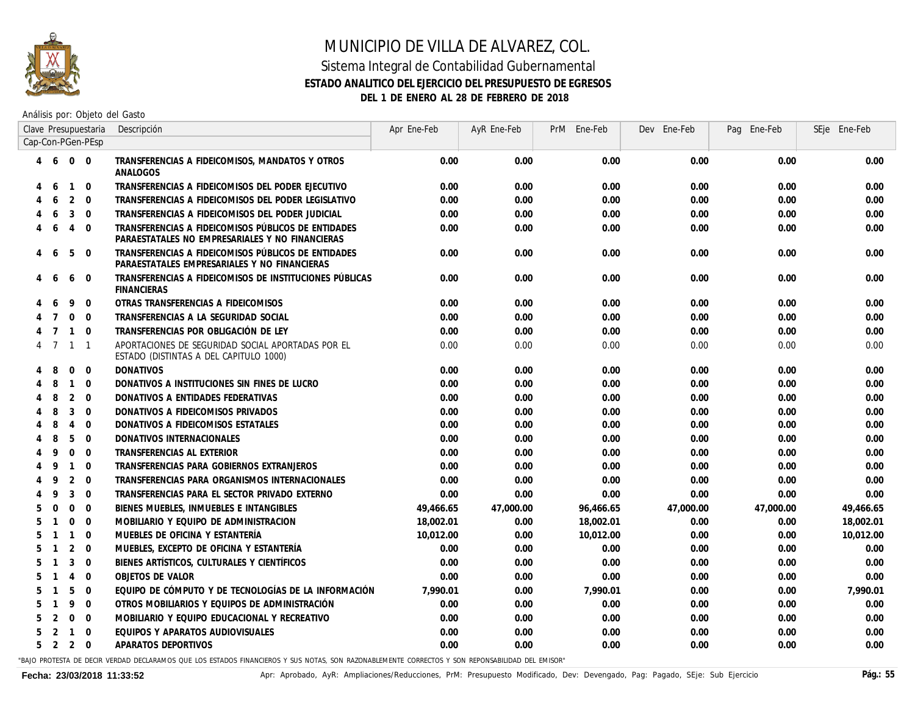# MUNICIPIO DE VILLA DE ALVAREZ, COL.

## Sistema Integral de Contabilidad Gubernamental

### ESTADO ANALITICO DEL EJERCICIO DEL PRESUPUESTO DE EGRESOS

### DEL 1 DE ENERO AL 28 DE FEBRERO DE 2018

Análisis por: Objeto del Gasto

| Clave Presupuestaria Cap-Con-PGen-PEsp | Descripción | Apr Ene-Feb | AyR Ene-Feb | PrM Ene-Feb | Dev Ene-Feb | Pag Ene-Feb | SEje Ene-Feb |
|---|---|---|---|---|---|---|---|
| **4 6 0 0** | **TRANSFERENCIAS A FIDEICOMISOS, MANDATOS Y OTROS ANALOGOS** | **0.00** | **0.00** | **0.00** | **0.00** | **0.00** | **0.00** |
| **4 6 1 0** | **TRANSFERENCIAS A FIDEICOMISOS DEL PODER EJECUTIVO** | **0.00** | **0.00** | **0.00** | **0.00** | **0.00** | **0.00** |
| **4 6 2 0** | **TRANSFERENCIAS A FIDEICOMISOS DEL PODER LEGISLATIVO** | **0.00** | **0.00** | **0.00** | **0.00** | **0.00** | **0.00** |
| **4 6 3 0** | **TRANSFERENCIAS A FIDEICOMISOS DEL PODER JUDICIAL** | **0.00** | **0.00** | **0.00** | **0.00** | **0.00** | **0.00** |
| **4 6 4 0** | **TRANSFERENCIAS A FIDEICOMISOS PÚBLICOS DE ENTIDADES PARAESTATALES NO EMPRESARIALES Y NO FINANCIERAS** | **0.00** | **0.00** | **0.00** | **0.00** | **0.00** | **0.00** |
| **4 6 5 0** | **TRANSFERENCIAS A FIDEICOMISOS PÚBLICOS DE ENTIDADES PARAESTATALES EMPRESARIALES Y NO FINANCIERAS** | **0.00** | **0.00** | **0.00** | **0.00** | **0.00** | **0.00** |
| **4 6 6 0** | **TRANSFERENCIAS A FIDEICOMISOS DE INSTITUCIONES PÚBLICAS FINANCIERAS** | **0.00** | **0.00** | **0.00** | **0.00** | **0.00** | **0.00** |
| **4 6 9 0** | **OTRAS TRANSFERENCIAS A FIDEICOMISOS** | **0.00** | **0.00** | **0.00** | **0.00** | **0.00** | **0.00** |
| **4 7 0 0** | **TRANSFERENCIAS A LA SEGURIDAD SOCIAL** | **0.00** | **0.00** | **0.00** | **0.00** | **0.00** | **0.00** |
| **4 7 1 0** | **TRANSFERENCIAS POR OBLIGACIÓN DE LEY** | **0.00** | **0.00** | **0.00** | **0.00** | **0.00** | **0.00** |
| 4 7 1 1 | APORTACIONES DE SEGURIDAD SOCIAL APORTADAS POR EL ESTADO (DISTINTAS A DEL CAPITULO 1000) | 0.00 | 0.00 | 0.00 | 0.00 | 0.00 | 0.00 |
| **4 8 0 0** | **DONATIVOS** | **0.00** | **0.00** | **0.00** | **0.00** | **0.00** | **0.00** |
| **4 8 1 0** | **DONATIVOS A INSTITUCIONES SIN FINES DE LUCRO** | **0.00** | **0.00** | **0.00** | **0.00** | **0.00** | **0.00** |
| **4 8 2 0** | **DONATIVOS A ENTIDADES FEDERATIVAS** | **0.00** | **0.00** | **0.00** | **0.00** | **0.00** | **0.00** |
| **4 8 3 0** | **DONATIVOS A FIDEICOMISOS PRIVADOS** | **0.00** | **0.00** | **0.00** | **0.00** | **0.00** | **0.00** |
| **4 8 4 0** | **DONATIVOS A FIDEICOMISOS ESTATALES** | **0.00** | **0.00** | **0.00** | **0.00** | **0.00** | **0.00** |
| **4 8 5 0** | **DONATIVOS INTERNACIONALES** | **0.00** | **0.00** | **0.00** | **0.00** | **0.00** | **0.00** |
| **4 9 0 0** | **TRANSFERENCIAS AL EXTERIOR** | **0.00** | **0.00** | **0.00** | **0.00** | **0.00** | **0.00** |
| **4 9 1 0** | **TRANSFERENCIAS PARA GOBIERNOS EXTRANJEROS** | **0.00** | **0.00** | **0.00** | **0.00** | **0.00** | **0.00** |
| **4 9 2 0** | **TRANSFERENCIAS PARA ORGANISMOS INTERNACIONALES** | **0.00** | **0.00** | **0.00** | **0.00** | **0.00** | **0.00** |
| **4 9 3 0** | **TRANSFERENCIAS PARA EL SECTOR PRIVADO EXTERNO** | **0.00** | **0.00** | **0.00** | **0.00** | **0.00** | **0.00** |
| **5 0 0 0** | **BIENES MUEBLES, INMUEBLES E INTANGIBLES** | **49,466.65** | **47,000.00** | **96,466.65** | **47,000.00** | **47,000.00** | **49,466.65** |
| **5 1 0 0** | **MOBILIARIO Y EQUIPO DE ADMINISTRACION** | **18,002.01** | **0.00** | **18,002.01** | **0.00** | **0.00** | **18,002.01** |
| **5 1 1 0** | **MUEBLES DE OFICINA Y ESTANTERÍA** | **10,012.00** | **0.00** | **10,012.00** | **0.00** | **0.00** | **10,012.00** |
| **5 1 2 0** | **MUEBLES, EXCEPTO DE OFICINA Y ESTANTERÍA** | **0.00** | **0.00** | **0.00** | **0.00** | **0.00** | **0.00** |
| **5 1 3 0** | **BIENES ARTÍSTICOS, CULTURALES Y CIENTÍFICOS** | **0.00** | **0.00** | **0.00** | **0.00** | **0.00** | **0.00** |
| **5 1 4 0** | **OBJETOS DE VALOR** | **0.00** | **0.00** | **0.00** | **0.00** | **0.00** | **0.00** |
| **5 1 5 0** | **EQUIPO DE CÓMPUTO Y DE TECNOLOGÍAS DE LA INFORMACIÓN** | **7,990.01** | **0.00** | **7,990.01** | **0.00** | **0.00** | **7,990.01** |
| **5 1 9 0** | **OTROS MOBILIARIOS Y EQUIPOS DE ADMINISTRACIÓN** | **0.00** | **0.00** | **0.00** | **0.00** | **0.00** | **0.00** |
| **5 2 0 0** | **MOBILIARIO Y EQUIPO EDUCACIONAL Y RECREATIVO** | **0.00** | **0.00** | **0.00** | **0.00** | **0.00** | **0.00** |
| **5 2 1 0** | **EQUIPOS Y APARATOS AUDIOVISUALES** | **0.00** | **0.00** | **0.00** | **0.00** | **0.00** | **0.00** |
| **5 2 2 0** | **APARATOS DEPORTIVOS** | **0.00** | **0.00** | **0.00** | **0.00** | **0.00** | **0.00** |

"BAJO PROTESTA DE DECIR VERDAD DECLARAMOS QUE LOS ESTADOS FINANCIEROS Y SUS NOTAS, SON RAZONABLEMENTE CORRECTOS Y SON REPONSABILIDAD DEL EMISOR"

**Fecha: 23/03/2018 11:33:52**

Apr: Aprobado, AyR: Ampliaciones/Reducciones, PrM: Presupuesto Modificado, Dev: Devengado, Pag: Pagado, SEje: Sub Ejercicio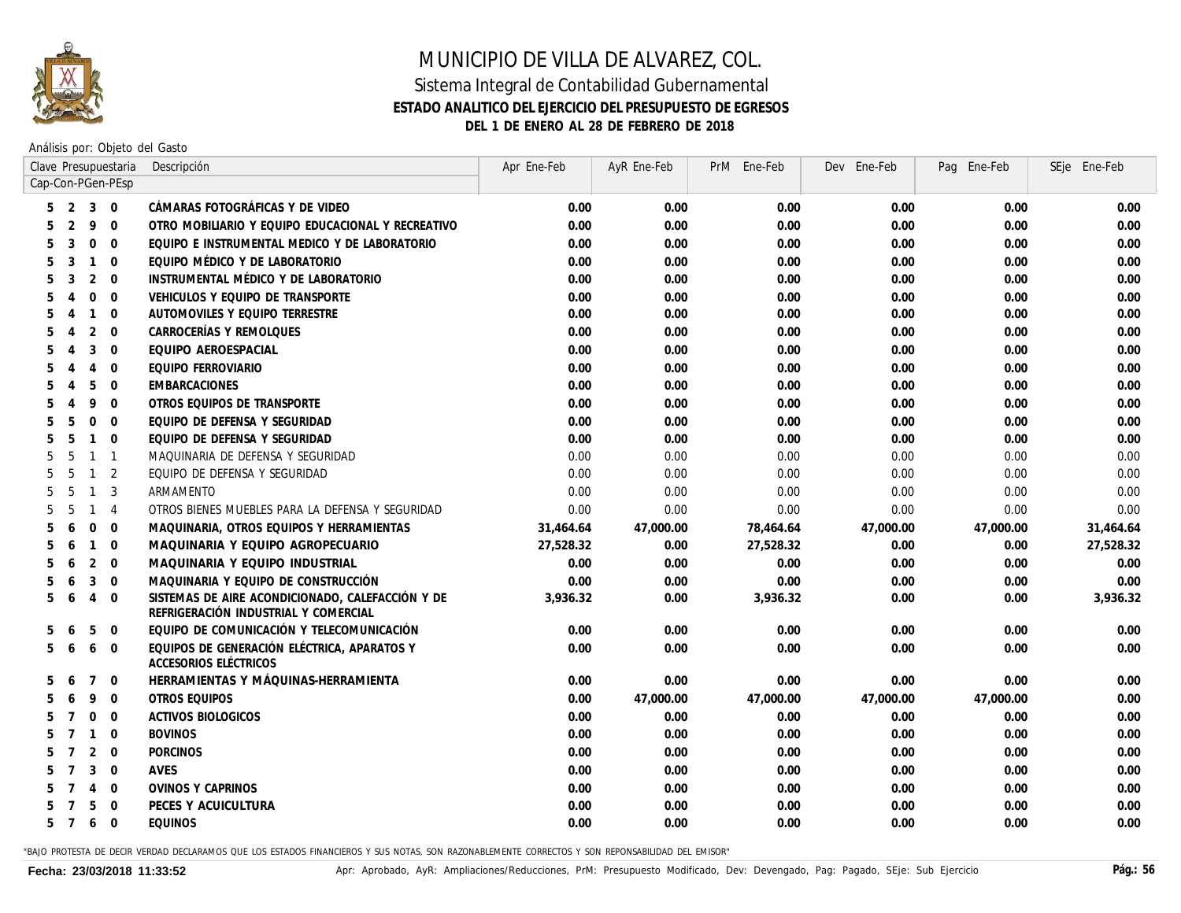# MUNICIPIO DE VILLA DE ALVAREZ, COL.

## Sistema Integral de Contabilidad Gubernamental

### ESTADO ANALITICO DEL EJERCICIO DEL PRESUPUESTO DE EGRESOS

**DEL 1 DE ENERO AL 28 DE FEBRERO DE 2018**

Análisis por: Objeto del Gasto

| Clave Presupuestaria Cap-Con-PGen-PEsp | Descripción | Apr Ene-Feb | AyR Ene-Feb | PrM Ene-Feb | Dev Ene-Feb | Pag Ene-Feb | SEje Ene-Feb |
|---|---|---|---|---|---|---|---|
| **5 2 3 0** | **CÁMARAS FOTOGRÁFICAS Y DE VIDEO** | **0.00** | **0.00** | **0.00** | **0.00** | **0.00** | **0.00** |
| **5 2 9 0** | **OTRO MOBILIARIO Y EQUIPO EDUCACIONAL Y RECREATIVO** | **0.00** | **0.00** | **0.00** | **0.00** | **0.00** | **0.00** |
| **5 3 0 0** | **EQUIPO E INSTRUMENTAL MEDICO Y DE LABORATORIO** | **0.00** | **0.00** | **0.00** | **0.00** | **0.00** | **0.00** |
| **5 3 1 0** | **EQUIPO MÉDICO Y DE LABORATORIO** | **0.00** | **0.00** | **0.00** | **0.00** | **0.00** | **0.00** |
| **5 3 2 0** | **INSTRUMENTAL MÉDICO Y DE LABORATORIO** | **0.00** | **0.00** | **0.00** | **0.00** | **0.00** | **0.00** |
| **5 4 0 0** | **VEHICULOS Y EQUIPO DE TRANSPORTE** | **0.00** | **0.00** | **0.00** | **0.00** | **0.00** | **0.00** |
| **5 4 1 0** | **AUTOMOVILES Y EQUIPO TERRESTRE** | **0.00** | **0.00** | **0.00** | **0.00** | **0.00** | **0.00** |
| **5 4 2 0** | **CARROCERÍAS Y REMOLQUES** | **0.00** | **0.00** | **0.00** | **0.00** | **0.00** | **0.00** |
| **5 4 3 0** | **EQUIPO AEROESPACIAL** | **0.00** | **0.00** | **0.00** | **0.00** | **0.00** | **0.00** |
| **5 4 4 0** | **EQUIPO FERROVIARIO** | **0.00** | **0.00** | **0.00** | **0.00** | **0.00** | **0.00** |
| **5 4 5 0** | **EMBARCACIONES** | **0.00** | **0.00** | **0.00** | **0.00** | **0.00** | **0.00** |
| **5 4 9 0** | **OTROS EQUIPOS DE TRANSPORTE** | **0.00** | **0.00** | **0.00** | **0.00** | **0.00** | **0.00** |
| **5 5 0 0** | **EQUIPO DE DEFENSA Y SEGURIDAD** | **0.00** | **0.00** | **0.00** | **0.00** | **0.00** | **0.00** |
| **5 5 1 0** | **EQUIPO DE DEFENSA Y SEGURIDAD** | **0.00** | **0.00** | **0.00** | **0.00** | **0.00** | **0.00** |
| 5 5 1 1 | MAQUINARIA DE DEFENSA Y SEGURIDAD | 0.00 | 0.00 | 0.00 | 0.00 | 0.00 | 0.00 |
| 5 5 1 2 | EQUIPO DE DEFENSA Y SEGURIDAD | 0.00 | 0.00 | 0.00 | 0.00 | 0.00 | 0.00 |
| 5 5 1 3 | ARMAMENTO | 0.00 | 0.00 | 0.00 | 0.00 | 0.00 | 0.00 |
| 5 5 1 4 | OTROS BIENES MUEBLES PARA LA DEFENSA Y SEGURIDAD | 0.00 | 0.00 | 0.00 | 0.00 | 0.00 | 0.00 |
| **5 6 0 0** | **MAQUINARIA, OTROS EQUIPOS Y HERRAMIENTAS** | **31,464.64** | **47,000.00** | **78,464.64** | **47,000.00** | **47,000.00** | **31,464.64** |
| **5 6 1 0** | **MAQUINARIA Y EQUIPO AGROPECUARIO** | **27,528.32** | **0.00** | **27,528.32** | **0.00** | **0.00** | **27,528.32** |
| **5 6 2 0** | **MAQUINARIA Y EQUIPO INDUSTRIAL** | **0.00** | **0.00** | **0.00** | **0.00** | **0.00** | **0.00** |
| **5 6 3 0** | **MAQUINARIA Y EQUIPO DE CONSTRUCCIÓN** | **0.00** | **0.00** | **0.00** | **0.00** | **0.00** | **0.00** |
| **5 6 4 0** | **SISTEMAS DE AIRE ACONDICIONADO, CALEFACCIÓN Y DE REFRIGERACIÓN INDUSTRIAL Y COMERCIAL** | **3,936.32** | **0.00** | **3,936.32** | **0.00** | **0.00** | **3,936.32** |
| **5 6 5 0** | **EQUIPO DE COMUNICACIÓN Y TELECOMUNICACIÓN** | **0.00** | **0.00** | **0.00** | **0.00** | **0.00** | **0.00** |
| **5 6 6 0** | **EQUIPOS DE GENERACIÓN ELÉCTRICA, APARATOS Y ACCESORIOS ELÉCTRICOS** | **0.00** | **0.00** | **0.00** | **0.00** | **0.00** | **0.00** |
| **5 6 7 0** | **HERRAMIENTAS Y MÁQUINAS-HERRAMIENTA** | **0.00** | **0.00** | **0.00** | **0.00** | **0.00** | **0.00** |
| **5 6 9 0** | **OTROS EQUIPOS** | **0.00** | **47,000.00** | **47,000.00** | **47,000.00** | **47,000.00** | **0.00** |
| **5 7 0 0** | **ACTIVOS BIOLOGICOS** | **0.00** | **0.00** | **0.00** | **0.00** | **0.00** | **0.00** |
| **5 7 1 0** | **BOVINOS** | **0.00** | **0.00** | **0.00** | **0.00** | **0.00** | **0.00** |
| **5 7 2 0** | **PORCINOS** | **0.00** | **0.00** | **0.00** | **0.00** | **0.00** | **0.00** |
| **5 7 3 0** | **AVES** | **0.00** | **0.00** | **0.00** | **0.00** | **0.00** | **0.00** |
| **5 7 4 0** | **OVINOS Y CAPRINOS** | **0.00** | **0.00** | **0.00** | **0.00** | **0.00** | **0.00** |
| **5 7 5 0** | **PECES Y ACUICULTURA** | **0.00** | **0.00** | **0.00** | **0.00** | **0.00** | **0.00** |
| **5 7 6 0** | **EQUINOS** | **0.00** | **0.00** | **0.00** | **0.00** | **0.00** | **0.00** |

"BAJO PROTESTA DE DECIR VERDAD DECLARAMOS QUE LOS ESTADOS FINANCIEROS Y SUS NOTAS, SON RAZONABLEMENTE CORRECTOS Y SON REPONSABILIDAD DEL EMISOR"

**Fecha: 23/03/2018 11:33:52** — Apr: Aprobado, AyR: Ampliaciones/Reducciones, PrM: Presupuesto Modificado, Dev: Devengado, Pag: Pagado, SEje: Sub Ejercicio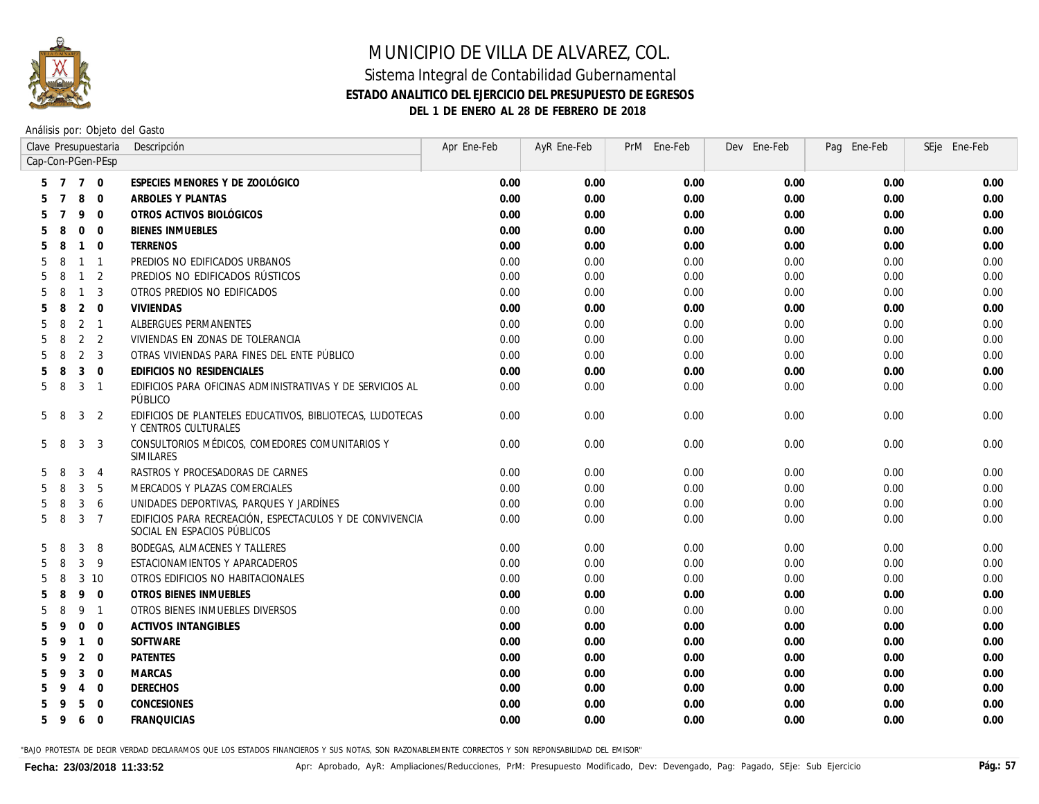# MUNICIPIO DE VILLA DE ALVAREZ, COL.

## Sistema Integral de Contabilidad Gubernamental

### ESTADO ANALITICO DEL EJERCICIO DEL PRESUPUESTO DE EGRESOS

### DEL 1 DE ENERO AL 28 DE FEBRERO DE 2018

Análisis por: Objeto del Gasto

| Clave Presupuestaria Cap-Con-PGen-PEsp | Descripción | Apr Ene-Feb | AyR Ene-Feb | PrM Ene-Feb | Dev Ene-Feb | Pag Ene-Feb | SEje Ene-Feb |
|---|---|---|---|---|---|---|---|
| **5 7 7 0** | **ESPECIES MENORES Y DE ZOOLÓGICO** | **0.00** | **0.00** | **0.00** | **0.00** | **0.00** | **0.00** |
| **5 7 8 0** | **ARBOLES Y PLANTAS** | **0.00** | **0.00** | **0.00** | **0.00** | **0.00** | **0.00** |
| **5 7 9 0** | **OTROS ACTIVOS BIOLÓGICOS** | **0.00** | **0.00** | **0.00** | **0.00** | **0.00** | **0.00** |
| **5 8 0 0** | **BIENES INMUEBLES** | **0.00** | **0.00** | **0.00** | **0.00** | **0.00** | **0.00** |
| **5 8 1 0** | **TERRENOS** | **0.00** | **0.00** | **0.00** | **0.00** | **0.00** | **0.00** |
| 5 8 1 1 | PREDIOS NO EDIFICADOS URBANOS | 0.00 | 0.00 | 0.00 | 0.00 | 0.00 | 0.00 |
| 5 8 1 2 | PREDIOS NO EDIFICADOS RÚSTICOS | 0.00 | 0.00 | 0.00 | 0.00 | 0.00 | 0.00 |
| 5 8 1 3 | OTROS PREDIOS NO EDIFICADOS | 0.00 | 0.00 | 0.00 | 0.00 | 0.00 | 0.00 |
| **5 8 2 0** | **VIVIENDAS** | **0.00** | **0.00** | **0.00** | **0.00** | **0.00** | **0.00** |
| 5 8 2 1 | ALBERGUES PERMANENTES | 0.00 | 0.00 | 0.00 | 0.00 | 0.00 | 0.00 |
| 5 8 2 2 | VIVIENDAS EN ZONAS DE TOLERANCIA | 0.00 | 0.00 | 0.00 | 0.00 | 0.00 | 0.00 |
| 5 8 2 3 | OTRAS VIVIENDAS PARA FINES DEL ENTE PÚBLICO | 0.00 | 0.00 | 0.00 | 0.00 | 0.00 | 0.00 |
| **5 8 3 0** | **EDIFICIOS NO RESIDENCIALES** | **0.00** | **0.00** | **0.00** | **0.00** | **0.00** | **0.00** |
| 5 8 3 1 | EDIFICIOS PARA OFICINAS ADMINISTRATIVAS Y DE SERVICIOS AL PÚBLICO | 0.00 | 0.00 | 0.00 | 0.00 | 0.00 | 0.00 |
| 5 8 3 2 | EDIFICIOS DE PLANTELES EDUCATIVOS, BIBLIOTECAS, LUDOTECAS Y CENTROS CULTURALES | 0.00 | 0.00 | 0.00 | 0.00 | 0.00 | 0.00 |
| 5 8 3 3 | CONSULTORIOS MÉDICOS, COMEDORES COMUNITARIOS Y SIMILARES | 0.00 | 0.00 | 0.00 | 0.00 | 0.00 | 0.00 |
| 5 8 3 4 | RASTROS Y PROCESADORAS DE CARNES | 0.00 | 0.00 | 0.00 | 0.00 | 0.00 | 0.00 |
| 5 8 3 5 | MERCADOS Y PLAZAS COMERCIALES | 0.00 | 0.00 | 0.00 | 0.00 | 0.00 | 0.00 |
| 5 8 3 6 | UNIDADES DEPORTIVAS, PARQUES Y JARDÍNES | 0.00 | 0.00 | 0.00 | 0.00 | 0.00 | 0.00 |
| 5 8 3 7 | EDIFICIOS PARA RECREACIÓN, ESPECTACULOS Y DE CONVIVENCIA SOCIAL EN ESPACIOS PÚBLICOS | 0.00 | 0.00 | 0.00 | 0.00 | 0.00 | 0.00 |
| 5 8 3 8 | BODEGAS, ALMACENES Y TALLERES | 0.00 | 0.00 | 0.00 | 0.00 | 0.00 | 0.00 |
| 5 8 3 9 | ESTACIONAMIENTOS Y APARCADEROS | 0.00 | 0.00 | 0.00 | 0.00 | 0.00 | 0.00 |
| 5 8 3 10 | OTROS EDIFICIOS NO HABITACIONALES | 0.00 | 0.00 | 0.00 | 0.00 | 0.00 | 0.00 |
| **5 8 9 0** | **OTROS BIENES INMUEBLES** | **0.00** | **0.00** | **0.00** | **0.00** | **0.00** | **0.00** |
| 5 8 9 1 | OTROS BIENES INMUEBLES DIVERSOS | 0.00 | 0.00 | 0.00 | 0.00 | 0.00 | 0.00 |
| **5 9 0 0** | **ACTIVOS INTANGIBLES** | **0.00** | **0.00** | **0.00** | **0.00** | **0.00** | **0.00** |
| **5 9 1 0** | **SOFTWARE** | **0.00** | **0.00** | **0.00** | **0.00** | **0.00** | **0.00** |
| **5 9 2 0** | **PATENTES** | **0.00** | **0.00** | **0.00** | **0.00** | **0.00** | **0.00** |
| **5 9 3 0** | **MARCAS** | **0.00** | **0.00** | **0.00** | **0.00** | **0.00** | **0.00** |
| **5 9 4 0** | **DERECHOS** | **0.00** | **0.00** | **0.00** | **0.00** | **0.00** | **0.00** |
| **5 9 5 0** | **CONCESIONES** | **0.00** | **0.00** | **0.00** | **0.00** | **0.00** | **0.00** |
| **5 9 6 0** | **FRANQUICIAS** | **0.00** | **0.00** | **0.00** | **0.00** | **0.00** | **0.00** |

"BAJO PROTESTA DE DECIR VERDAD DECLARAMOS QUE LOS ESTADOS FINANCIEROS Y SUS NOTAS, SON RAZONABLEMENTE CORRECTOS Y SON REPONSABILIDAD DEL EMISOR"

**Fecha: 23/03/2018 11:33:52**

Apr: Aprobado, AyR: Ampliaciones/Reducciones, PrM: Presupuesto Modificado, Dev: Devengado, Pag: Pagado, SEje: Sub Ejercicio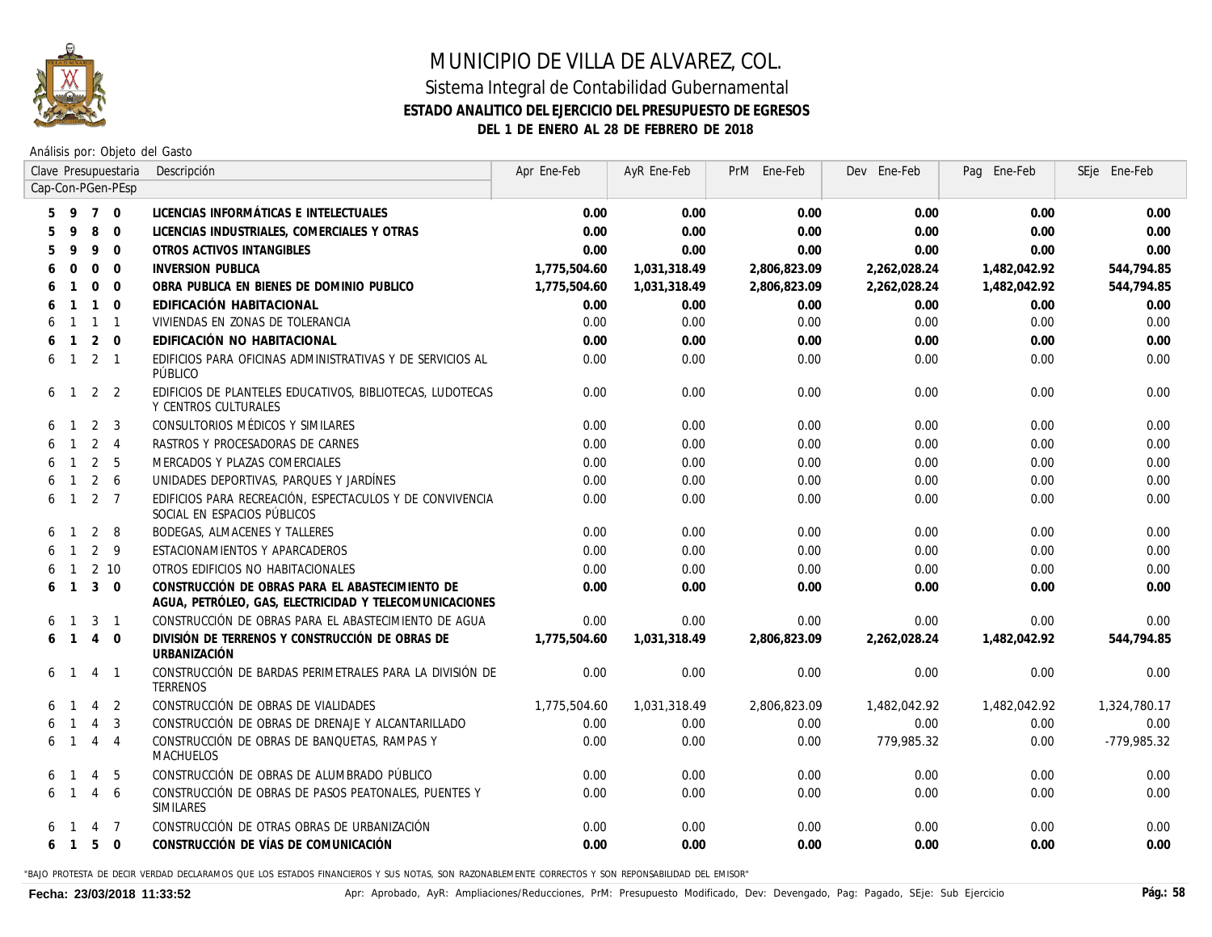# MUNICIPIO DE VILLA DE ALVAREZ, COL.

## Sistema Integral de Contabilidad Gubernamental

### ESTADO ANALITICO DEL EJERCICIO DEL PRESUPUESTO DE EGRESOS

### DEL 1 DE ENERO AL 28 DE FEBRERO DE 2018

Análisis por: Objeto del Gasto

| Clave Presupuestaria Cap-Con-PGen-PEsp | Descripción | Apr Ene-Feb | AyR Ene-Feb | PrM Ene-Feb | Dev Ene-Feb | Pag Ene-Feb | SEje Ene-Feb |
|---|---|---|---|---|---|---|---|
| **5 9 7 0** | **LICENCIAS INFORMÁTICAS E INTELECTUALES** | **0.00** | **0.00** | **0.00** | **0.00** | **0.00** | **0.00** |
| **5 9 8 0** | **LICENCIAS INDUSTRIALES, COMERCIALES Y OTRAS** | **0.00** | **0.00** | **0.00** | **0.00** | **0.00** | **0.00** |
| **5 9 9 0** | **OTROS ACTIVOS INTANGIBLES** | **0.00** | **0.00** | **0.00** | **0.00** | **0.00** | **0.00** |
| **6 0 0 0** | **INVERSION PUBLICA** | **1,775,504.60** | **1,031,318.49** | **2,806,823.09** | **2,262,028.24** | **1,482,042.92** | **544,794.85** |
| **6 1 0 0** | **OBRA PUBLICA EN BIENES DE DOMINIO PUBLICO** | **1,775,504.60** | **1,031,318.49** | **2,806,823.09** | **2,262,028.24** | **1,482,042.92** | **544,794.85** |
| **6 1 1 0** | **EDIFICACIÓN HABITACIONAL** | **0.00** | **0.00** | **0.00** | **0.00** | **0.00** | **0.00** |
| 6 1 1 1 | VIVIENDAS EN ZONAS DE TOLERANCIA | 0.00 | 0.00 | 0.00 | 0.00 | 0.00 | 0.00 |
| **6 1 2 0** | **EDIFICACIÓN NO HABITACIONAL** | **0.00** | **0.00** | **0.00** | **0.00** | **0.00** | **0.00** |
| 6 1 2 1 | EDIFICIOS PARA OFICINAS ADMINISTRATIVAS Y DE SERVICIOS AL PÚBLICO | 0.00 | 0.00 | 0.00 | 0.00 | 0.00 | 0.00 |
| 6 1 2 2 | EDIFICIOS DE PLANTELES EDUCATIVOS, BIBLIOTECAS, LUDOTECAS Y CENTROS CULTURALES | 0.00 | 0.00 | 0.00 | 0.00 | 0.00 | 0.00 |
| 6 1 2 3 | CONSULTORIOS MÉDICOS Y SIMILARES | 0.00 | 0.00 | 0.00 | 0.00 | 0.00 | 0.00 |
| 6 1 2 4 | RASTROS Y PROCESADORAS DE CARNES | 0.00 | 0.00 | 0.00 | 0.00 | 0.00 | 0.00 |
| 6 1 2 5 | MERCADOS Y PLAZAS COMERCIALES | 0.00 | 0.00 | 0.00 | 0.00 | 0.00 | 0.00 |
| 6 1 2 6 | UNIDADES DEPORTIVAS, PARQUES Y JARDÍNES | 0.00 | 0.00 | 0.00 | 0.00 | 0.00 | 0.00 |
| 6 1 2 7 | EDIFICIOS PARA RECREACIÓN, ESPECTACULOS Y DE CONVIVENCIA SOCIAL EN ESPACIOS PÚBLICOS | 0.00 | 0.00 | 0.00 | 0.00 | 0.00 | 0.00 |
| 6 1 2 8 | BODEGAS, ALMACENES Y TALLERES | 0.00 | 0.00 | 0.00 | 0.00 | 0.00 | 0.00 |
| 6 1 2 9 | ESTACIONAMIENTOS Y APARCADEROS | 0.00 | 0.00 | 0.00 | 0.00 | 0.00 | 0.00 |
| 6 1 2 10 | OTROS EDIFICIOS NO HABITACIONALES | 0.00 | 0.00 | 0.00 | 0.00 | 0.00 | 0.00 |
| **6 1 3 0** | **CONSTRUCCIÓN DE OBRAS PARA EL ABASTECIMIENTO DE AGUA, PETRÓLEO, GAS, ELECTRICIDAD Y TELECOMUNICACIONES** | **0.00** | **0.00** | **0.00** | **0.00** | **0.00** | **0.00** |
| 6 1 3 1 | CONSTRUCCIÓN DE OBRAS PARA EL ABASTECIMIENTO DE AGUA | 0.00 | 0.00 | 0.00 | 0.00 | 0.00 | 0.00 |
| **6 1 4 0** | **DIVISIÓN DE TERRENOS Y CONSTRUCCIÓN DE OBRAS DE URBANIZACIÓN** | **1,775,504.60** | **1,031,318.49** | **2,806,823.09** | **2,262,028.24** | **1,482,042.92** | **544,794.85** |
| 6 1 4 1 | CONSTRUCCIÓN DE BARDAS PERIMETRALES PARA LA DIVISIÓN DE TERRENOS | 0.00 | 0.00 | 0.00 | 0.00 | 0.00 | 0.00 |
| 6 1 4 2 | CONSTRUCCIÓN DE OBRAS DE VIALIDADES | 1,775,504.60 | 1,031,318.49 | 2,806,823.09 | 1,482,042.92 | 1,482,042.92 | 1,324,780.17 |
| 6 1 4 3 | CONSTRUCCIÓN DE OBRAS DE DRENAJE Y ALCANTARILLADO | 0.00 | 0.00 | 0.00 | 0.00 | 0.00 | 0.00 |
| 6 1 4 4 | CONSTRUCCIÓN DE OBRAS DE BANQUETAS, RAMPAS Y MACHUELOS | 0.00 | 0.00 | 0.00 | 779,985.32 | 0.00 | -779,985.32 |
| 6 1 4 5 | CONSTRUCCIÓN DE OBRAS DE ALUMBRADO PÚBLICO | 0.00 | 0.00 | 0.00 | 0.00 | 0.00 | 0.00 |
| 6 1 4 6 | CONSTRUCCIÓN DE OBRAS DE PASOS PEATONALES, PUENTES Y SIMILARES | 0.00 | 0.00 | 0.00 | 0.00 | 0.00 | 0.00 |
| 6 1 4 7 | CONSTRUCCIÓN DE OTRAS OBRAS DE URBANIZACIÓN | 0.00 | 0.00 | 0.00 | 0.00 | 0.00 | 0.00 |
| **6 1 5 0** | **CONSTRUCCIÓN DE VÍAS DE COMUNICACIÓN** | **0.00** | **0.00** | **0.00** | **0.00** | **0.00** | **0.00** |

"BAJO PROTESTA DE DECIR VERDAD DECLARAMOS QUE LOS ESTADOS FINANCIEROS Y SUS NOTAS, SON RAZONABLEMENTE CORRECTOS Y SON REPONSABILIDAD DEL EMISOR"

Fecha: 23/03/2018 11:33:52

Apr: Aprobado, AyR: Ampliaciones/Reducciones, PrM: Presupuesto Modificado, Dev: Devengado, Pag: Pagado, SEje: Sub Ejercicio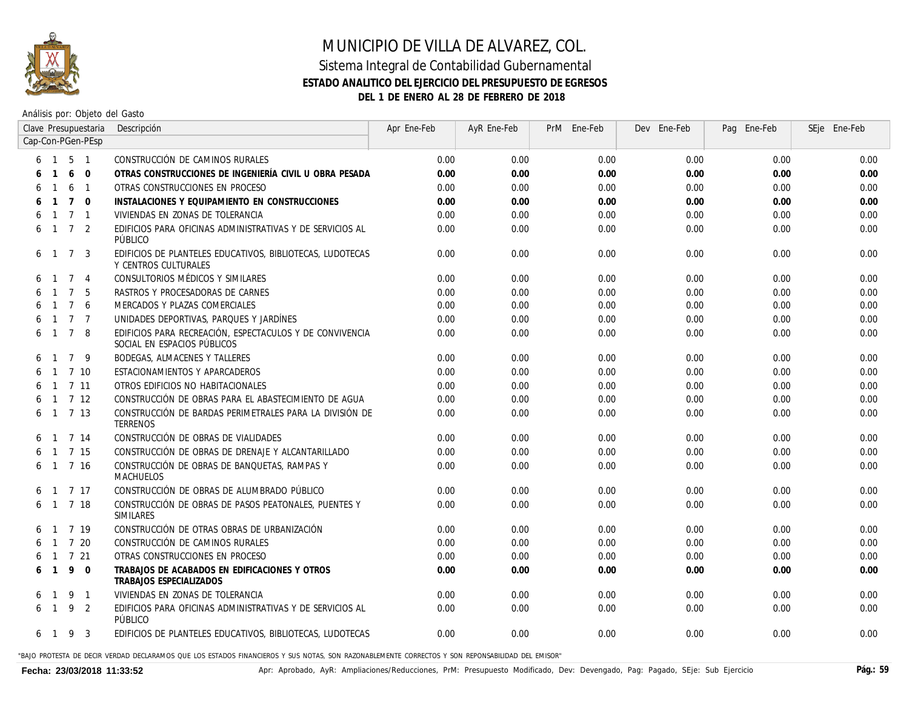# MUNICIPIO DE VILLA DE ALVAREZ, COL.

## Sistema Integral de Contabilidad Gubernamental

### ESTADO ANALITICO DEL EJERCICIO DEL PRESUPUESTO DE EGRESOS

### DEL 1 DE ENERO AL 28 DE FEBRERO DE 2018

Análisis por: Objeto del Gasto

| Clave Presupuestaria Cap-Con-PGen-PEsp | Descripción | Apr Ene-Feb | AyR Ene-Feb | PrM Ene-Feb | Dev Ene-Feb | Pag Ene-Feb | SEje Ene-Feb |
|---|---|---|---|---|---|---|---|
| 6 1 5 1 | CONSTRUCCIÓN DE CAMINOS RURALES | 0.00 | 0.00 | 0.00 | 0.00 | 0.00 | 0.00 |
| **6 1 6 0** | **OTRAS CONSTRUCCIONES DE INGENIERÍA CIVIL U OBRA PESADA** | **0.00** | **0.00** | **0.00** | **0.00** | **0.00** | **0.00** |
| 6 1 6 1 | OTRAS CONSTRUCCIONES EN PROCESO | 0.00 | 0.00 | 0.00 | 0.00 | 0.00 | 0.00 |
| **6 1 7 0** | **INSTALACIONES Y EQUIPAMIENTO EN CONSTRUCCIONES** | **0.00** | **0.00** | **0.00** | **0.00** | **0.00** | **0.00** |
| 6 1 7 1 | VIVIENDAS EN ZONAS DE TOLERANCIA | 0.00 | 0.00 | 0.00 | 0.00 | 0.00 | 0.00 |
| 6 1 7 2 | EDIFICIOS PARA OFICINAS ADMINISTRATIVAS Y DE SERVICIOS AL PÚBLICO | 0.00 | 0.00 | 0.00 | 0.00 | 0.00 | 0.00 |
| 6 1 7 3 | EDIFICIOS DE PLANTELES EDUCATIVOS, BIBLIOTECAS, LUDOTECAS Y CENTROS CULTURALES | 0.00 | 0.00 | 0.00 | 0.00 | 0.00 | 0.00 |
| 6 1 7 4 | CONSULTORIOS MÉDICOS Y SIMILARES | 0.00 | 0.00 | 0.00 | 0.00 | 0.00 | 0.00 |
| 6 1 7 5 | RASTROS Y PROCESADORAS DE CARNES | 0.00 | 0.00 | 0.00 | 0.00 | 0.00 | 0.00 |
| 6 1 7 6 | MERCADOS Y PLAZAS COMERCIALES | 0.00 | 0.00 | 0.00 | 0.00 | 0.00 | 0.00 |
| 6 1 7 7 | UNIDADES DEPORTIVAS, PARQUES Y JARDÍNES | 0.00 | 0.00 | 0.00 | 0.00 | 0.00 | 0.00 |
| 6 1 7 8 | EDIFICIOS PARA RECREACIÓN, ESPECTACULOS Y DE CONVIVENCIA SOCIAL EN ESPACIOS PÚBLICOS | 0.00 | 0.00 | 0.00 | 0.00 | 0.00 | 0.00 |
| 6 1 7 9 | BODEGAS, ALMACENES Y TALLERES | 0.00 | 0.00 | 0.00 | 0.00 | 0.00 | 0.00 |
| 6 1 7 10 | ESTACIONAMIENTOS Y APARCADEROS | 0.00 | 0.00 | 0.00 | 0.00 | 0.00 | 0.00 |
| 6 1 7 11 | OTROS EDIFICIOS NO HABITACIONALES | 0.00 | 0.00 | 0.00 | 0.00 | 0.00 | 0.00 |
| 6 1 7 12 | CONSTRUCCIÓN DE OBRAS PARA EL ABASTECIMIENTO DE AGUA | 0.00 | 0.00 | 0.00 | 0.00 | 0.00 | 0.00 |
| 6 1 7 13 | CONSTRUCCIÓN DE BARDAS PERIMETRALES PARA LA DIVISIÓN DE TERRENOS | 0.00 | 0.00 | 0.00 | 0.00 | 0.00 | 0.00 |
| 6 1 7 14 | CONSTRUCCIÓN DE OBRAS DE VIALIDADES | 0.00 | 0.00 | 0.00 | 0.00 | 0.00 | 0.00 |
| 6 1 7 15 | CONSTRUCCIÓN DE OBRAS DE DRENAJE Y ALCANTARILLADO | 0.00 | 0.00 | 0.00 | 0.00 | 0.00 | 0.00 |
| 6 1 7 16 | CONSTRUCCIÓN DE OBRAS DE BANQUETAS, RAMPAS Y MACHUELOS | 0.00 | 0.00 | 0.00 | 0.00 | 0.00 | 0.00 |
| 6 1 7 17 | CONSTRUCCIÓN DE OBRAS DE ALUMBRADO PÚBLICO | 0.00 | 0.00 | 0.00 | 0.00 | 0.00 | 0.00 |
| 6 1 7 18 | CONSTRUCCIÓN DE OBRAS DE PASOS PEATONALES, PUENTES Y SIMILARES | 0.00 | 0.00 | 0.00 | 0.00 | 0.00 | 0.00 |
| 6 1 7 19 | CONSTRUCCIÓN DE OTRAS OBRAS DE URBANIZACIÓN | 0.00 | 0.00 | 0.00 | 0.00 | 0.00 | 0.00 |
| 6 1 7 20 | CONSTRUCCIÓN DE CAMINOS RURALES | 0.00 | 0.00 | 0.00 | 0.00 | 0.00 | 0.00 |
| 6 1 7 21 | OTRAS CONSTRUCCIONES EN PROCESO | 0.00 | 0.00 | 0.00 | 0.00 | 0.00 | 0.00 |
| **6 1 9 0** | **TRABAJOS DE ACABADOS EN EDIFICACIONES Y OTROS TRABAJOS ESPECIALIZADOS** | **0.00** | **0.00** | **0.00** | **0.00** | **0.00** | **0.00** |
| 6 1 9 1 | VIVIENDAS EN ZONAS DE TOLERANCIA | 0.00 | 0.00 | 0.00 | 0.00 | 0.00 | 0.00 |
| 6 1 9 2 | EDIFICIOS PARA OFICINAS ADMINISTRATIVAS Y DE SERVICIOS AL PÚBLICO | 0.00 | 0.00 | 0.00 | 0.00 | 0.00 | 0.00 |
| 6 1 9 3 | EDIFICIOS DE PLANTELES EDUCATIVOS, BIBLIOTECAS, LUDOTECAS | 0.00 | 0.00 | 0.00 | 0.00 | 0.00 | 0.00 |

"BAJO PROTESTA DE DECIR VERDAD DECLARAMOS QUE LOS ESTADOS FINANCIEROS Y SUS NOTAS, SON RAZONABLEMENTE CORRECTOS Y SON REPONSABILIDAD DEL EMISOR"

Fecha: 23/03/2018 11:33:52

Apr: Aprobado, AyR: Ampliaciones/Reducciones, PrM: Presupuesto Modificado, Dev: Devengado, Pag: Pagado, SEje: Sub Ejercicio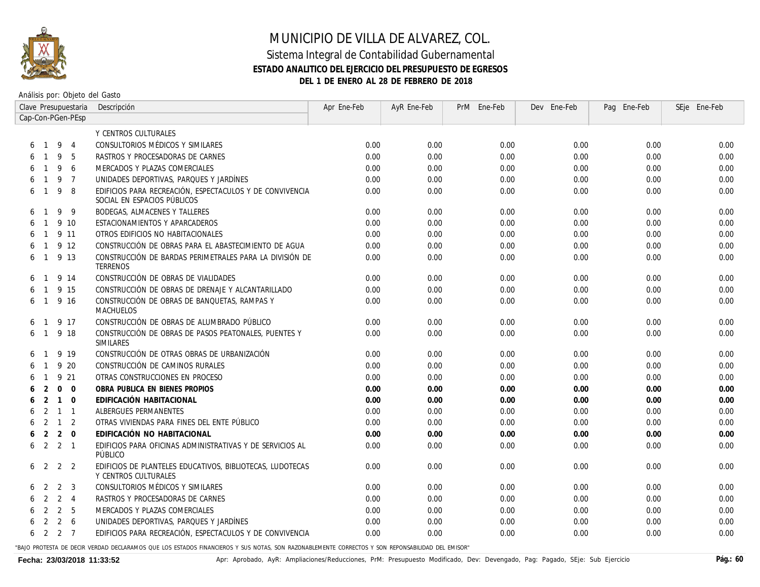# MUNICIPIO DE VILLA DE ALVAREZ, COL.

## Sistema Integral de Contabilidad Gubernamental

### ESTADO ANALITICO DEL EJERCICIO DEL PRESUPUESTO DE EGRESOS

### DEL 1 DE ENERO AL 28 DE FEBRERO DE 2018

Análisis por: Objeto del Gasto

| Clave Presupuestaria Cap-Con-PGen-PEsp | Descripción | Apr Ene-Feb | AyR Ene-Feb | PrM Ene-Feb | Dev Ene-Feb | Pag Ene-Feb | SEje Ene-Feb |
|---|---|---|---|---|---|---|---|
| | Y CENTROS CULTURALES | | | | | | |
| 6 1 9 4 | CONSULTORIOS MÉDICOS Y SIMILARES | 0.00 | 0.00 | 0.00 | 0.00 | 0.00 | 0.00 |
| 6 1 9 5 | RASTROS Y PROCESADORAS DE CARNES | 0.00 | 0.00 | 0.00 | 0.00 | 0.00 | 0.00 |
| 6 1 9 6 | MERCADOS Y PLAZAS COMERCIALES | 0.00 | 0.00 | 0.00 | 0.00 | 0.00 | 0.00 |
| 6 1 9 7 | UNIDADES DEPORTIVAS, PARQUES Y JARDÍNES | 0.00 | 0.00 | 0.00 | 0.00 | 0.00 | 0.00 |
| 6 1 9 8 | EDIFICIOS PARA RECREACIÓN, ESPECTACULOS Y DE CONVIVENCIA SOCIAL EN ESPACIOS PÚBLICOS | 0.00 | 0.00 | 0.00 | 0.00 | 0.00 | 0.00 |
| 6 1 9 9 | BODEGAS, ALMACENES Y TALLERES | 0.00 | 0.00 | 0.00 | 0.00 | 0.00 | 0.00 |
| 6 1 9 10 | ESTACIONAMIENTOS Y APARCADEROS | 0.00 | 0.00 | 0.00 | 0.00 | 0.00 | 0.00 |
| 6 1 9 11 | OTROS EDIFICIOS NO HABITACIONALES | 0.00 | 0.00 | 0.00 | 0.00 | 0.00 | 0.00 |
| 6 1 9 12 | CONSTRUCCIÓN DE OBRAS PARA EL ABASTECIMIENTO DE AGUA | 0.00 | 0.00 | 0.00 | 0.00 | 0.00 | 0.00 |
| 6 1 9 13 | CONSTRUCCIÓN DE BARDAS PERIMETRALES PARA LA DIVISIÓN DE TERRENOS | 0.00 | 0.00 | 0.00 | 0.00 | 0.00 | 0.00 |
| 6 1 9 14 | CONSTRUCCIÓN DE OBRAS DE VIALIDADES | 0.00 | 0.00 | 0.00 | 0.00 | 0.00 | 0.00 |
| 6 1 9 15 | CONSTRUCCIÓN DE OBRAS DE DRENAJE Y ALCANTARILLADO | 0.00 | 0.00 | 0.00 | 0.00 | 0.00 | 0.00 |
| 6 1 9 16 | CONSTRUCCIÓN DE OBRAS DE BANQUETAS, RAMPAS Y MACHUELOS | 0.00 | 0.00 | 0.00 | 0.00 | 0.00 | 0.00 |
| 6 1 9 17 | CONSTRUCCIÓN DE OBRAS DE ALUMBRADO PÚBLICO | 0.00 | 0.00 | 0.00 | 0.00 | 0.00 | 0.00 |
| 6 1 9 18 | CONSTRUCCIÓN DE OBRAS DE PASOS PEATONALES, PUENTES Y SIMILARES | 0.00 | 0.00 | 0.00 | 0.00 | 0.00 | 0.00 |
| 6 1 9 19 | CONSTRUCCIÓN DE OTRAS OBRAS DE URBANIZACIÓN | 0.00 | 0.00 | 0.00 | 0.00 | 0.00 | 0.00 |
| 6 1 9 20 | CONSTRUCCIÓN DE CAMINOS RURALES | 0.00 | 0.00 | 0.00 | 0.00 | 0.00 | 0.00 |
| 6 1 9 21 | OTRAS CONSTRUCCIONES EN PROCESO | 0.00 | 0.00 | 0.00 | 0.00 | 0.00 | 0.00 |
| **6 2 0 0** | **OBRA PUBLICA EN BIENES PROPIOS** | **0.00** | **0.00** | **0.00** | **0.00** | **0.00** | **0.00** |
| **6 2 1 0** | **EDIFICACIÓN HABITACIONAL** | **0.00** | **0.00** | **0.00** | **0.00** | **0.00** | **0.00** |
| 6 2 1 1 | ALBERGUES PERMANENTES | 0.00 | 0.00 | 0.00 | 0.00 | 0.00 | 0.00 |
| 6 2 1 2 | OTRAS VIVIENDAS PARA FINES DEL ENTE PÚBLICO | 0.00 | 0.00 | 0.00 | 0.00 | 0.00 | 0.00 |
| **6 2 2 0** | **EDIFICACIÓN NO HABITACIONAL** | **0.00** | **0.00** | **0.00** | **0.00** | **0.00** | **0.00** |
| 6 2 2 1 | EDIFICIOS PARA OFICINAS ADMINISTRATIVAS Y DE SERVICIOS AL PÚBLICO | 0.00 | 0.00 | 0.00 | 0.00 | 0.00 | 0.00 |
| 6 2 2 2 | EDIFICIOS DE PLANTELES EDUCATIVOS, BIBLIOTECAS, LUDOTECAS Y CENTROS CULTURALES | 0.00 | 0.00 | 0.00 | 0.00 | 0.00 | 0.00 |
| 6 2 2 3 | CONSULTORIOS MÉDICOS Y SIMILARES | 0.00 | 0.00 | 0.00 | 0.00 | 0.00 | 0.00 |
| 6 2 2 4 | RASTROS Y PROCESADORAS DE CARNES | 0.00 | 0.00 | 0.00 | 0.00 | 0.00 | 0.00 |
| 6 2 2 5 | MERCADOS Y PLAZAS COMERCIALES | 0.00 | 0.00 | 0.00 | 0.00 | 0.00 | 0.00 |
| 6 2 2 6 | UNIDADES DEPORTIVAS, PARQUES Y JARDÍNES | 0.00 | 0.00 | 0.00 | 0.00 | 0.00 | 0.00 |
| 6 2 2 7 | EDIFICIOS PARA RECREACIÓN, ESPECTACULOS Y DE CONVIVENCIA | 0.00 | 0.00 | 0.00 | 0.00 | 0.00 | 0.00 |

"BAJO PROTESTA DE DECIR VERDAD DECLARAMOS QUE LOS ESTADOS FINANCIEROS Y SUS NOTAS, SON RAZONABLEMENTE CORRECTOS Y SON REPONSABILIDAD DEL EMISOR"

**Fecha: 23/03/2018 11:33:52**

Apr: Aprobado, AyR: Ampliaciones/Reducciones, PrM: Presupuesto Modificado, Dev: Devengado, Pag: Pagado, SEje: Sub Ejercicio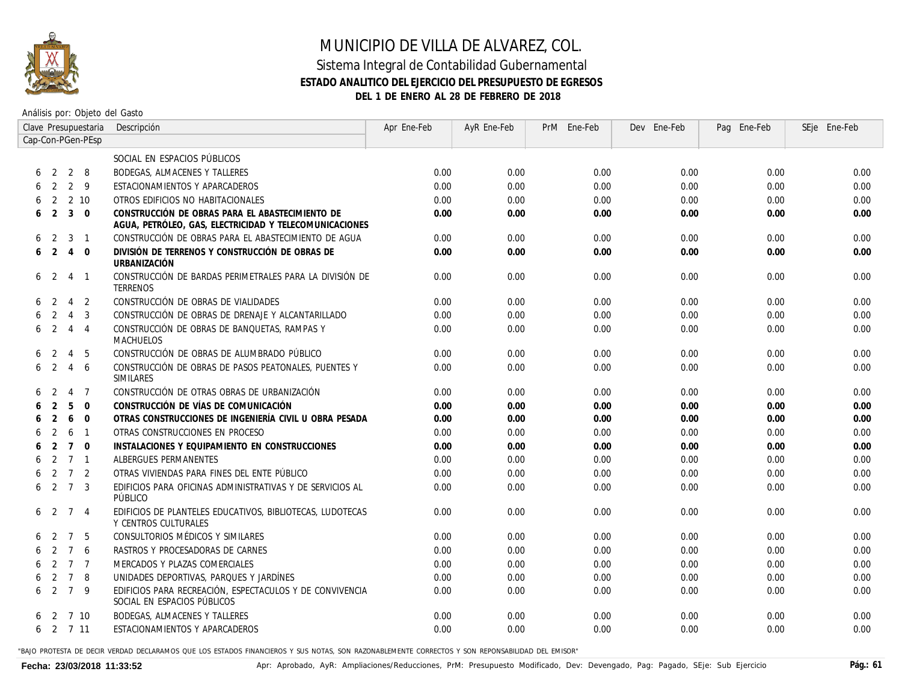# MUNICIPIO DE VILLA DE ALVAREZ, COL.

## Sistema Integral de Contabilidad Gubernamental

### ESTADO ANALITICO DEL EJERCICIO DEL PRESUPUESTO DE EGRESOS

### DEL 1 DE ENERO AL 28 DE FEBRERO DE 2018

Análisis por: Objeto del Gasto

| Clave Presupuestaria Cap-Con-PGen-PEsp | Descripción | Apr Ene-Feb | AyR Ene-Feb | PrM Ene-Feb | Dev Ene-Feb | Pag Ene-Feb | SEje Ene-Feb |
|---|---|---|---|---|---|---|---|
| | SOCIAL EN ESPACIOS PÚBLICOS | | | | | | |
| 6 2 2 8 | BODEGAS, ALMACENES Y TALLERES | 0.00 | 0.00 | 0.00 | 0.00 | 0.00 | 0.00 |
| 6 2 2 9 | ESTACIONAMIENTOS Y APARCADEROS | 0.00 | 0.00 | 0.00 | 0.00 | 0.00 | 0.00 |
| 6 2 2 10 | OTROS EDIFICIOS NO HABITACIONALES | 0.00 | 0.00 | 0.00 | 0.00 | 0.00 | 0.00 |
| **6 2 3 0** | **CONSTRUCCIÓN DE OBRAS PARA EL ABASTECIMIENTO DE AGUA, PETRÓLEO, GAS, ELECTRICIDAD Y TELECOMUNICACIONES** | **0.00** | **0.00** | **0.00** | **0.00** | **0.00** | **0.00** |
| 6 2 3 1 | CONSTRUCCIÓN DE OBRAS PARA EL ABASTECIMIENTO DE AGUA | 0.00 | 0.00 | 0.00 | 0.00 | 0.00 | 0.00 |
| **6 2 4 0** | **DIVISIÓN DE TERRENOS Y CONSTRUCCIÓN DE OBRAS DE URBANIZACIÓN** | **0.00** | **0.00** | **0.00** | **0.00** | **0.00** | **0.00** |
| 6 2 4 1 | CONSTRUCCIÓN DE BARDAS PERIMETRALES PARA LA DIVISIÓN DE TERRENOS | 0.00 | 0.00 | 0.00 | 0.00 | 0.00 | 0.00 |
| 6 2 4 2 | CONSTRUCCIÓN DE OBRAS DE VIALIDADES | 0.00 | 0.00 | 0.00 | 0.00 | 0.00 | 0.00 |
| 6 2 4 3 | CONSTRUCCIÓN DE OBRAS DE DRENAJE Y ALCANTARILLADO | 0.00 | 0.00 | 0.00 | 0.00 | 0.00 | 0.00 |
| 6 2 4 4 | CONSTRUCCIÓN DE OBRAS DE BANQUETAS, RAMPAS Y MACHUELOS | 0.00 | 0.00 | 0.00 | 0.00 | 0.00 | 0.00 |
| 6 2 4 5 | CONSTRUCCIÓN DE OBRAS DE ALUMBRADO PÚBLICO | 0.00 | 0.00 | 0.00 | 0.00 | 0.00 | 0.00 |
| 6 2 4 6 | CONSTRUCCIÓN DE OBRAS DE PASOS PEATONALES, PUENTES Y SIMILARES | 0.00 | 0.00 | 0.00 | 0.00 | 0.00 | 0.00 |
| 6 2 4 7 | CONSTRUCCIÓN DE OTRAS OBRAS DE URBANIZACIÓN | 0.00 | 0.00 | 0.00 | 0.00 | 0.00 | 0.00 |
| **6 2 5 0** | **CONSTRUCCIÓN DE VÍAS DE COMUNICACIÓN** | **0.00** | **0.00** | **0.00** | **0.00** | **0.00** | **0.00** |
| **6 2 6 0** | **OTRAS CONSTRUCCIONES DE INGENIERÍA CIVIL U OBRA PESADA** | **0.00** | **0.00** | **0.00** | **0.00** | **0.00** | **0.00** |
| 6 2 6 1 | OTRAS CONSTRUCCIONES EN PROCESO | 0.00 | 0.00 | 0.00 | 0.00 | 0.00 | 0.00 |
| **6 2 7 0** | **INSTALACIONES Y EQUIPAMIENTO EN CONSTRUCCIONES** | **0.00** | **0.00** | **0.00** | **0.00** | **0.00** | **0.00** |
| 6 2 7 1 | ALBERGUES PERMANENTES | 0.00 | 0.00 | 0.00 | 0.00 | 0.00 | 0.00 |
| 6 2 7 2 | OTRAS VIVIENDAS PARA FINES DEL ENTE PÚBLICO | 0.00 | 0.00 | 0.00 | 0.00 | 0.00 | 0.00 |
| 6 2 7 3 | EDIFICIOS PARA OFICINAS ADMINISTRATIVAS Y DE SERVICIOS AL PÚBLICO | 0.00 | 0.00 | 0.00 | 0.00 | 0.00 | 0.00 |
| 6 2 7 4 | EDIFICIOS DE PLANTELES EDUCATIVOS, BIBLIOTECAS, LUDOTECAS Y CENTROS CULTURALES | 0.00 | 0.00 | 0.00 | 0.00 | 0.00 | 0.00 |
| 6 2 7 5 | CONSULTORIOS MÉDICOS Y SIMILARES | 0.00 | 0.00 | 0.00 | 0.00 | 0.00 | 0.00 |
| 6 2 7 6 | RASTROS Y PROCESADORAS DE CARNES | 0.00 | 0.00 | 0.00 | 0.00 | 0.00 | 0.00 |
| 6 2 7 7 | MERCADOS Y PLAZAS COMERCIALES | 0.00 | 0.00 | 0.00 | 0.00 | 0.00 | 0.00 |
| 6 2 7 8 | UNIDADES DEPORTIVAS, PARQUES Y JARDÍNES | 0.00 | 0.00 | 0.00 | 0.00 | 0.00 | 0.00 |
| 6 2 7 9 | EDIFICIOS PARA RECREACIÓN, ESPECTACULOS Y DE CONVIVENCIA SOCIAL EN ESPACIOS PÚBLICOS | 0.00 | 0.00 | 0.00 | 0.00 | 0.00 | 0.00 |
| 6 2 7 10 | BODEGAS, ALMACENES Y TALLERES | 0.00 | 0.00 | 0.00 | 0.00 | 0.00 | 0.00 |
| 6 2 7 11 | ESTACIONAMIENTOS Y APARCADEROS | 0.00 | 0.00 | 0.00 | 0.00 | 0.00 | 0.00 |

"BAJO PROTESTA DE DECIR VERDAD DECLARAMOS QUE LOS ESTADOS FINANCIEROS Y SUS NOTAS, SON RAZONABLEMENTE CORRECTOS Y SON REPONSABILIDAD DEL EMISOR"

**Fecha: 23/03/2018 11:33:52**

Apr: Aprobado, AyR: Ampliaciones/Reducciones, PrM: Presupuesto Modificado, Dev: Devengado, Pag: Pagado, SEje: Sub Ejercicio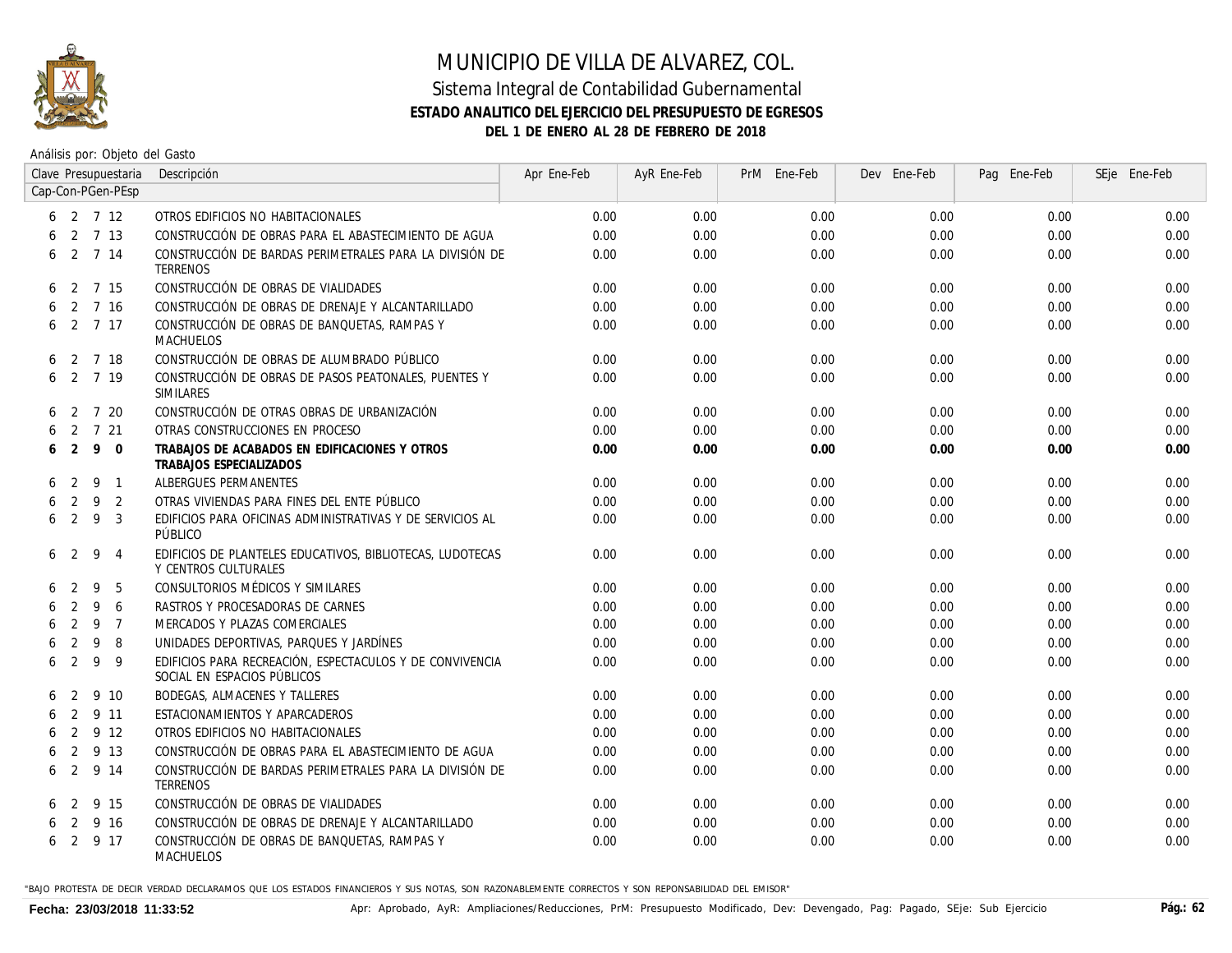# MUNICIPIO DE VILLA DE ALVAREZ, COL.

## Sistema Integral de Contabilidad Gubernamental

### ESTADO ANALITICO DEL EJERCICIO DEL PRESUPUESTO DE EGRESOS

### DEL 1 DE ENERO AL 28 DE FEBRERO DE 2018

Análisis por: Objeto del Gasto

| Clave Presupuestaria Cap-Con-PGen-PEsp | Descripción | Apr Ene-Feb | AyR Ene-Feb | PrM Ene-Feb | Dev Ene-Feb | Pag Ene-Feb | SEje Ene-Feb |
|---|---|---|---|---|---|---|---|
| 6 2 7 12 | OTROS EDIFICIOS NO HABITACIONALES | 0.00 | 0.00 | 0.00 | 0.00 | 0.00 | 0.00 |
| 6 2 7 13 | CONSTRUCCIÓN DE OBRAS PARA EL ABASTECIMIENTO DE AGUA | 0.00 | 0.00 | 0.00 | 0.00 | 0.00 | 0.00 |
| 6 2 7 14 | CONSTRUCCIÓN DE BARDAS PERIMETRALES PARA LA DIVISIÓN DE TERRENOS | 0.00 | 0.00 | 0.00 | 0.00 | 0.00 | 0.00 |
| 6 2 7 15 | CONSTRUCCIÓN DE OBRAS DE VIALIDADES | 0.00 | 0.00 | 0.00 | 0.00 | 0.00 | 0.00 |
| 6 2 7 16 | CONSTRUCCIÓN DE OBRAS DE DRENAJE Y ALCANTARILLADO | 0.00 | 0.00 | 0.00 | 0.00 | 0.00 | 0.00 |
| 6 2 7 17 | CONSTRUCCIÓN DE OBRAS DE BANQUETAS, RAMPAS Y MACHUELOS | 0.00 | 0.00 | 0.00 | 0.00 | 0.00 | 0.00 |
| 6 2 7 18 | CONSTRUCCIÓN DE OBRAS DE ALUMBRADO PÚBLICO | 0.00 | 0.00 | 0.00 | 0.00 | 0.00 | 0.00 |
| 6 2 7 19 | CONSTRUCCIÓN DE OBRAS DE PASOS PEATONALES, PUENTES Y SIMILARES | 0.00 | 0.00 | 0.00 | 0.00 | 0.00 | 0.00 |
| 6 2 7 20 | CONSTRUCCIÓN DE OTRAS OBRAS DE URBANIZACIÓN | 0.00 | 0.00 | 0.00 | 0.00 | 0.00 | 0.00 |
| 6 2 7 21 | OTRAS CONSTRUCCIONES EN PROCESO | 0.00 | 0.00 | 0.00 | 0.00 | 0.00 | 0.00 |
| **6 2 9 0** | **TRABAJOS DE ACABADOS EN EDIFICACIONES Y OTROS TRABAJOS ESPECIALIZADOS** | **0.00** | **0.00** | **0.00** | **0.00** | **0.00** | **0.00** |
| 6 2 9 1 | ALBERGUES PERMANENTES | 0.00 | 0.00 | 0.00 | 0.00 | 0.00 | 0.00 |
| 6 2 9 2 | OTRAS VIVIENDAS PARA FINES DEL ENTE PÚBLICO | 0.00 | 0.00 | 0.00 | 0.00 | 0.00 | 0.00 |
| 6 2 9 3 | EDIFICIOS PARA OFICINAS ADMINISTRATIVAS Y DE SERVICIOS AL PÚBLICO | 0.00 | 0.00 | 0.00 | 0.00 | 0.00 | 0.00 |
| 6 2 9 4 | EDIFICIOS DE PLANTELES EDUCATIVOS, BIBLIOTECAS, LUDOTECAS Y CENTROS CULTURALES | 0.00 | 0.00 | 0.00 | 0.00 | 0.00 | 0.00 |
| 6 2 9 5 | CONSULTORIOS MÉDICOS Y SIMILARES | 0.00 | 0.00 | 0.00 | 0.00 | 0.00 | 0.00 |
| 6 2 9 6 | RASTROS Y PROCESADORAS DE CARNES | 0.00 | 0.00 | 0.00 | 0.00 | 0.00 | 0.00 |
| 6 2 9 7 | MERCADOS Y PLAZAS COMERCIALES | 0.00 | 0.00 | 0.00 | 0.00 | 0.00 | 0.00 |
| 6 2 9 8 | UNIDADES DEPORTIVAS, PARQUES Y JARDÍNES | 0.00 | 0.00 | 0.00 | 0.00 | 0.00 | 0.00 |
| 6 2 9 9 | EDIFICIOS PARA RECREACIÓN, ESPECTACULOS Y DE CONVIVENCIA SOCIAL EN ESPACIOS PÚBLICOS | 0.00 | 0.00 | 0.00 | 0.00 | 0.00 | 0.00 |
| 6 2 9 10 | BODEGAS, ALMACENES Y TALLERES | 0.00 | 0.00 | 0.00 | 0.00 | 0.00 | 0.00 |
| 6 2 9 11 | ESTACIONAMIENTOS Y APARCADEROS | 0.00 | 0.00 | 0.00 | 0.00 | 0.00 | 0.00 |
| 6 2 9 12 | OTROS EDIFICIOS NO HABITACIONALES | 0.00 | 0.00 | 0.00 | 0.00 | 0.00 | 0.00 |
| 6 2 9 13 | CONSTRUCCIÓN DE OBRAS PARA EL ABASTECIMIENTO DE AGUA | 0.00 | 0.00 | 0.00 | 0.00 | 0.00 | 0.00 |
| 6 2 9 14 | CONSTRUCCIÓN DE BARDAS PERIMETRALES PARA LA DIVISIÓN DE TERRENOS | 0.00 | 0.00 | 0.00 | 0.00 | 0.00 | 0.00 |
| 6 2 9 15 | CONSTRUCCIÓN DE OBRAS DE VIALIDADES | 0.00 | 0.00 | 0.00 | 0.00 | 0.00 | 0.00 |
| 6 2 9 16 | CONSTRUCCIÓN DE OBRAS DE DRENAJE Y ALCANTARILLADO | 0.00 | 0.00 | 0.00 | 0.00 | 0.00 | 0.00 |
| 6 2 9 17 | CONSTRUCCIÓN DE OBRAS DE BANQUETAS, RAMPAS Y MACHUELOS | 0.00 | 0.00 | 0.00 | 0.00 | 0.00 | 0.00 |

"BAJO PROTESTA DE DECIR VERDAD DECLARAMOS QUE LOS ESTADOS FINANCIEROS Y SUS NOTAS, SON RAZONABLEMENTE CORRECTOS Y SON REPONSABILIDAD DEL EMISOR"

**Fecha: 23/03/2018 11:33:52**

Apr: Aprobado, AyR: Ampliaciones/Reducciones, PrM: Presupuesto Modificado, Dev: Devengado, Pag: Pagado, SEje: Sub Ejercicio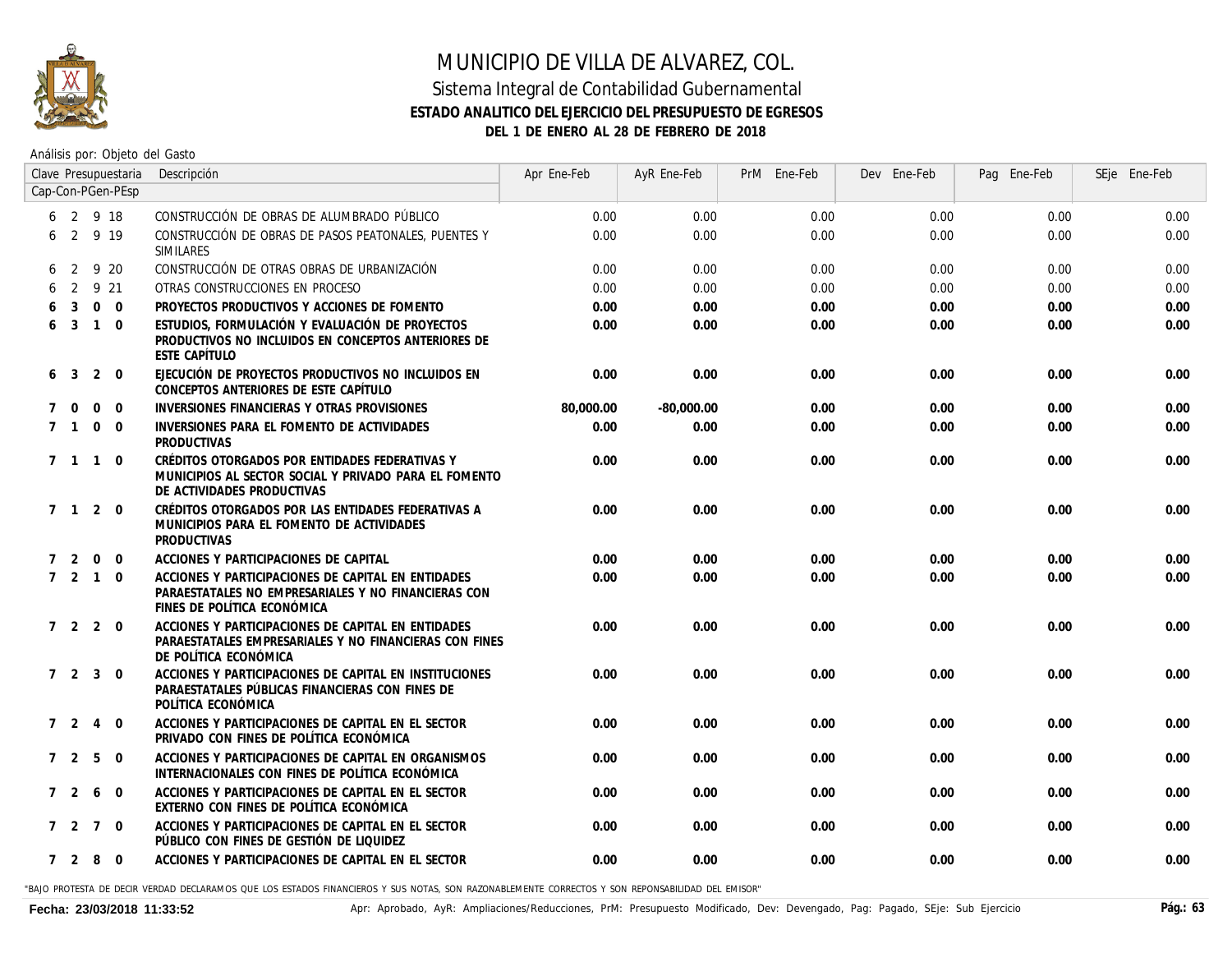# MUNICIPIO DE VILLA DE ALVAREZ, COL.

## Sistema Integral de Contabilidad Gubernamental

### ESTADO ANALITICO DEL EJERCICIO DEL PRESUPUESTO DE EGRESOS

### DEL 1 DE ENERO AL 28 DE FEBRERO DE 2018

Análisis por: Objeto del Gasto

| Clave Presupuestaria Cap-Con-PGen-PEsp | Descripción | Apr Ene-Feb | AyR Ene-Feb | PrM Ene-Feb | Dev Ene-Feb | Pag Ene-Feb | SEje Ene-Feb |
|---|---|---|---|---|---|---|---|
| 6 2 9 18 | CONSTRUCCIÓN DE OBRAS DE ALUMBRADO PÚBLICO | 0.00 | 0.00 | 0.00 | 0.00 | 0.00 | 0.00 |
| 6 2 9 19 | CONSTRUCCIÓN DE OBRAS DE PASOS PEATONALES, PUENTES Y SIMILARES | 0.00 | 0.00 | 0.00 | 0.00 | 0.00 | 0.00 |
| 6 2 9 20 | CONSTRUCCIÓN DE OTRAS OBRAS DE URBANIZACIÓN | 0.00 | 0.00 | 0.00 | 0.00 | 0.00 | 0.00 |
| 6 2 9 21 | OTRAS CONSTRUCCIONES EN PROCESO | 0.00 | 0.00 | 0.00 | 0.00 | 0.00 | 0.00 |
| **6 3 0 0** | **PROYECTOS PRODUCTIVOS Y ACCIONES DE FOMENTO** | **0.00** | **0.00** | **0.00** | **0.00** | **0.00** | **0.00** |
| **6 3 1 0** | **ESTUDIOS, FORMULACIÓN Y EVALUACIÓN DE PROYECTOS PRODUCTIVOS NO INCLUIDOS EN CONCEPTOS ANTERIORES DE ESTE CAPÍTULO** | **0.00** | **0.00** | **0.00** | **0.00** | **0.00** | **0.00** |
| **6 3 2 0** | **EJECUCIÓN DE PROYECTOS PRODUCTIVOS NO INCLUIDOS EN CONCEPTOS ANTERIORES DE ESTE CAPÍTULO** | **0.00** | **0.00** | **0.00** | **0.00** | **0.00** | **0.00** |
| **7 0 0 0** | **INVERSIONES FINANCIERAS Y OTRAS PROVISIONES** | **80,000.00** | **-80,000.00** | **0.00** | **0.00** | **0.00** | **0.00** |
| **7 1 0 0** | **INVERSIONES PARA EL FOMENTO DE ACTIVIDADES PRODUCTIVAS** | **0.00** | **0.00** | **0.00** | **0.00** | **0.00** | **0.00** |
| **7 1 1 0** | **CRÉDITOS OTORGADOS POR ENTIDADES FEDERATIVAS Y MUNICIPIOS AL SECTOR SOCIAL Y PRIVADO PARA EL FOMENTO DE ACTIVIDADES PRODUCTIVAS** | **0.00** | **0.00** | **0.00** | **0.00** | **0.00** | **0.00** |
| **7 1 2 0** | **CRÉDITOS OTORGADOS POR LAS ENTIDADES FEDERATIVAS A MUNICIPIOS PARA EL FOMENTO DE ACTIVIDADES PRODUCTIVAS** | **0.00** | **0.00** | **0.00** | **0.00** | **0.00** | **0.00** |
| **7 2 0 0** | **ACCIONES Y PARTICIPACIONES DE CAPITAL** | **0.00** | **0.00** | **0.00** | **0.00** | **0.00** | **0.00** |
| **7 2 1 0** | **ACCIONES Y PARTICIPACIONES DE CAPITAL EN ENTIDADES PARAESTATALES NO EMPRESARIALES Y NO FINANCIERAS CON FINES DE POLÍTICA ECONÓMICA** | **0.00** | **0.00** | **0.00** | **0.00** | **0.00** | **0.00** |
| **7 2 2 0** | **ACCIONES Y PARTICIPACIONES DE CAPITAL EN ENTIDADES PARAESTATALES EMPRESARIALES Y NO FINANCIERAS CON FINES DE POLÍTICA ECONÓMICA** | **0.00** | **0.00** | **0.00** | **0.00** | **0.00** | **0.00** |
| **7 2 3 0** | **ACCIONES Y PARTICIPACIONES DE CAPITAL EN INSTITUCIONES PARAESTATALES PÚBLICAS FINANCIERAS CON FINES DE POLÍTICA ECONÓMICA** | **0.00** | **0.00** | **0.00** | **0.00** | **0.00** | **0.00** |
| **7 2 4 0** | **ACCIONES Y PARTICIPACIONES DE CAPITAL EN EL SECTOR PRIVADO CON FINES DE POLÍTICA ECONÓMICA** | **0.00** | **0.00** | **0.00** | **0.00** | **0.00** | **0.00** |
| **7 2 5 0** | **ACCIONES Y PARTICIPACIONES DE CAPITAL EN ORGANISMOS INTERNACIONALES CON FINES DE POLÍTICA ECONÓMICA** | **0.00** | **0.00** | **0.00** | **0.00** | **0.00** | **0.00** |
| **7 2 6 0** | **ACCIONES Y PARTICIPACIONES DE CAPITAL EN EL SECTOR EXTERNO CON FINES DE POLÍTICA ECONÓMICA** | **0.00** | **0.00** | **0.00** | **0.00** | **0.00** | **0.00** |
| **7 2 7 0** | **ACCIONES Y PARTICIPACIONES DE CAPITAL EN EL SECTOR PÚBLICO CON FINES DE GESTIÓN DE LIQUIDEZ** | **0.00** | **0.00** | **0.00** | **0.00** | **0.00** | **0.00** |
| **7 2 8 0** | **ACCIONES Y PARTICIPACIONES DE CAPITAL EN EL SECTOR** | **0.00** | **0.00** | **0.00** | **0.00** | **0.00** | **0.00** |

"BAJO PROTESTA DE DECIR VERDAD DECLARAMOS QUE LOS ESTADOS FINANCIEROS Y SUS NOTAS, SON RAZONABLEMENTE CORRECTOS Y SON REPONSABILIDAD DEL EMISOR"

Fecha: 23/03/2018 11:33:52 — Apr: Aprobado, AyR: Ampliaciones/Reducciones, PrM: Presupuesto Modificado, Dev: Devengado, Pag: Pagado, SEje: Sub Ejercicio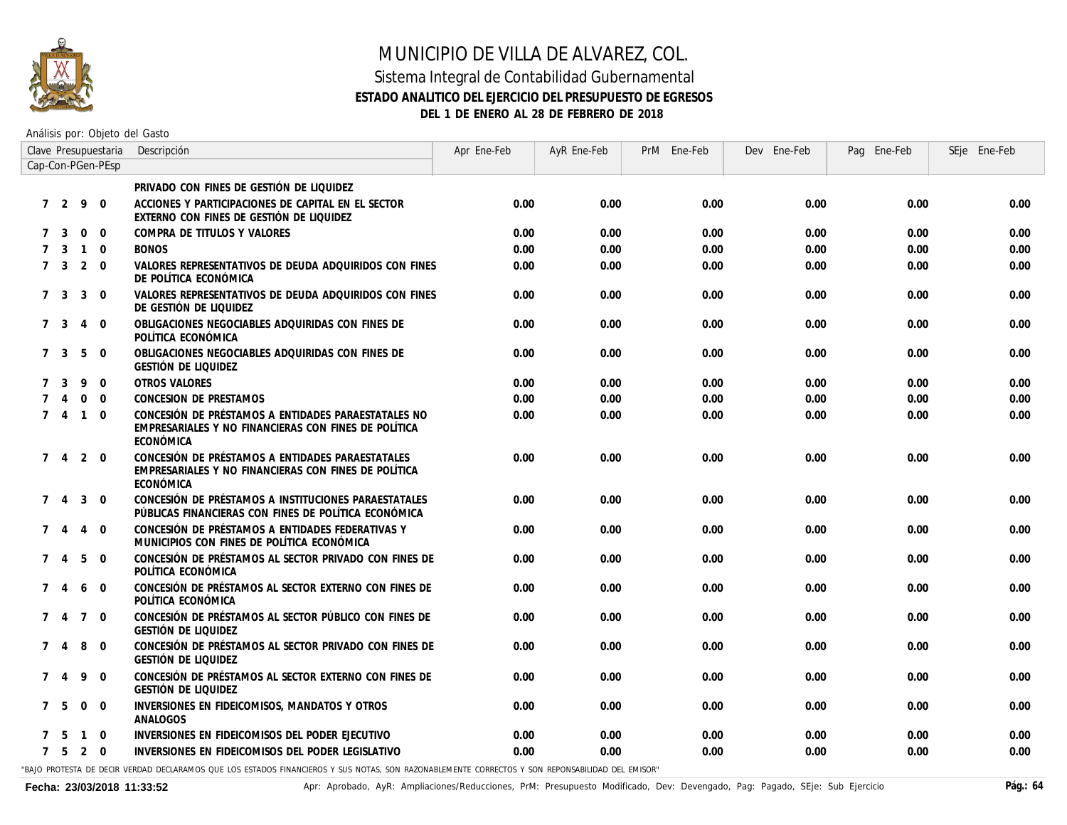# MUNICIPIO DE VILLA DE ALVAREZ, COL.

## Sistema Integral de Contabilidad Gubernamental

### ESTADO ANALITICO DEL EJERCICIO DEL PRESUPUESTO DE EGRESOS

### DEL 1 DE ENERO AL 28 DE FEBRERO DE 2018

Análisis por: Objeto del Gasto

| Clave Presupuestaria Cap-Con-PGen-PEsp | Descripción | Apr Ene-Feb | AyR Ene-Feb | PrM Ene-Feb | Dev Ene-Feb | Pag Ene-Feb | SEje Ene-Feb |
|---|---|---|---|---|---|---|---|
| | PRIVADO CON FINES DE GESTIÓN DE LIQUIDEZ | | | | | | |
| 7 2 9 0 | ACCIONES Y PARTICIPACIONES DE CAPITAL EN EL SECTOR EXTERNO CON FINES DE GESTIÓN DE LIQUIDEZ | 0.00 | 0.00 | 0.00 | 0.00 | 0.00 | 0.00 |
| 7 3 0 0 | COMPRA DE TITULOS Y VALORES | 0.00 | 0.00 | 0.00 | 0.00 | 0.00 | 0.00 |
| 7 3 1 0 | BONOS | 0.00 | 0.00 | 0.00 | 0.00 | 0.00 | 0.00 |
| 7 3 2 0 | VALORES REPRESENTATIVOS DE DEUDA ADQUIRIDOS CON FINES DE POLÍTICA ECONÓMICA | 0.00 | 0.00 | 0.00 | 0.00 | 0.00 | 0.00 |
| 7 3 3 0 | VALORES REPRESENTATIVOS DE DEUDA ADQUIRIDOS CON FINES DE GESTIÓN DE LIQUIDEZ | 0.00 | 0.00 | 0.00 | 0.00 | 0.00 | 0.00 |
| 7 3 4 0 | OBLIGACIONES NEGOCIABLES ADQUIRIDAS CON FINES DE POLÍTICA ECONÓMICA | 0.00 | 0.00 | 0.00 | 0.00 | 0.00 | 0.00 |
| 7 3 5 0 | OBLIGACIONES NEGOCIABLES ADQUIRIDAS CON FINES DE GESTIÓN DE LIQUIDEZ | 0.00 | 0.00 | 0.00 | 0.00 | 0.00 | 0.00 |
| 7 3 9 0 | OTROS VALORES | 0.00 | 0.00 | 0.00 | 0.00 | 0.00 | 0.00 |
| 7 4 0 0 | CONCESION DE PRESTAMOS | 0.00 | 0.00 | 0.00 | 0.00 | 0.00 | 0.00 |
| 7 4 1 0 | CONCESIÓN DE PRÉSTAMOS A ENTIDADES PARAESTATALES NO EMPRESARIALES Y NO FINANCIERAS CON FINES DE POLÍTICA ECONÓMICA | 0.00 | 0.00 | 0.00 | 0.00 | 0.00 | 0.00 |
| 7 4 2 0 | CONCESIÓN DE PRÉSTAMOS A ENTIDADES PARAESTATALES EMPRESARIALES Y NO FINANCIERAS CON FINES DE POLÍTICA ECONÓMICA | 0.00 | 0.00 | 0.00 | 0.00 | 0.00 | 0.00 |
| 7 4 3 0 | CONCESIÓN DE PRÉSTAMOS A INSTITUCIONES PARAESTATALES PÚBLICAS FINANCIERAS CON FINES DE POLÍTICA ECONÓMICA | 0.00 | 0.00 | 0.00 | 0.00 | 0.00 | 0.00 |
| 7 4 4 0 | CONCESIÓN DE PRÉSTAMOS A ENTIDADES FEDERATIVAS Y MUNICIPIOS CON FINES DE POLÍTICA ECONÓMICA | 0.00 | 0.00 | 0.00 | 0.00 | 0.00 | 0.00 |
| 7 4 5 0 | CONCESIÓN DE PRÉSTAMOS AL SECTOR PRIVADO CON FINES DE POLÍTICA ECONÓMICA | 0.00 | 0.00 | 0.00 | 0.00 | 0.00 | 0.00 |
| 7 4 6 0 | CONCESIÓN DE PRÉSTAMOS AL SECTOR EXTERNO CON FINES DE POLÍTICA ECONÓMICA | 0.00 | 0.00 | 0.00 | 0.00 | 0.00 | 0.00 |
| 7 4 7 0 | CONCESIÓN DE PRÉSTAMOS AL SECTOR PÚBLICO CON FINES DE GESTIÓN DE LIQUIDEZ | 0.00 | 0.00 | 0.00 | 0.00 | 0.00 | 0.00 |
| 7 4 8 0 | CONCESIÓN DE PRÉSTAMOS AL SECTOR PRIVADO CON FINES DE GESTIÓN DE LIQUIDEZ | 0.00 | 0.00 | 0.00 | 0.00 | 0.00 | 0.00 |
| 7 4 9 0 | CONCESIÓN DE PRÉSTAMOS AL SECTOR EXTERNO CON FINES DE GESTIÓN DE LIQUIDEZ | 0.00 | 0.00 | 0.00 | 0.00 | 0.00 | 0.00 |
| 7 5 0 0 | INVERSIONES EN FIDEICOMISOS, MANDATOS Y OTROS ANALOGOS | 0.00 | 0.00 | 0.00 | 0.00 | 0.00 | 0.00 |
| 7 5 1 0 | INVERSIONES EN FIDEICOMISOS DEL PODER EJECUTIVO | 0.00 | 0.00 | 0.00 | 0.00 | 0.00 | 0.00 |
| 7 5 2 0 | INVERSIONES EN FIDEICOMISOS DEL PODER LEGISLATIVO | 0.00 | 0.00 | 0.00 | 0.00 | 0.00 | 0.00 |

"BAJO PROTESTA DE DECIR VERDAD DECLARAMOS QUE LOS ESTADOS FINANCIEROS Y SUS NOTAS, SON RAZONABLEMENTE CORRECTOS Y SON REPONSABILIDAD DEL EMISOR"

**Fecha: 23/03/2018 11:33:52**

Apr: Aprobado, AyR: Ampliaciones/Reducciones, PrM: Presupuesto Modificado, Dev: Devengado, Pag: Pagado, SEje: Sub Ejercicio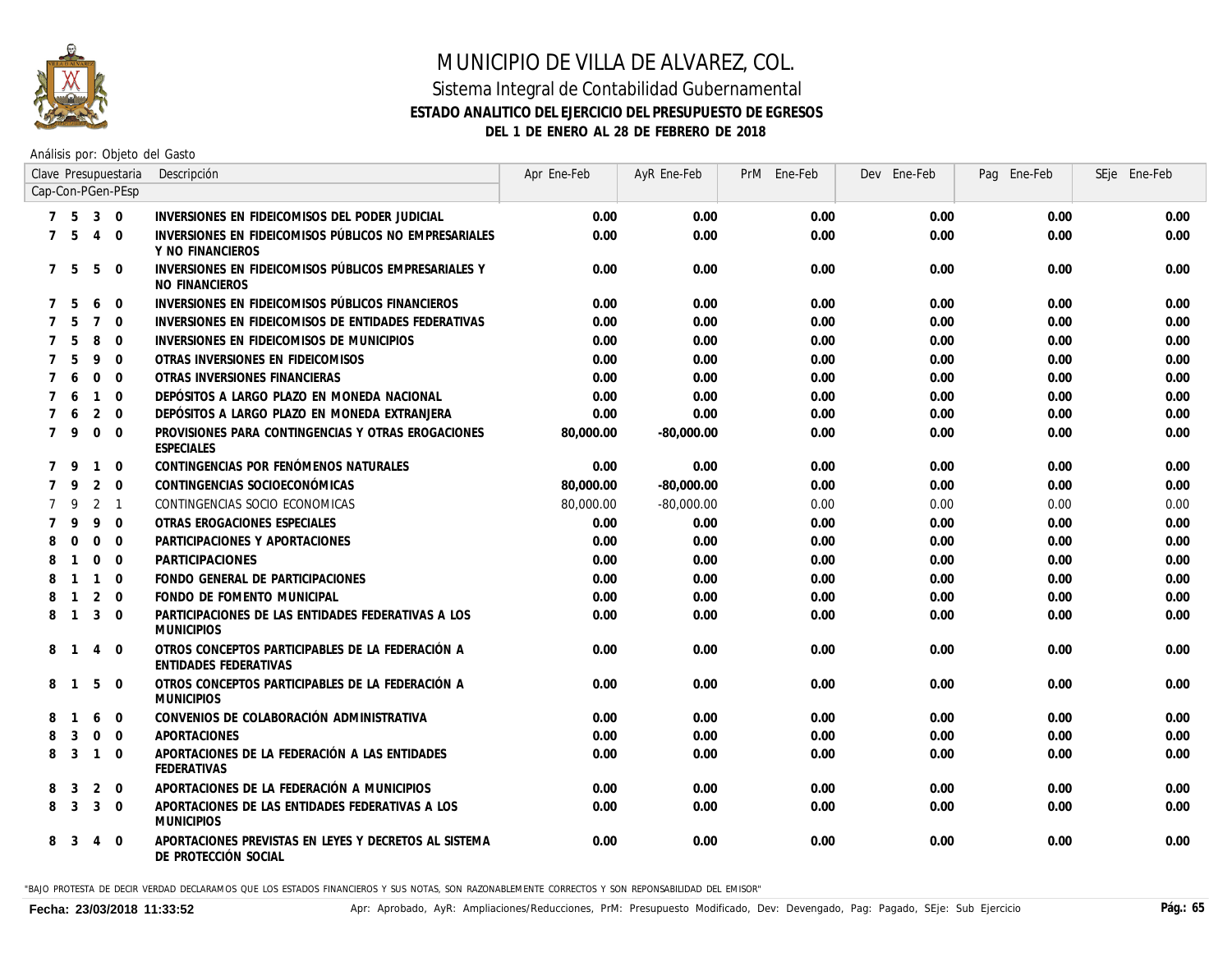# MUNICIPIO DE VILLA DE ALVAREZ, COL.

## Sistema Integral de Contabilidad Gubernamental

### ESTADO ANALITICO DEL EJERCICIO DEL PRESUPUESTO DE EGRESOS

### DEL 1 DE ENERO AL 28 DE FEBRERO DE 2018

Análisis por: Objeto del Gasto

| Clave Presupuestaria Cap-Con-PGen-PEsp | Descripción | Apr Ene-Feb | AyR Ene-Feb | PrM Ene-Feb | Dev Ene-Feb | Pag Ene-Feb | SEje Ene-Feb |
|---|---|---|---|---|---|---|---|
| 7 5 3 0 | **INVERSIONES EN FIDEICOMISOS DEL PODER JUDICIAL** | **0.00** | **0.00** | **0.00** | **0.00** | **0.00** | **0.00** |
| 7 5 4 0 | **INVERSIONES EN FIDEICOMISOS PÚBLICOS NO EMPRESARIALES Y NO FINANCIEROS** | **0.00** | **0.00** | **0.00** | **0.00** | **0.00** | **0.00** |
| 7 5 5 0 | **INVERSIONES EN FIDEICOMISOS PÚBLICOS EMPRESARIALES Y NO FINANCIEROS** | **0.00** | **0.00** | **0.00** | **0.00** | **0.00** | **0.00** |
| 7 5 6 0 | **INVERSIONES EN FIDEICOMISOS PÚBLICOS FINANCIEROS** | **0.00** | **0.00** | **0.00** | **0.00** | **0.00** | **0.00** |
| 7 5 7 0 | **INVERSIONES EN FIDEICOMISOS DE ENTIDADES FEDERATIVAS** | **0.00** | **0.00** | **0.00** | **0.00** | **0.00** | **0.00** |
| 7 5 8 0 | **INVERSIONES EN FIDEICOMISOS DE MUNICIPIOS** | **0.00** | **0.00** | **0.00** | **0.00** | **0.00** | **0.00** |
| 7 5 9 0 | **OTRAS INVERSIONES EN FIDEICOMISOS** | **0.00** | **0.00** | **0.00** | **0.00** | **0.00** | **0.00** |
| 7 6 0 0 | **OTRAS INVERSIONES FINANCIERAS** | **0.00** | **0.00** | **0.00** | **0.00** | **0.00** | **0.00** |
| 7 6 1 0 | **DEPÓSITOS A LARGO PLAZO EN MONEDA NACIONAL** | **0.00** | **0.00** | **0.00** | **0.00** | **0.00** | **0.00** |
| 7 6 2 0 | **DEPÓSITOS A LARGO PLAZO EN MONEDA EXTRANJERA** | **0.00** | **0.00** | **0.00** | **0.00** | **0.00** | **0.00** |
| 7 9 0 0 | **PROVISIONES PARA CONTINGENCIAS Y OTRAS EROGACIONES ESPECIALES** | **80,000.00** | **-80,000.00** | **0.00** | **0.00** | **0.00** | **0.00** |
| 7 9 1 0 | **CONTINGENCIAS POR FENÓMENOS NATURALES** | **0.00** | **0.00** | **0.00** | **0.00** | **0.00** | **0.00** |
| 7 9 2 0 | **CONTINGENCIAS SOCIOECONÓMICAS** | **80,000.00** | **-80,000.00** | **0.00** | **0.00** | **0.00** | **0.00** |
| 7 9 2 1 | CONTINGENCIAS SOCIO ECONOMICAS | 80,000.00 | -80,000.00 | 0.00 | 0.00 | 0.00 | 0.00 |
| 7 9 9 0 | **OTRAS EROGACIONES ESPECIALES** | **0.00** | **0.00** | **0.00** | **0.00** | **0.00** | **0.00** |
| 8 0 0 0 | **PARTICIPACIONES Y APORTACIONES** | **0.00** | **0.00** | **0.00** | **0.00** | **0.00** | **0.00** |
| 8 1 0 0 | **PARTICIPACIONES** | **0.00** | **0.00** | **0.00** | **0.00** | **0.00** | **0.00** |
| 8 1 1 0 | **FONDO GENERAL DE PARTICIPACIONES** | **0.00** | **0.00** | **0.00** | **0.00** | **0.00** | **0.00** |
| 8 1 2 0 | **FONDO DE FOMENTO MUNICIPAL** | **0.00** | **0.00** | **0.00** | **0.00** | **0.00** | **0.00** |
| 8 1 3 0 | **PARTICIPACIONES DE LAS ENTIDADES FEDERATIVAS A LOS MUNICIPIOS** | **0.00** | **0.00** | **0.00** | **0.00** | **0.00** | **0.00** |
| 8 1 4 0 | **OTROS CONCEPTOS PARTICIPABLES DE LA FEDERACIÓN A ENTIDADES FEDERATIVAS** | **0.00** | **0.00** | **0.00** | **0.00** | **0.00** | **0.00** |
| 8 1 5 0 | **OTROS CONCEPTOS PARTICIPABLES DE LA FEDERACIÓN A MUNICIPIOS** | **0.00** | **0.00** | **0.00** | **0.00** | **0.00** | **0.00** |
| 8 1 6 0 | **CONVENIOS DE COLABORACIÓN ADMINISTRATIVA** | **0.00** | **0.00** | **0.00** | **0.00** | **0.00** | **0.00** |
| 8 3 0 0 | **APORTACIONES** | **0.00** | **0.00** | **0.00** | **0.00** | **0.00** | **0.00** |
| 8 3 1 0 | **APORTACIONES DE LA FEDERACIÓN A LAS ENTIDADES FEDERATIVAS** | **0.00** | **0.00** | **0.00** | **0.00** | **0.00** | **0.00** |
| 8 3 2 0 | **APORTACIONES DE LA FEDERACIÓN A MUNICIPIOS** | **0.00** | **0.00** | **0.00** | **0.00** | **0.00** | **0.00** |
| 8 3 3 0 | **APORTACIONES DE LAS ENTIDADES FEDERATIVAS A LOS MUNICIPIOS** | **0.00** | **0.00** | **0.00** | **0.00** | **0.00** | **0.00** |
| 8 3 4 0 | **APORTACIONES PREVISTAS EN LEYES Y DECRETOS AL SISTEMA DE PROTECCIÓN SOCIAL** | **0.00** | **0.00** | **0.00** | **0.00** | **0.00** | **0.00** |

"BAJO PROTESTA DE DECIR VERDAD DECLARAMOS QUE LOS ESTADOS FINANCIEROS Y SUS NOTAS, SON RAZONABLEMENTE CORRECTOS Y SON REPONSABILIDAD DEL EMISOR"

**Fecha: 23/03/2018 11:33:52**

Apr: Aprobado, AyR: Ampliaciones/Reducciones, PrM: Presupuesto Modificado, Dev: Devengado, Pag: Pagado, SEje: Sub Ejercicio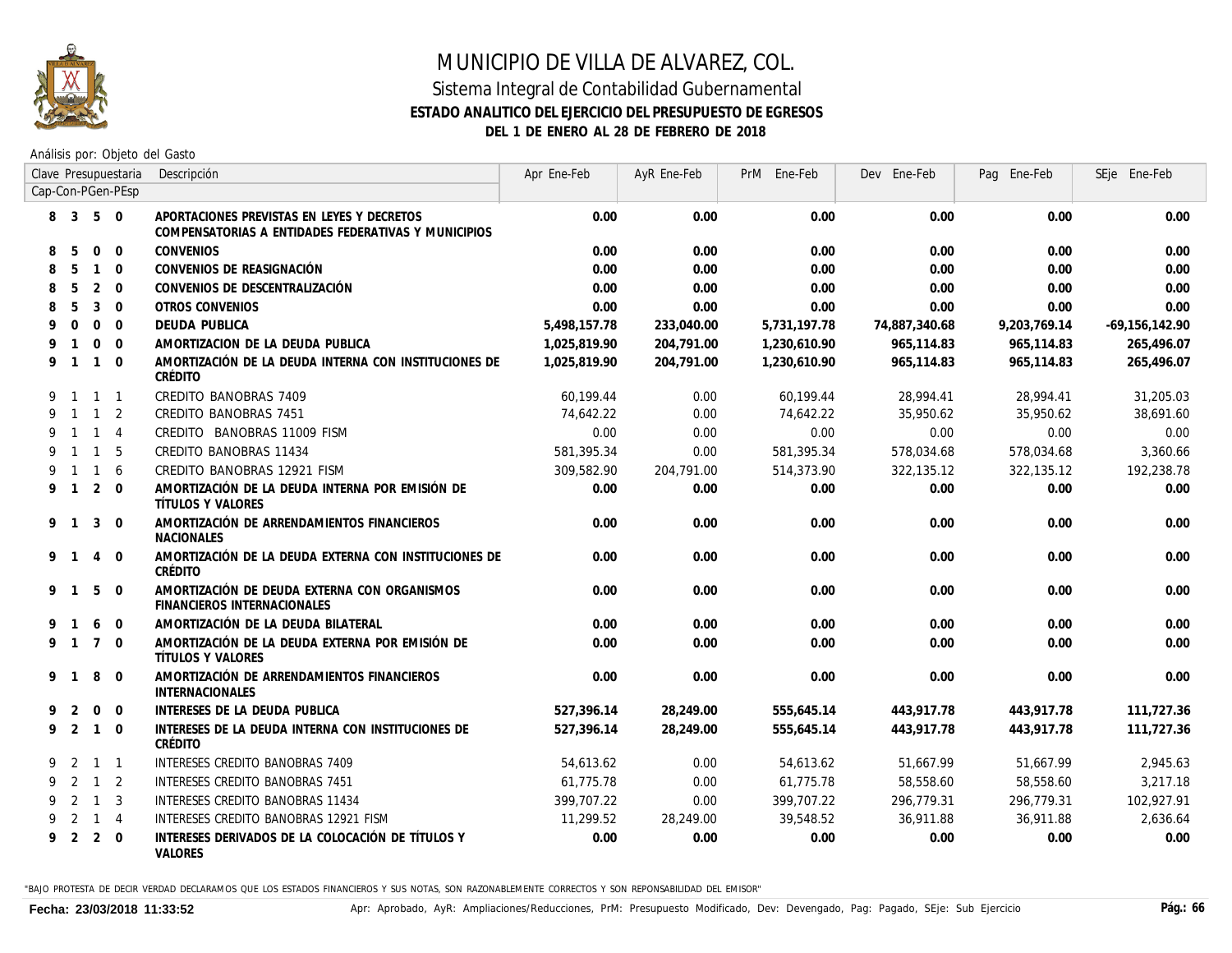# MUNICIPIO DE VILLA DE ALVAREZ, COL.

## Sistema Integral de Contabilidad Gubernamental

### ESTADO ANALITICO DEL EJERCICIO DEL PRESUPUESTO DE EGRESOS

### DEL 1 DE ENERO AL 28 DE FEBRERO DE 2018

Análisis por: Objeto del Gasto

| Clave Presupuestaria Cap-Con-PGen-PEsp | Descripción | Apr Ene-Feb | AyR Ene-Feb | PrM Ene-Feb | Dev Ene-Feb | Pag Ene-Feb | SEje Ene-Feb |
|---|---|---|---|---|---|---|---|
| **8 3 5 0** | **APORTACIONES PREVISTAS EN LEYES Y DECRETOS COMPENSATORIAS A ENTIDADES FEDERATIVAS Y MUNICIPIOS** | **0.00** | **0.00** | **0.00** | **0.00** | **0.00** | **0.00** |
| **8 5 0 0** | **CONVENIOS** | **0.00** | **0.00** | **0.00** | **0.00** | **0.00** | **0.00** |
| **8 5 1 0** | **CONVENIOS DE REASIGNACIÓN** | **0.00** | **0.00** | **0.00** | **0.00** | **0.00** | **0.00** |
| **8 5 2 0** | **CONVENIOS DE DESCENTRALIZACIÓN** | **0.00** | **0.00** | **0.00** | **0.00** | **0.00** | **0.00** |
| **8 5 3 0** | **OTROS CONVENIOS** | **0.00** | **0.00** | **0.00** | **0.00** | **0.00** | **0.00** |
| **9 0 0 0** | **DEUDA PUBLICA** | **5,498,157.78** | **233,040.00** | **5,731,197.78** | **74,887,340.68** | **9,203,769.14** | **-69,156,142.90** |
| **9 1 0 0** | **AMORTIZACION DE LA DEUDA PUBLICA** | **1,025,819.90** | **204,791.00** | **1,230,610.90** | **965,114.83** | **965,114.83** | **265,496.07** |
| **9 1 1 0** | **AMORTIZACIÓN DE LA DEUDA INTERNA CON INSTITUCIONES DE CRÉDITO** | **1,025,819.90** | **204,791.00** | **1,230,610.90** | **965,114.83** | **965,114.83** | **265,496.07** |
| 9 1 1 1 | CREDITO BANOBRAS 7409 | 60,199.44 | 0.00 | 60,199.44 | 28,994.41 | 28,994.41 | 31,205.03 |
| 9 1 1 2 | CREDITO BANOBRAS 7451 | 74,642.22 | 0.00 | 74,642.22 | 35,950.62 | 35,950.62 | 38,691.60 |
| 9 1 1 4 | CREDITO BANOBRAS 11009 FISM | 0.00 | 0.00 | 0.00 | 0.00 | 0.00 | 0.00 |
| 9 1 1 5 | CREDITO BANOBRAS 11434 | 581,395.34 | 0.00 | 581,395.34 | 578,034.68 | 578,034.68 | 3,360.66 |
| 9 1 1 6 | CREDITO BANOBRAS 12921 FISM | 309,582.90 | 204,791.00 | 514,373.90 | 322,135.12 | 322,135.12 | 192,238.78 |
| **9 1 2 0** | **AMORTIZACIÓN DE LA DEUDA INTERNA POR EMISIÓN DE TÍTULOS Y VALORES** | **0.00** | **0.00** | **0.00** | **0.00** | **0.00** | **0.00** |
| **9 1 3 0** | **AMORTIZACIÓN DE ARRENDAMIENTOS FINANCIEROS NACIONALES** | **0.00** | **0.00** | **0.00** | **0.00** | **0.00** | **0.00** |
| **9 1 4 0** | **AMORTIZACIÓN DE LA DEUDA EXTERNA CON INSTITUCIONES DE CRÉDITO** | **0.00** | **0.00** | **0.00** | **0.00** | **0.00** | **0.00** |
| **9 1 5 0** | **AMORTIZACIÓN DE DEUDA EXTERNA CON ORGANISMOS FINANCIEROS INTERNACIONALES** | **0.00** | **0.00** | **0.00** | **0.00** | **0.00** | **0.00** |
| **9 1 6 0** | **AMORTIZACIÓN DE LA DEUDA BILATERAL** | **0.00** | **0.00** | **0.00** | **0.00** | **0.00** | **0.00** |
| **9 1 7 0** | **AMORTIZACIÓN DE LA DEUDA EXTERNA POR EMISIÓN DE TÍTULOS Y VALORES** | **0.00** | **0.00** | **0.00** | **0.00** | **0.00** | **0.00** |
| **9 1 8 0** | **AMORTIZACIÓN DE ARRENDAMIENTOS FINANCIEROS INTERNACIONALES** | **0.00** | **0.00** | **0.00** | **0.00** | **0.00** | **0.00** |
| **9 2 0 0** | **INTERESES DE LA DEUDA PUBLICA** | **527,396.14** | **28,249.00** | **555,645.14** | **443,917.78** | **443,917.78** | **111,727.36** |
| **9 2 1 0** | **INTERESES DE LA DEUDA INTERNA CON INSTITUCIONES DE CRÉDITO** | **527,396.14** | **28,249.00** | **555,645.14** | **443,917.78** | **443,917.78** | **111,727.36** |
| 9 2 1 1 | INTERESES CREDITO BANOBRAS 7409 | 54,613.62 | 0.00 | 54,613.62 | 51,667.99 | 51,667.99 | 2,945.63 |
| 9 2 1 2 | INTERESES CREDITO BANOBRAS 7451 | 61,775.78 | 0.00 | 61,775.78 | 58,558.60 | 58,558.60 | 3,217.18 |
| 9 2 1 3 | INTERESES CREDITO BANOBRAS 11434 | 399,707.22 | 0.00 | 399,707.22 | 296,779.31 | 296,779.31 | 102,927.91 |
| 9 2 1 4 | INTERESES CREDITO BANOBRAS 12921 FISM | 11,299.52 | 28,249.00 | 39,548.52 | 36,911.88 | 36,911.88 | 2,636.64 |
| **9 2 2 0** | **INTERESES DERIVADOS DE LA COLOCACIÓN DE TÍTULOS Y VALORES** | **0.00** | **0.00** | **0.00** | **0.00** | **0.00** | **0.00** |

"BAJO PROTESTA DE DECIR VERDAD DECLARAMOS QUE LOS ESTADOS FINANCIEROS Y SUS NOTAS, SON RAZONABLEMENTE CORRECTOS Y SON REPONSABILIDAD DEL EMISOR"

**Fecha: 23/03/2018 11:33:52** Apr: Aprobado, AyR: Ampliaciones/Reducciones, PrM: Presupuesto Modificado, Dev: Devengado, Pag: Pagado, SEje: Sub Ejercicio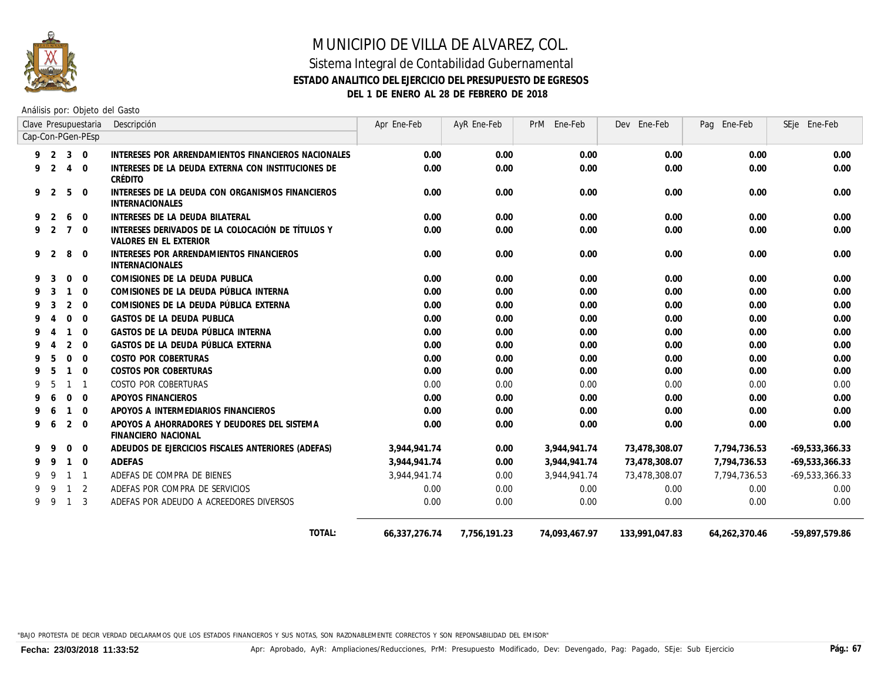# MUNICIPIO DE VILLA DE ALVAREZ, COL.

## Sistema Integral de Contabilidad Gubernamental

### ESTADO ANALITICO DEL EJERCICIO DEL PRESUPUESTO DE EGRESOS

### DEL 1 DE ENERO AL 28 DE FEBRERO DE 2018

Análisis por: Objeto del Gasto

| Clave Presupuestaria Cap-Con-PGen-PEsp | Descripción | Apr Ene-Feb | AyR Ene-Feb | PrM Ene-Feb | Dev Ene-Feb | Pag Ene-Feb | SEje Ene-Feb |
|---|---|---|---|---|---|---|---|
| **9 2 3 0** | **INTERESES POR ARRENDAMIENTOS FINANCIEROS NACIONALES** | **0.00** | **0.00** | **0.00** | **0.00** | **0.00** | **0.00** |
| **9 2 4 0** | **INTERESES DE LA DEUDA EXTERNA CON INSTITUCIONES DE CRÉDITO** | **0.00** | **0.00** | **0.00** | **0.00** | **0.00** | **0.00** |
| **9 2 5 0** | **INTERESES DE LA DEUDA CON ORGANISMOS FINANCIEROS INTERNACIONALES** | **0.00** | **0.00** | **0.00** | **0.00** | **0.00** | **0.00** |
| **9 2 6 0** | **INTERESES DE LA DEUDA BILATERAL** | **0.00** | **0.00** | **0.00** | **0.00** | **0.00** | **0.00** |
| **9 2 7 0** | **INTERESES DERIVADOS DE LA COLOCACIÓN DE TÍTULOS Y VALORES EN EL EXTERIOR** | **0.00** | **0.00** | **0.00** | **0.00** | **0.00** | **0.00** |
| **9 2 8 0** | **INTERESES POR ARRENDAMIENTOS FINANCIEROS INTERNACIONALES** | **0.00** | **0.00** | **0.00** | **0.00** | **0.00** | **0.00** |
| **9 3 0 0** | **COMISIONES DE LA DEUDA PUBLICA** | **0.00** | **0.00** | **0.00** | **0.00** | **0.00** | **0.00** |
| **9 3 1 0** | **COMISIONES DE LA DEUDA PÚBLICA INTERNA** | **0.00** | **0.00** | **0.00** | **0.00** | **0.00** | **0.00** |
| **9 3 2 0** | **COMISIONES DE LA DEUDA PÚBLICA EXTERNA** | **0.00** | **0.00** | **0.00** | **0.00** | **0.00** | **0.00** |
| **9 4 0 0** | **GASTOS DE LA DEUDA PUBLICA** | **0.00** | **0.00** | **0.00** | **0.00** | **0.00** | **0.00** |
| **9 4 1 0** | **GASTOS DE LA DEUDA PÚBLICA INTERNA** | **0.00** | **0.00** | **0.00** | **0.00** | **0.00** | **0.00** |
| **9 4 2 0** | **GASTOS DE LA DEUDA PÚBLICA EXTERNA** | **0.00** | **0.00** | **0.00** | **0.00** | **0.00** | **0.00** |
| **9 5 0 0** | **COSTO POR COBERTURAS** | **0.00** | **0.00** | **0.00** | **0.00** | **0.00** | **0.00** |
| **9 5 1 0** | **COSTOS POR COBERTURAS** | **0.00** | **0.00** | **0.00** | **0.00** | **0.00** | **0.00** |
| 9 5 1 1 | COSTO POR COBERTURAS | 0.00 | 0.00 | 0.00 | 0.00 | 0.00 | 0.00 |
| **9 6 0 0** | **APOYOS FINANCIEROS** | **0.00** | **0.00** | **0.00** | **0.00** | **0.00** | **0.00** |
| **9 6 1 0** | **APOYOS A INTERMEDIARIOS FINANCIEROS** | **0.00** | **0.00** | **0.00** | **0.00** | **0.00** | **0.00** |
| **9 6 2 0** | **APOYOS A AHORRADORES Y DEUDORES DEL SISTEMA FINANCIERO NACIONAL** | **0.00** | **0.00** | **0.00** | **0.00** | **0.00** | **0.00** |
| **9 9 0 0** | **ADEUDOS DE EJERCICIOS FISCALES ANTERIORES (ADEFAS)** | **3,944,941.74** | **0.00** | **3,944,941.74** | **73,478,308.07** | **7,794,736.53** | **-69,533,366.33** |
| **9 9 1 0** | **ADEFAS** | **3,944,941.74** | **0.00** | **3,944,941.74** | **73,478,308.07** | **7,794,736.53** | **-69,533,366.33** |
| 9 9 1 1 | ADEFAS DE COMPRA DE BIENES | 3,944,941.74 | 0.00 | 3,944,941.74 | 73,478,308.07 | 7,794,736.53 | -69,533,366.33 |
| 9 9 1 2 | ADEFAS POR COMPRA DE SERVICIOS | 0.00 | 0.00 | 0.00 | 0.00 | 0.00 | 0.00 |
| 9 9 1 3 | ADEFAS POR ADEUDO A ACREEDORES DIVERSOS | 0.00 | 0.00 | 0.00 | 0.00 | 0.00 | 0.00 |
| | **TOTAL:** | **66,337,276.74** | **7,756,191.23** | **74,093,467.97** | **133,991,047.83** | **64,262,370.46** | **-59,897,579.86** |

"BAJO PROTESTA DE DECIR VERDAD DECLARAMOS QUE LOS ESTADOS FINANCIEROS Y SUS NOTAS, SON RAZONABLEMENTE CORRECTOS Y SON REPONSABILIDAD DEL EMISOR"

**Fecha: 23/03/2018 11:33:52**

Apr: Aprobado, AyR: Ampliaciones/Reducciones, PrM: Presupuesto Modificado, Dev: Devengado, Pag: Pagado, SEje: Sub Ejercicio